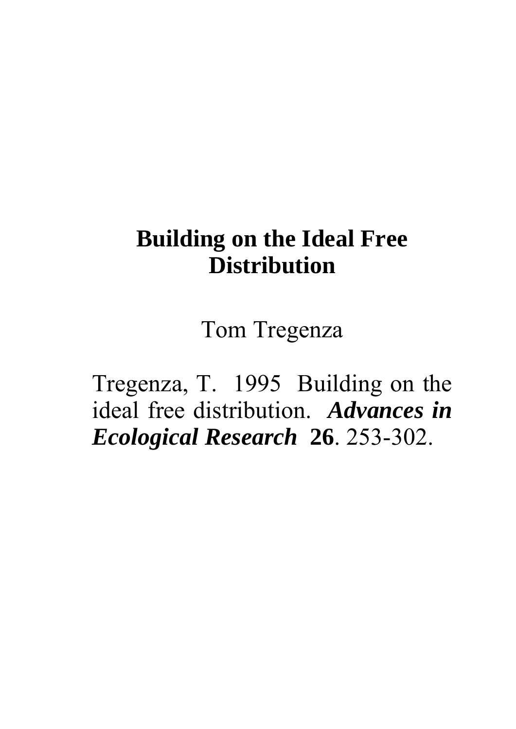# Building on the Ideal Free Distribution

Tom Tregenza

Tregenza, T. 1995 Building on the ideal free distribution. ***Advances in Ecological Research*** **26**. 253-302.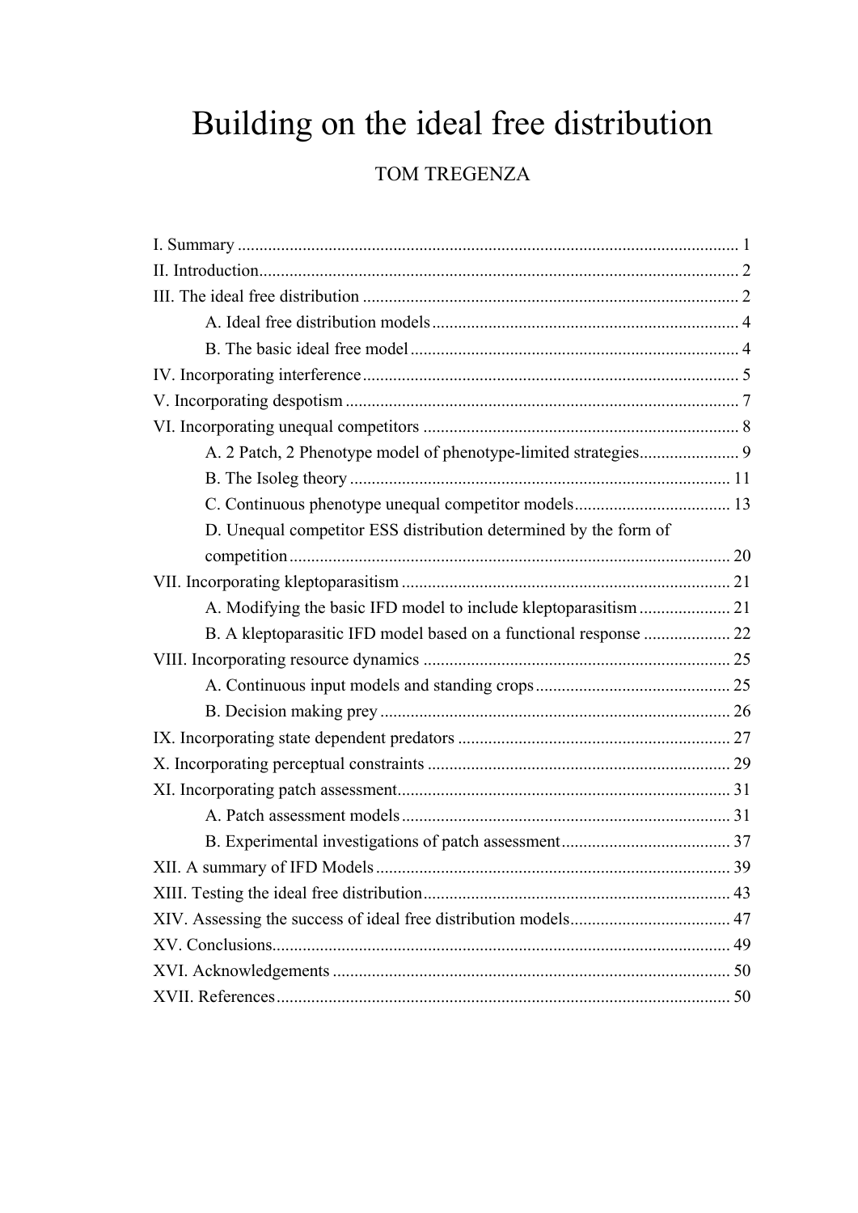# Building on the ideal free distribution

TOM TREGENZA

I. Summary ..... 1
II. Introduction ..... 2
III. The ideal free distribution ..... 2
  A. Ideal free distribution models ..... 4
  B. The basic ideal free model ..... 4
IV. Incorporating interference ..... 5
V. Incorporating despotism ..... 7
VI. Incorporating unequal competitors ..... 8
  A. 2 Patch, 2 Phenotype model of phenotype-limited strategies ..... 9
  B. The Isoleg theory ..... 11
  C. Continuous phenotype unequal competitor models ..... 13
  D. Unequal competitor ESS distribution determined by the form of competition ..... 20
VII. Incorporating kleptoparasitism ..... 21
  A. Modifying the basic IFD model to include kleptoparasitism ..... 21
  B. A kleptoparasitic IFD model based on a functional response ..... 22
VIII. Incorporating resource dynamics ..... 25
  A. Continuous input models and standing crops ..... 25
  B. Decision making prey ..... 26
IX. Incorporating state dependent predators ..... 27
X. Incorporating perceptual constraints ..... 29
XI. Incorporating patch assessment ..... 31
  A. Patch assessment models ..... 31
  B. Experimental investigations of patch assessment ..... 37
XII. A summary of IFD Models ..... 39
XIII. Testing the ideal free distribution ..... 43
XIV. Assessing the success of ideal free distribution models ..... 47
XV. Conclusions ..... 49
XVI. Acknowledgements ..... 50
XVII. References ..... 50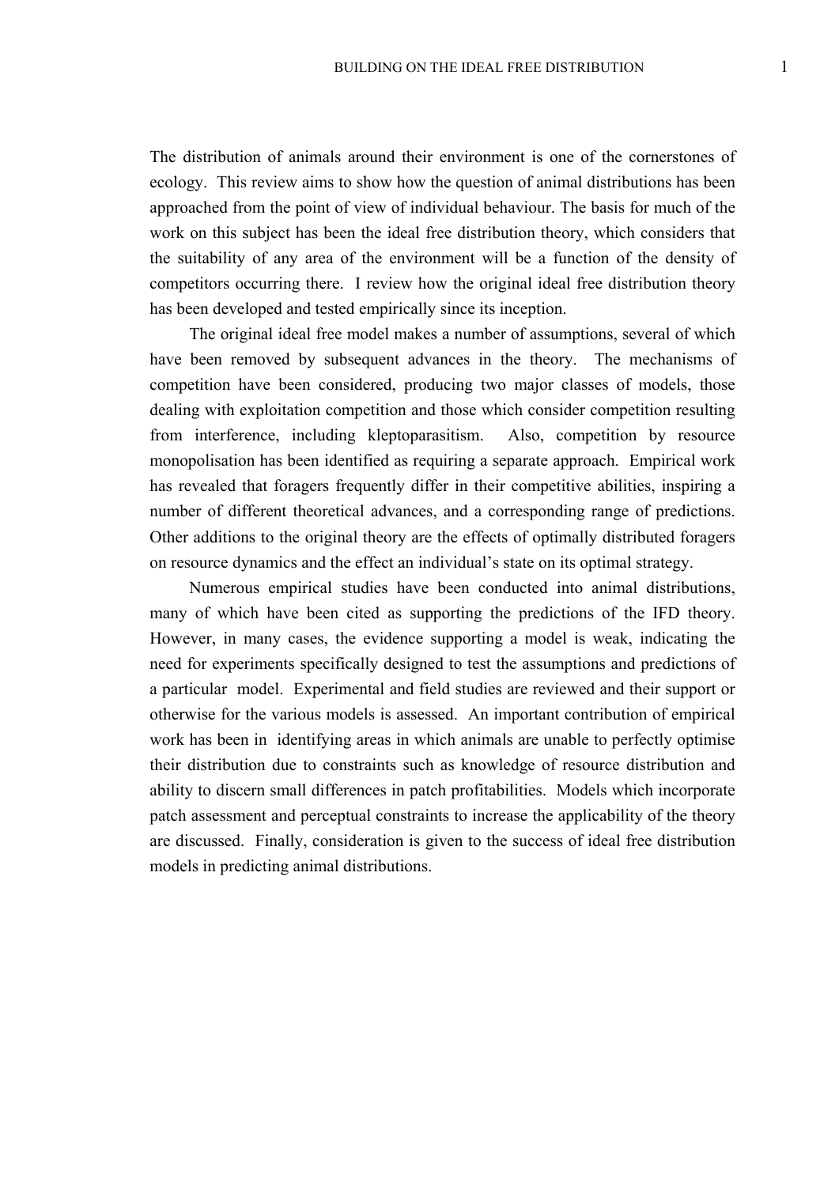The distribution of animals around their environment is one of the cornerstones of ecology. This review aims to show how the question of animal distributions has been approached from the point of view of individual behaviour. The basis for much of the work on this subject has been the ideal free distribution theory, which considers that the suitability of any area of the environment will be a function of the density of competitors occurring there. I review how the original ideal free distribution theory has been developed and tested empirically since its inception.

The original ideal free model makes a number of assumptions, several of which have been removed by subsequent advances in the theory. The mechanisms of competition have been considered, producing two major classes of models, those dealing with exploitation competition and those which consider competition resulting from interference, including kleptoparasitism. Also, competition by resource monopolisation has been identified as requiring a separate approach. Empirical work has revealed that foragers frequently differ in their competitive abilities, inspiring a number of different theoretical advances, and a corresponding range of predictions. Other additions to the original theory are the effects of optimally distributed foragers on resource dynamics and the effect an individual's state on its optimal strategy.

Numerous empirical studies have been conducted into animal distributions, many of which have been cited as supporting the predictions of the IFD theory. However, in many cases, the evidence supporting a model is weak, indicating the need for experiments specifically designed to test the assumptions and predictions of a particular model. Experimental and field studies are reviewed and their support or otherwise for the various models is assessed. An important contribution of empirical work has been in identifying areas in which animals are unable to perfectly optimise their distribution due to constraints such as knowledge of resource distribution and ability to discern small differences in patch profitabilities. Models which incorporate patch assessment and perceptual constraints to increase the applicability of the theory are discussed. Finally, consideration is given to the success of ideal free distribution models in predicting animal distributions.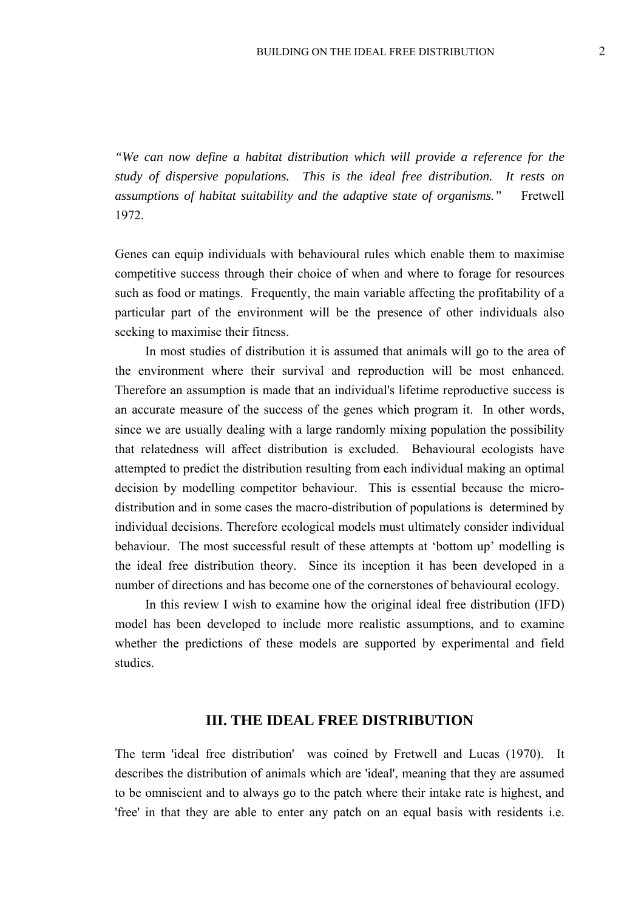*"We can now define a habitat distribution which will provide a reference for the study of dispersive populations. This is the ideal free distribution. It rests on assumptions of habitat suitability and the adaptive state of organisms."* Fretwell 1972.

Genes can equip individuals with behavioural rules which enable them to maximise competitive success through their choice of when and where to forage for resources such as food or matings. Frequently, the main variable affecting the profitability of a particular part of the environment will be the presence of other individuals also seeking to maximise their fitness.

In most studies of distribution it is assumed that animals will go to the area of the environment where their survival and reproduction will be most enhanced. Therefore an assumption is made that an individual's lifetime reproductive success is an accurate measure of the success of the genes which program it. In other words, since we are usually dealing with a large randomly mixing population the possibility that relatedness will affect distribution is excluded. Behavioural ecologists have attempted to predict the distribution resulting from each individual making an optimal decision by modelling competitor behaviour. This is essential because the micro-distribution and in some cases the macro-distribution of populations is determined by individual decisions. Therefore ecological models must ultimately consider individual behaviour. The most successful result of these attempts at 'bottom up' modelling is the ideal free distribution theory. Since its inception it has been developed in a number of directions and has become one of the cornerstones of behavioural ecology.

In this review I wish to examine how the original ideal free distribution (IFD) model has been developed to include more realistic assumptions, and to examine whether the predictions of these models are supported by experimental and field studies.

## III. THE IDEAL FREE DISTRIBUTION

The term 'ideal free distribution' was coined by Fretwell and Lucas (1970). It describes the distribution of animals which are 'ideal', meaning that they are assumed to be omniscient and to always go to the patch where their intake rate is highest, and 'free' in that they are able to enter any patch on an equal basis with residents i.e.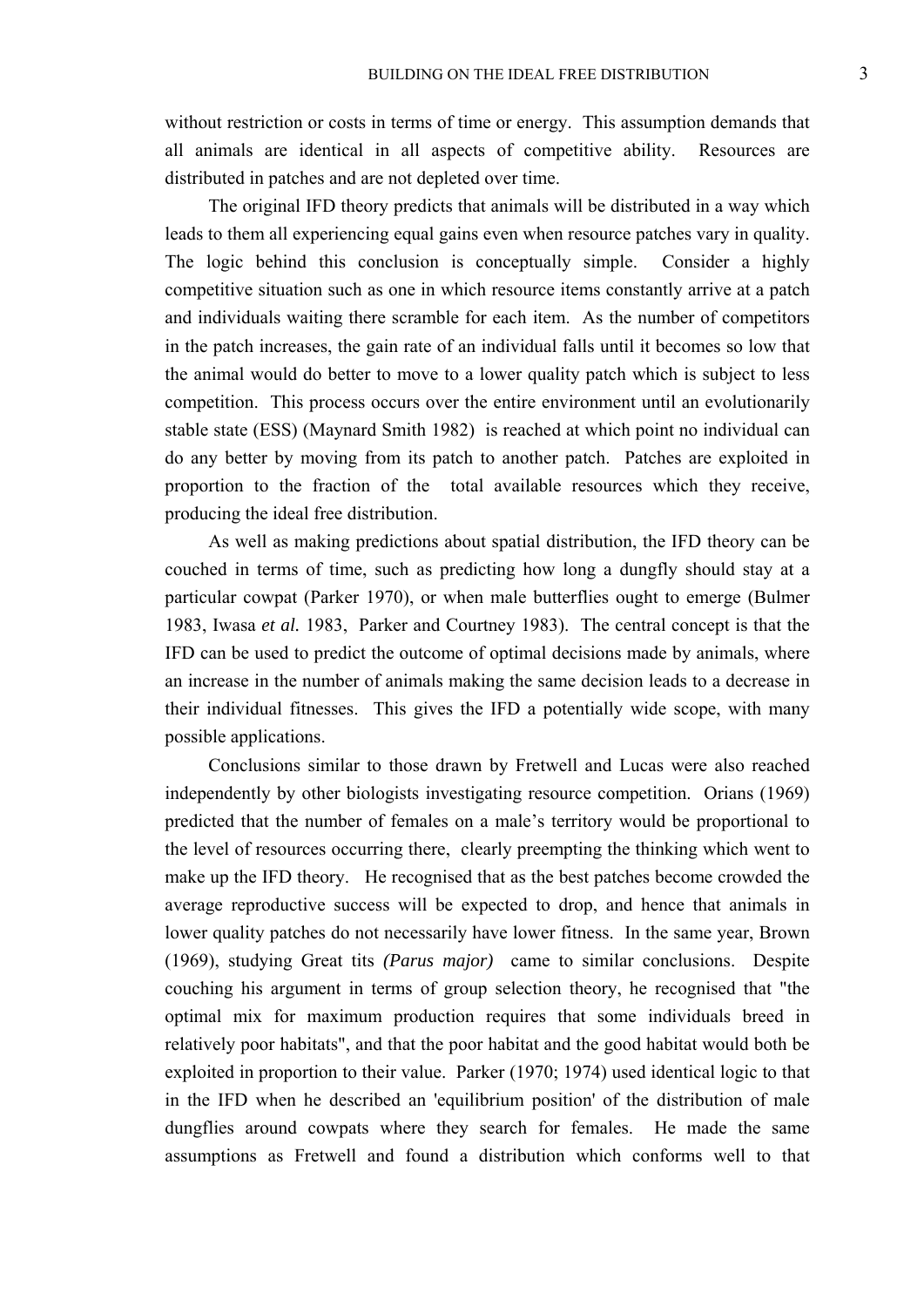without restriction or costs in terms of time or energy. This assumption demands that all animals are identical in all aspects of competitive ability. Resources are distributed in patches and are not depleted over time.

The original IFD theory predicts that animals will be distributed in a way which leads to them all experiencing equal gains even when resource patches vary in quality. The logic behind this conclusion is conceptually simple. Consider a highly competitive situation such as one in which resource items constantly arrive at a patch and individuals waiting there scramble for each item. As the number of competitors in the patch increases, the gain rate of an individual falls until it becomes so low that the animal would do better to move to a lower quality patch which is subject to less competition. This process occurs over the entire environment until an evolutionarily stable state (ESS) (Maynard Smith 1982) is reached at which point no individual can do any better by moving from its patch to another patch. Patches are exploited in proportion to the fraction of the total available resources which they receive, producing the ideal free distribution.

As well as making predictions about spatial distribution, the IFD theory can be couched in terms of time, such as predicting how long a dungfly should stay at a particular cowpat (Parker 1970), or when male butterflies ought to emerge (Bulmer 1983, Iwasa *et al.* 1983, Parker and Courtney 1983). The central concept is that the IFD can be used to predict the outcome of optimal decisions made by animals, where an increase in the number of animals making the same decision leads to a decrease in their individual fitnesses. This gives the IFD a potentially wide scope, with many possible applications.

Conclusions similar to those drawn by Fretwell and Lucas were also reached independently by other biologists investigating resource competition. Orians (1969) predicted that the number of females on a male's territory would be proportional to the level of resources occurring there, clearly preempting the thinking which went to make up the IFD theory. He recognised that as the best patches become crowded the average reproductive success will be expected to drop, and hence that animals in lower quality patches do not necessarily have lower fitness. In the same year, Brown (1969), studying Great tits *(Parus major)* came to similar conclusions. Despite couching his argument in terms of group selection theory, he recognised that "the optimal mix for maximum production requires that some individuals breed in relatively poor habitats", and that the poor habitat and the good habitat would both be exploited in proportion to their value. Parker (1970; 1974) used identical logic to that in the IFD when he described an 'equilibrium position' of the distribution of male dungflies around cowpats where they search for females. He made the same assumptions as Fretwell and found a distribution which conforms well to that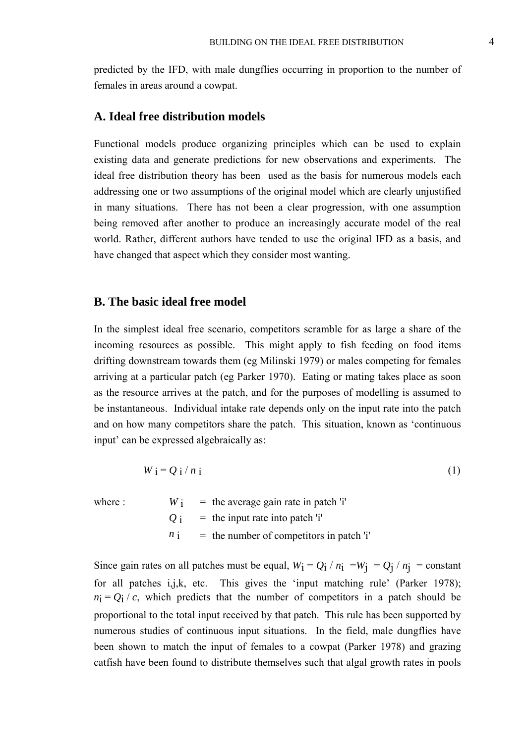predicted by the IFD, with male dungflies occurring in proportion to the number of females in areas around a cowpat.

## A. Ideal free distribution models

Functional models produce organizing principles which can be used to explain existing data and generate predictions for new observations and experiments. The ideal free distribution theory has been used as the basis for numerous models each addressing one or two assumptions of the original model which are clearly unjustified in many situations. There has not been a clear progression, with one assumption being removed after another to produce an increasingly accurate model of the real world. Rather, different authors have tended to use the original IFD as a basis, and have changed that aspect which they consider most wanting.

## B. The basic ideal free model

In the simplest ideal free scenario, competitors scramble for as large a share of the incoming resources as possible. This might apply to fish feeding on food items drifting downstream towards them (eg Milinski 1979) or males competing for females arriving at a particular patch (eg Parker 1970). Eating or mating takes place as soon as the resource arrives at the patch, and for the purposes of modelling is assumed to be instantaneous. Individual intake rate depends only on the input rate into the patch and on how many competitors share the patch. This situation, known as 'continuous input' can be expressed algebraically as:

$$W_i = Q_i / n_i \tag{1}$$

where : $W_i$ = the average gain rate in patch 'i'
$Q_i$ = the input rate into patch 'i'
$n_i$ = the number of competitors in patch 'i'

Since gain rates on all patches must be equal, $W_i = Q_i / n_i = W_j = Q_j / n_j$ = constant for all patches i,j,k, etc. This gives the 'input matching rule' (Parker 1978); $n_i = Q_i / c$, which predicts that the number of competitors in a patch should be proportional to the total input received by that patch. This rule has been supported by numerous studies of continuous input situations. In the field, male dungflies have been shown to match the input of females to a cowpat (Parker 1978) and grazing catfish have been found to distribute themselves such that algal growth rates in pools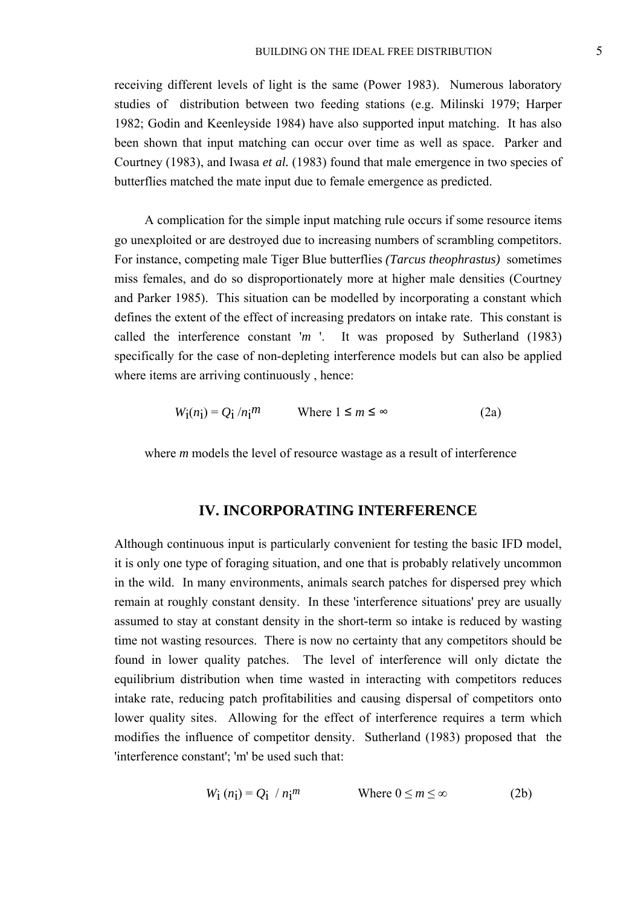receiving different levels of light is the same (Power 1983). Numerous laboratory studies of distribution between two feeding stations (e.g. Milinski 1979; Harper 1982; Godin and Keenleyside 1984) have also supported input matching. It has also been shown that input matching can occur over time as well as space. Parker and Courtney (1983), and Iwasa *et al.* (1983) found that male emergence in two species of butterflies matched the mate input due to female emergence as predicted.

A complication for the simple input matching rule occurs if some resource items go unexploited or are destroyed due to increasing numbers of scrambling competitors. For instance, competing male Tiger Blue butterflies *(Tarcus theophrastus)* sometimes miss females, and do so disproportionately more at higher male densities (Courtney and Parker 1985). This situation can be modelled by incorporating a constant which defines the extent of the effect of increasing predators on intake rate. This constant is called the interference constant '*m* '. It was proposed by Sutherland (1983) specifically for the case of non-depleting interference models but can also be applied where items are arriving continuously , hence:

$$W_i(n_i) = Q_i / n_i^m \qquad \text{Where } 1 \leq m \leq \infty \tag{2a}$$

where *m* models the level of resource wastage as a result of interference

## IV. INCORPORATING INTERFERENCE

Although continuous input is particularly convenient for testing the basic IFD model, it is only one type of foraging situation, and one that is probably relatively uncommon in the wild. In many environments, animals search patches for dispersed prey which remain at roughly constant density. In these 'interference situations' prey are usually assumed to stay at constant density in the short-term so intake is reduced by wasting time not wasting resources. There is now no certainty that any competitors should be found in lower quality patches. The level of interference will only dictate the equilibrium distribution when time wasted in interacting with competitors reduces intake rate, reducing patch profitabilities and causing dispersal of competitors onto lower quality sites. Allowing for the effect of interference requires a term which modifies the influence of competitor density. Sutherland (1983) proposed that the 'interference constant'; 'm' be used such that:

$$W_i (n_i) = Q_i / n_i^m \qquad \text{Where } 0 \leq m \leq \infty \tag{2b}$$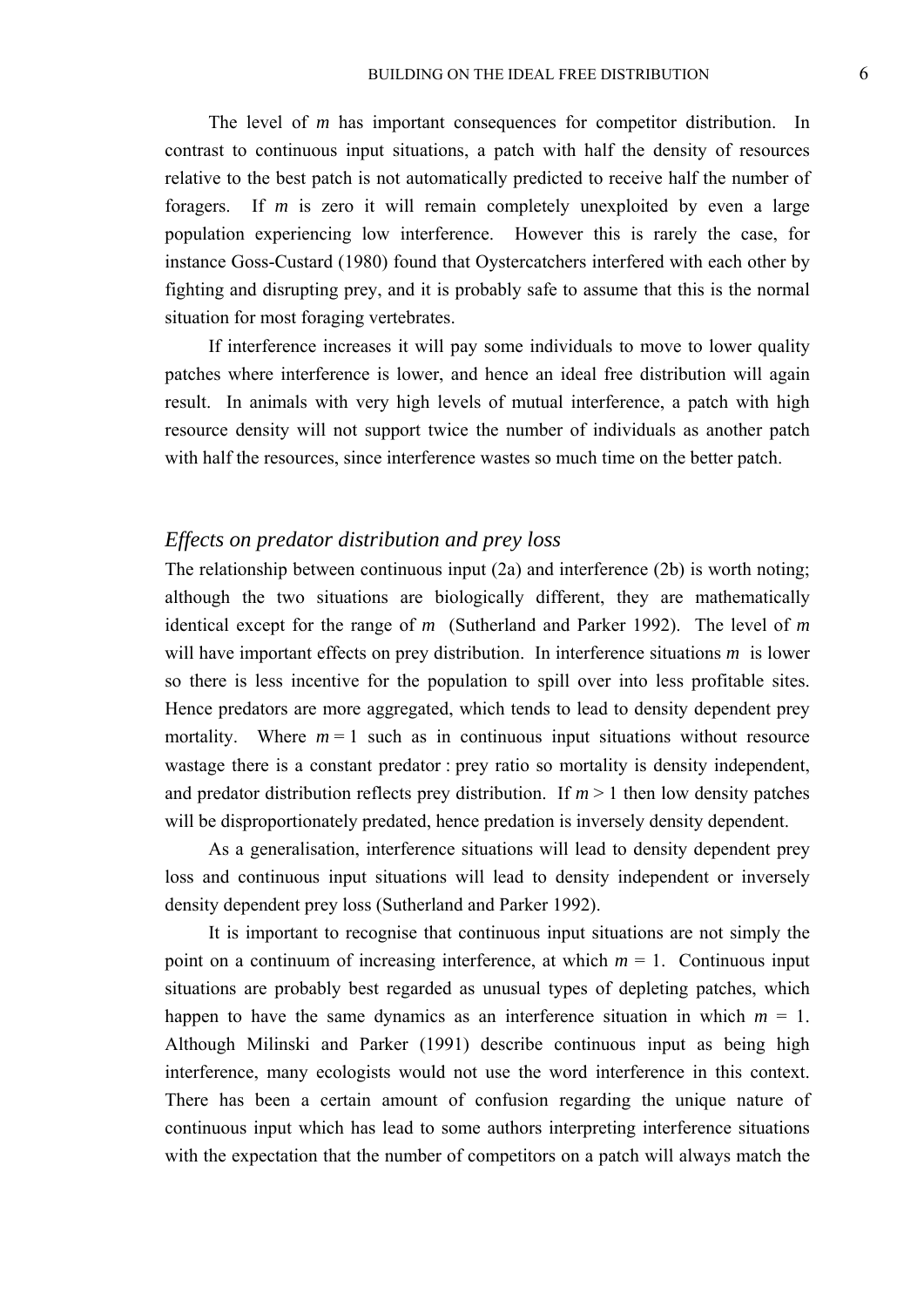The level of $m$ has important consequences for competitor distribution. In contrast to continuous input situations, a patch with half the density of resources relative to the best patch is not automatically predicted to receive half the number of foragers. If $m$ is zero it will remain completely unexploited by even a large population experiencing low interference. However this is rarely the case, for instance Goss-Custard (1980) found that Oystercatchers interfered with each other by fighting and disrupting prey, and it is probably safe to assume that this is the normal situation for most foraging vertebrates.

If interference increases it will pay some individuals to move to lower quality patches where interference is lower, and hence an ideal free distribution will again result. In animals with very high levels of mutual interference, a patch with high resource density will not support twice the number of individuals as another patch with half the resources, since interference wastes so much time on the better patch.

## *Effects on predator distribution and prey loss*

The relationship between continuous input (2a) and interference (2b) is worth noting; although the two situations are biologically different, they are mathematically identical except for the range of $m$ (Sutherland and Parker 1992). The level of $m$ will have important effects on prey distribution. In interference situations $m$ is lower so there is less incentive for the population to spill over into less profitable sites. Hence predators are more aggregated, which tends to lead to density dependent prey mortality. Where $m = 1$ such as in continuous input situations without resource wastage there is a constant predator : prey ratio so mortality is density independent, and predator distribution reflects prey distribution. If $m > 1$ then low density patches will be disproportionately predated, hence predation is inversely density dependent.

As a generalisation, interference situations will lead to density dependent prey loss and continuous input situations will lead to density independent or inversely density dependent prey loss (Sutherland and Parker 1992).

It is important to recognise that continuous input situations are not simply the point on a continuum of increasing interference, at which $m = 1$. Continuous input situations are probably best regarded as unusual types of depleting patches, which happen to have the same dynamics as an interference situation in which $m = 1$. Although Milinski and Parker (1991) describe continuous input as being high interference, many ecologists would not use the word interference in this context. There has been a certain amount of confusion regarding the unique nature of continuous input which has lead to some authors interpreting interference situations with the expectation that the number of competitors on a patch will always match the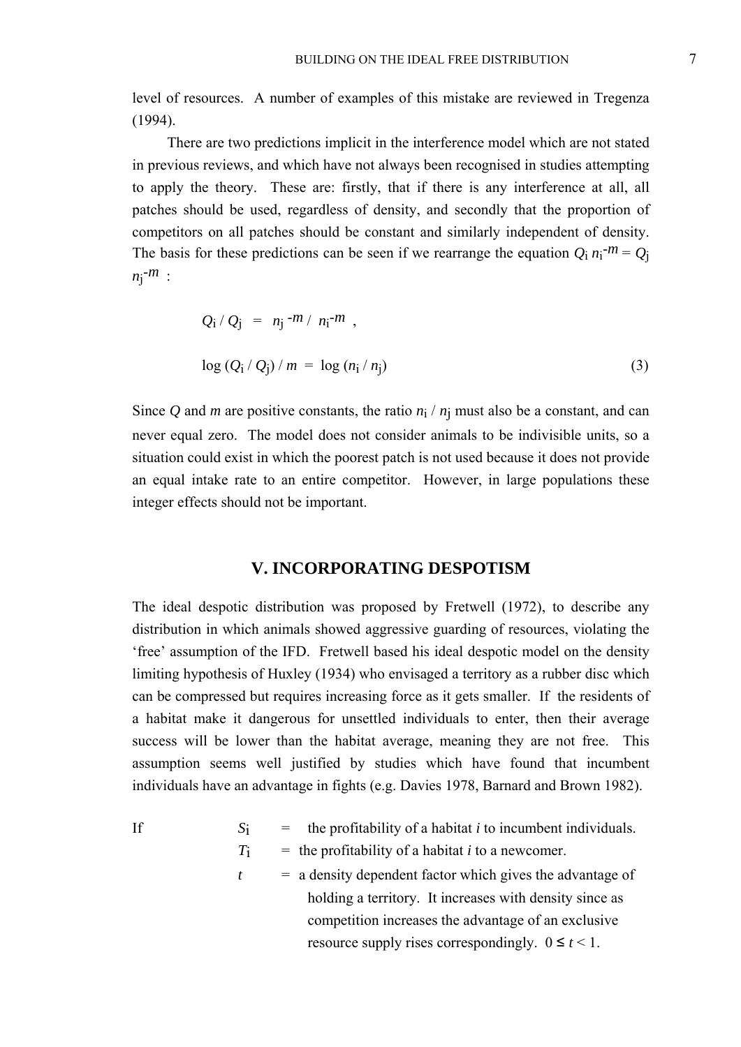level of resources. A number of examples of this mistake are reviewed in Tregenza (1994).

There are two predictions implicit in the interference model which are not stated in previous reviews, and which have not always been recognised in studies attempting to apply the theory. These are: firstly, that if there is any interference at all, all patches should be used, regardless of density, and secondly that the proportion of competitors on all patches should be constant and similarly independent of density. The basis for these predictions can be seen if we rearrange the equation $Q_i \, n_i^{-m} = Q_j \, n_j^{-m}$ :

$$Q_i \,/\, Q_j \;=\; n_j^{\,-m} \,/\, n_i^{-m} \;,$$

$$\log \left(Q_i \,/\, Q_j\right) / \, m \;=\; \log \left(n_i \,/\, n_j\right) \tag{3}$$

Since $Q$ and $m$ are positive constants, the ratio $n_i / n_j$ must also be a constant, and can never equal zero. The model does not consider animals to be indivisible units, so a situation could exist in which the poorest patch is not used because it does not provide an equal intake rate to an entire competitor. However, in large populations these integer effects should not be important.

## V. INCORPORATING DESPOTISM

The ideal despotic distribution was proposed by Fretwell (1972), to describe any distribution in which animals showed aggressive guarding of resources, violating the 'free' assumption of the IFD. Fretwell based his ideal despotic model on the density limiting hypothesis of Huxley (1934) who envisaged a territory as a rubber disc which can be compressed but requires increasing force as it gets smaller. If the residents of a habitat make it dangerous for unsettled individuals to enter, then their average success will be lower than the habitat average, meaning they are not free. This assumption seems well justified by studies which have found that incumbent individuals have an advantage in fights (e.g. Davies 1978, Barnard and Brown 1982).

If

$S_i$ = the profitability of a habitat *i* to incumbent individuals.

$T_i$ = the profitability of a habitat *i* to a newcomer.

$t$ = a density dependent factor which gives the advantage of holding a territory. It increases with density since as competition increases the advantage of an exclusive resource supply rises correspondingly. $0 \leq t < 1$.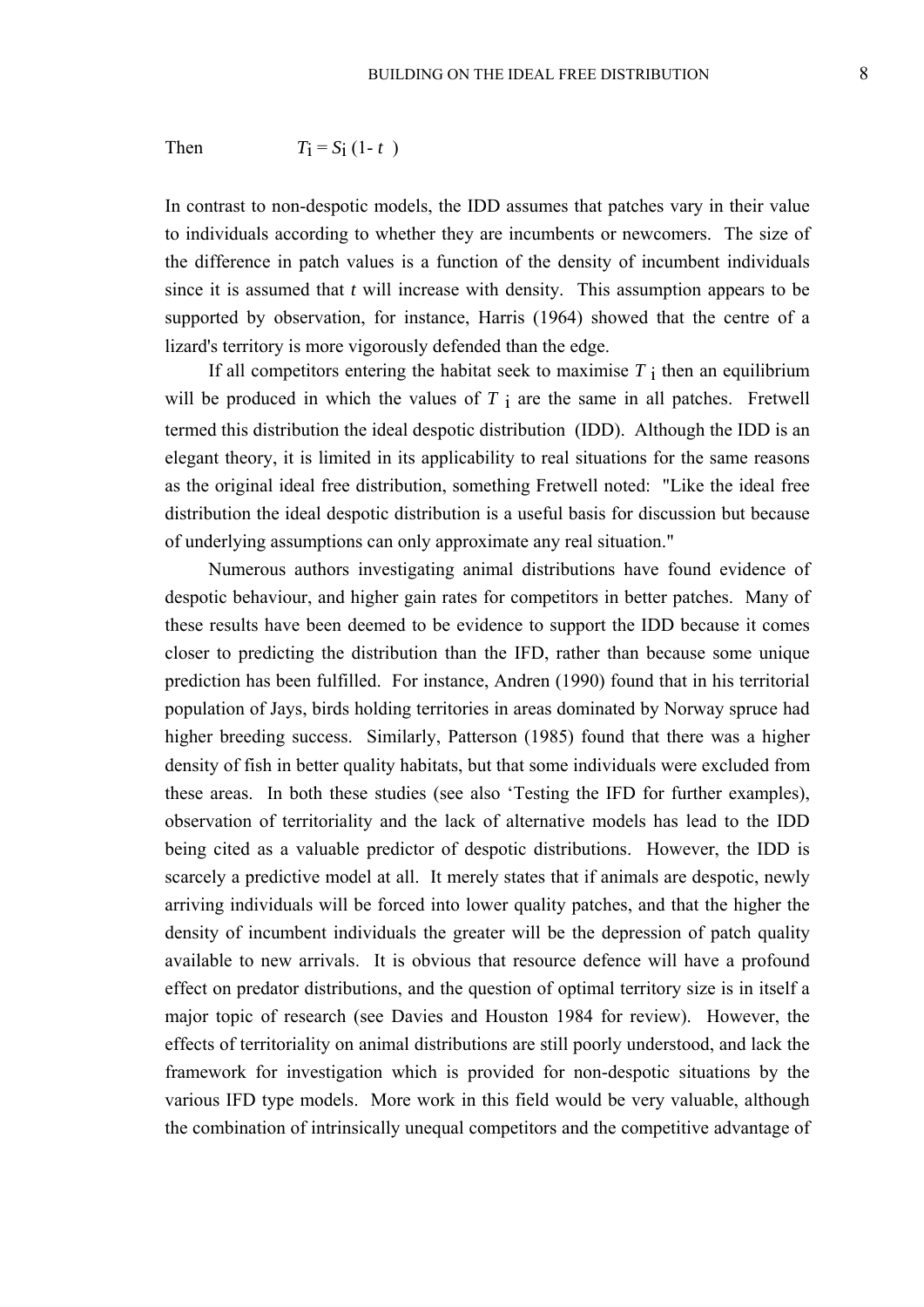Then $$T_i = S_i (1 - t)$$

In contrast to non-despotic models, the IDD assumes that patches vary in their value to individuals according to whether they are incumbents or newcomers. The size of the difference in patch values is a function of the density of incumbent individuals since it is assumed that $t$ will increase with density. This assumption appears to be supported by observation, for instance, Harris (1964) showed that the centre of a lizard's territory is more vigorously defended than the edge.

If all competitors entering the habitat seek to maximise $T_i$ then an equilibrium will be produced in which the values of $T_i$ are the same in all patches. Fretwell termed this distribution the ideal despotic distribution (IDD). Although the IDD is an elegant theory, it is limited in its applicability to real situations for the same reasons as the original ideal free distribution, something Fretwell noted: "Like the ideal free distribution the ideal despotic distribution is a useful basis for discussion but because of underlying assumptions can only approximate any real situation."

Numerous authors investigating animal distributions have found evidence of despotic behaviour, and higher gain rates for competitors in better patches. Many of these results have been deemed to be evidence to support the IDD because it comes closer to predicting the distribution than the IFD, rather than because some unique prediction has been fulfilled. For instance, Andren (1990) found that in his territorial population of Jays, birds holding territories in areas dominated by Norway spruce had higher breeding success. Similarly, Patterson (1985) found that there was a higher density of fish in better quality habitats, but that some individuals were excluded from these areas. In both these studies (see also 'Testing the IFD for further examples), observation of territoriality and the lack of alternative models has lead to the IDD being cited as a valuable predictor of despotic distributions. However, the IDD is scarcely a predictive model at all. It merely states that if animals are despotic, newly arriving individuals will be forced into lower quality patches, and that the higher the density of incumbent individuals the greater will be the depression of patch quality available to new arrivals. It is obvious that resource defence will have a profound effect on predator distributions, and the question of optimal territory size is in itself a major topic of research (see Davies and Houston 1984 for review). However, the effects of territoriality on animal distributions are still poorly understood, and lack the framework for investigation which is provided for non-despotic situations by the various IFD type models. More work in this field would be very valuable, although the combination of intrinsically unequal competitors and the competitive advantage of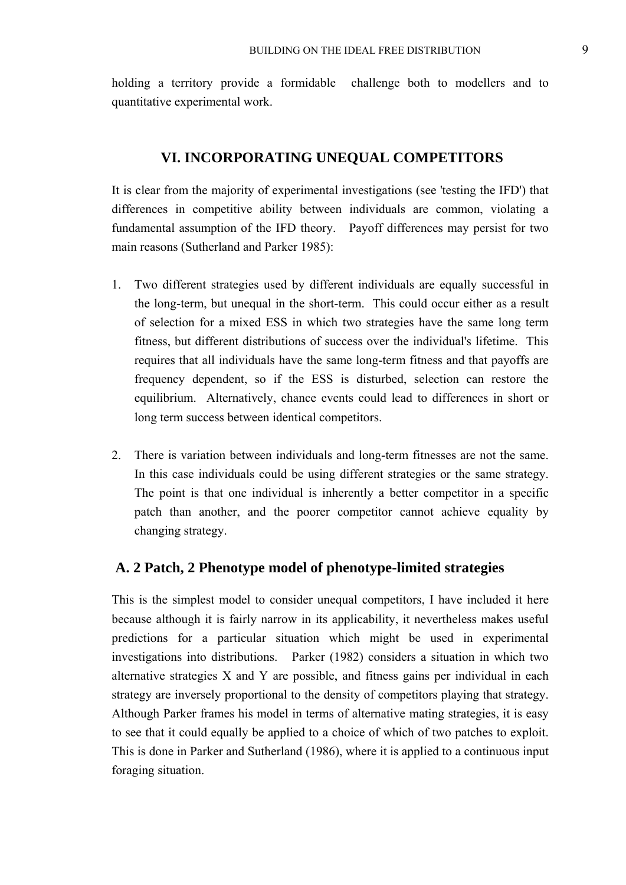holding a territory provide a formidable challenge both to modellers and to quantitative experimental work.

## VI. INCORPORATING UNEQUAL COMPETITORS

It is clear from the majority of experimental investigations (see 'testing the IFD') that differences in competitive ability between individuals are common, violating a fundamental assumption of the IFD theory. Payoff differences may persist for two main reasons (Sutherland and Parker 1985):

1. Two different strategies used by different individuals are equally successful in the long-term, but unequal in the short-term. This could occur either as a result of selection for a mixed ESS in which two strategies have the same long term fitness, but different distributions of success over the individual's lifetime. This requires that all individuals have the same long-term fitness and that payoffs are frequency dependent, so if the ESS is disturbed, selection can restore the equilibrium. Alternatively, chance events could lead to differences in short or long term success between identical competitors.

2. There is variation between individuals and long-term fitnesses are not the same. In this case individuals could be using different strategies or the same strategy. The point is that one individual is inherently a better competitor in a specific patch than another, and the poorer competitor cannot achieve equality by changing strategy.

### A. 2 Patch, 2 Phenotype model of phenotype-limited strategies

This is the simplest model to consider unequal competitors, I have included it here because although it is fairly narrow in its applicability, it nevertheless makes useful predictions for a particular situation which might be used in experimental investigations into distributions. Parker (1982) considers a situation in which two alternative strategies X and Y are possible, and fitness gains per individual in each strategy are inversely proportional to the density of competitors playing that strategy. Although Parker frames his model in terms of alternative mating strategies, it is easy to see that it could equally be applied to a choice of which of two patches to exploit. This is done in Parker and Sutherland (1986), where it is applied to a continuous input foraging situation.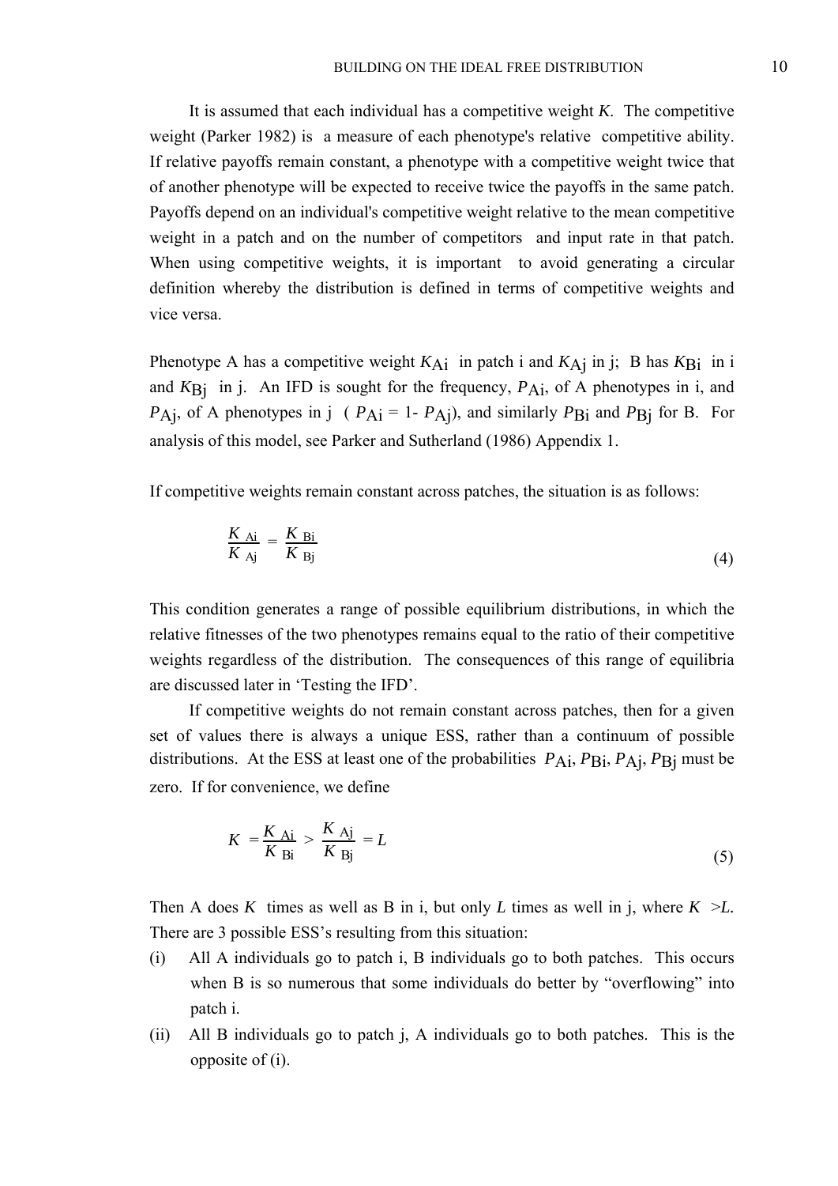It is assumed that each individual has a competitive weight *K*. The competitive weight (Parker 1982) is a measure of each phenotype's relative competitive ability. If relative payoffs remain constant, a phenotype with a competitive weight twice that of another phenotype will be expected to receive twice the payoffs in the same patch. Payoffs depend on an individual's competitive weight relative to the mean competitive weight in a patch and on the number of competitors and input rate in that patch. When using competitive weights, it is important to avoid generating a circular definition whereby the distribution is defined in terms of competitive weights and vice versa.

Phenotype A has a competitive weight $K_{Ai}$ in patch i and $K_{Aj}$ in j; B has $K_{Bi}$ in i and $K_{Bj}$ in j. An IFD is sought for the frequency, $P_{Ai}$, of A phenotypes in i, and $P_{Aj}$, of A phenotypes in j ( $P_{Ai}$ = 1- $P_{Aj}$), and similarly $P_{Bi}$ and $P_{Bj}$ for B. For analysis of this model, see Parker and Sutherland (1986) Appendix 1.

If competitive weights remain constant across patches, the situation is as follows:

$$\frac{K_{Ai}}{K_{Aj}} = \frac{K_{Bi}}{K_{Bj}} \tag{4}$$

This condition generates a range of possible equilibrium distributions, in which the relative fitnesses of the two phenotypes remains equal to the ratio of their competitive weights regardless of the distribution. The consequences of this range of equilibria are discussed later in 'Testing the IFD'.

If competitive weights do not remain constant across patches, then for a given set of values there is always a unique ESS, rather than a continuum of possible distributions. At the ESS at least one of the probabilities $P_{Ai}$, $P_{Bi}$, $P_{Aj}$, $P_{Bj}$ must be zero. If for convenience, we define

$$K = \frac{K_{Ai}}{K_{Bi}} > \frac{K_{Aj}}{K_{Bj}} = L \tag{5}$$

Then A does $K$ times as well as B in i, but only $L$ times as well in j, where $K > L$. There are 3 possible ESS's resulting from this situation:

(i) All A individuals go to patch i, B individuals go to both patches. This occurs when B is so numerous that some individuals do better by "overflowing" into patch i.

(ii) All B individuals go to patch j, A individuals go to both patches. This is the opposite of (i).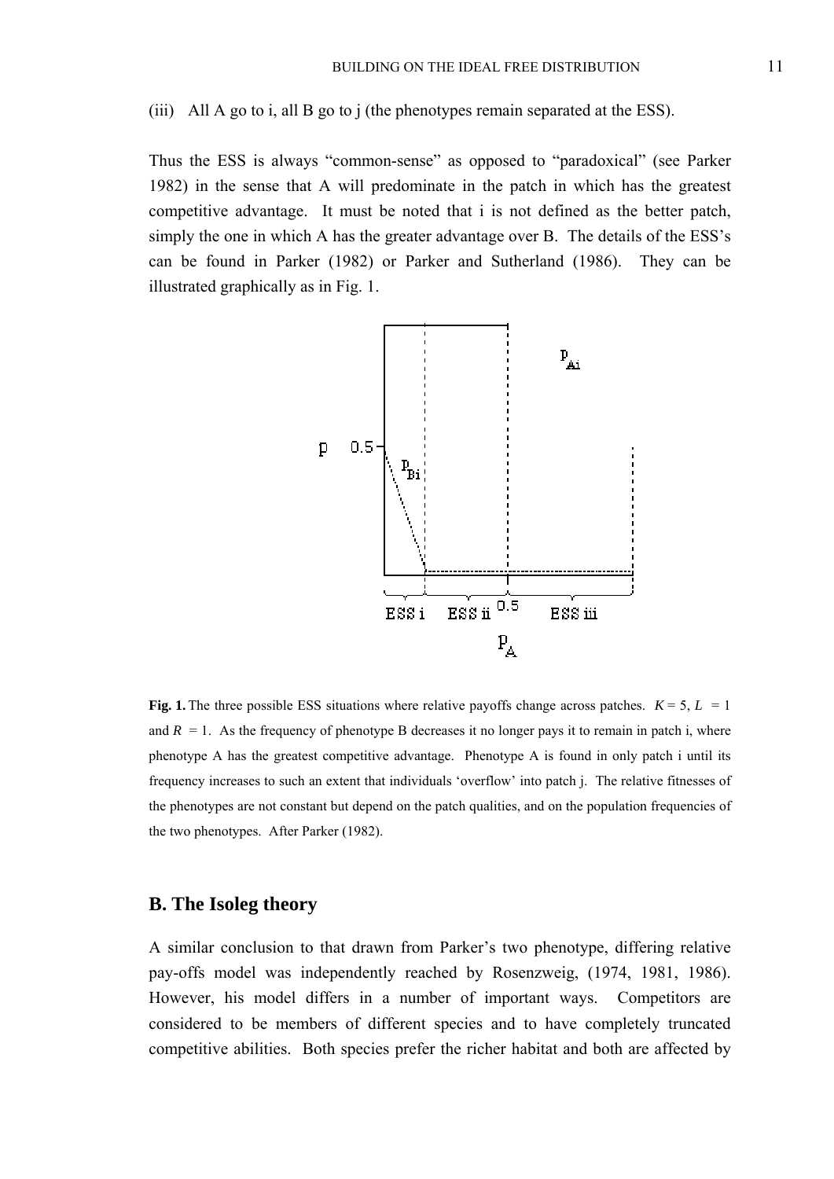(iii) All A go to i, all B go to j (the phenotypes remain separated at the ESS).

Thus the ESS is always "common-sense" as opposed to "paradoxical" (see Parker 1982) in the sense that A will predominate in the patch in which has the greatest competitive advantage. It must be noted that i is not defined as the better patch, simply the one in which A has the greater advantage over B. The details of the ESS's can be found in Parker (1982) or Parker and Sutherland (1986). They can be illustrated graphically as in Fig. 1.

**Fig. 1.** The three possible ESS situations where relative payoffs change across patches. $K = 5$, $L = 1$ and $R = 1$. As the frequency of phenotype B decreases it no longer pays it to remain in patch i, where phenotype A has the greatest competitive advantage. Phenotype A is found in only patch i until its frequency increases to such an extent that individuals 'overflow' into patch j. The relative fitnesses of the phenotypes are not constant but depend on the patch qualities, and on the population frequencies of the two phenotypes. After Parker (1982).

## B. The Isoleg theory

A similar conclusion to that drawn from Parker's two phenotype, differing relative pay-offs model was independently reached by Rosenzweig, (1974, 1981, 1986). However, his model differs in a number of important ways. Competitors are considered to be members of different species and to have completely truncated competitive abilities. Both species prefer the richer habitat and both are affected by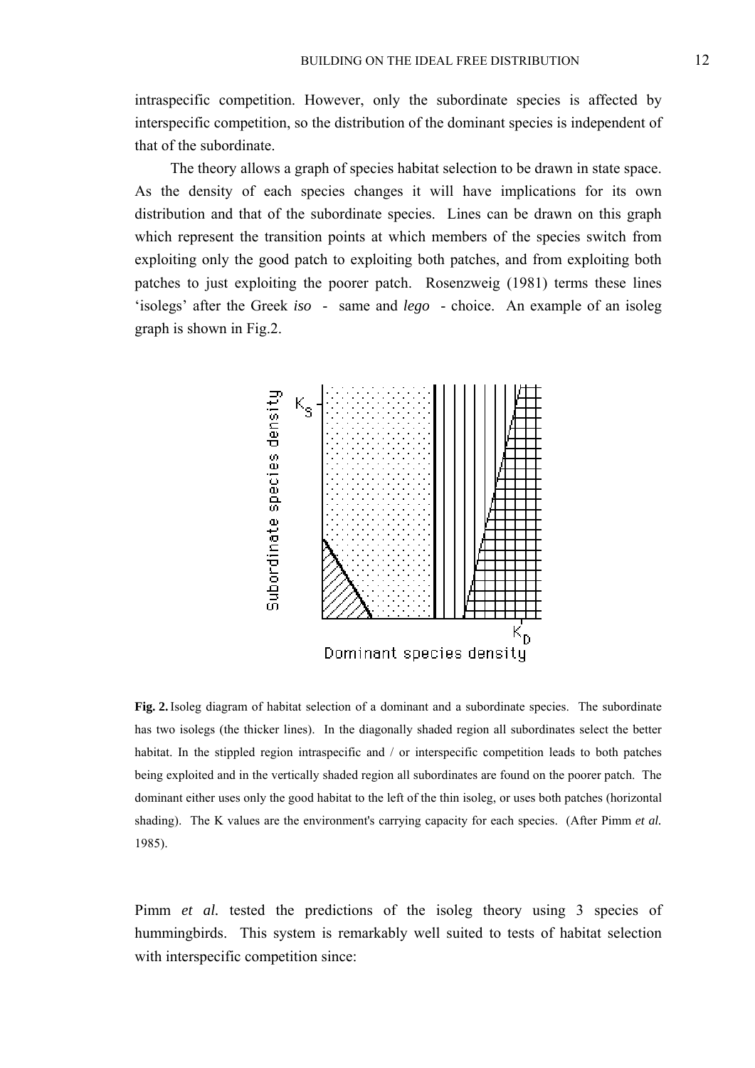intraspecific competition. However, only the subordinate species is affected by interspecific competition, so the distribution of the dominant species is independent of that of the subordinate.

The theory allows a graph of species habitat selection to be drawn in state space. As the density of each species changes it will have implications for its own distribution and that of the subordinate species. Lines can be drawn on this graph which represent the transition points at which members of the species switch from exploiting only the good patch to exploiting both patches, and from exploiting both patches to just exploiting the poorer patch. Rosenzweig (1981) terms these lines 'isolegs' after the Greek *iso* - same and *lego* - choice. An example of an isoleg graph is shown in Fig.2.

**Fig. 2.** Isoleg diagram of habitat selection of a dominant and a subordinate species. The subordinate has two isolegs (the thicker lines). In the diagonally shaded region all subordinates select the better habitat. In the stippled region intraspecific and / or interspecific competition leads to both patches being exploited and in the vertically shaded region all subordinates are found on the poorer patch. The dominant either uses only the good habitat to the left of the thin isoleg, or uses both patches (horizontal shading). The K values are the environment's carrying capacity for each species. (After Pimm *et al.* 1985).

Pimm *et al.* tested the predictions of the isoleg theory using 3 species of hummingbirds. This system is remarkably well suited to tests of habitat selection with interspecific competition since: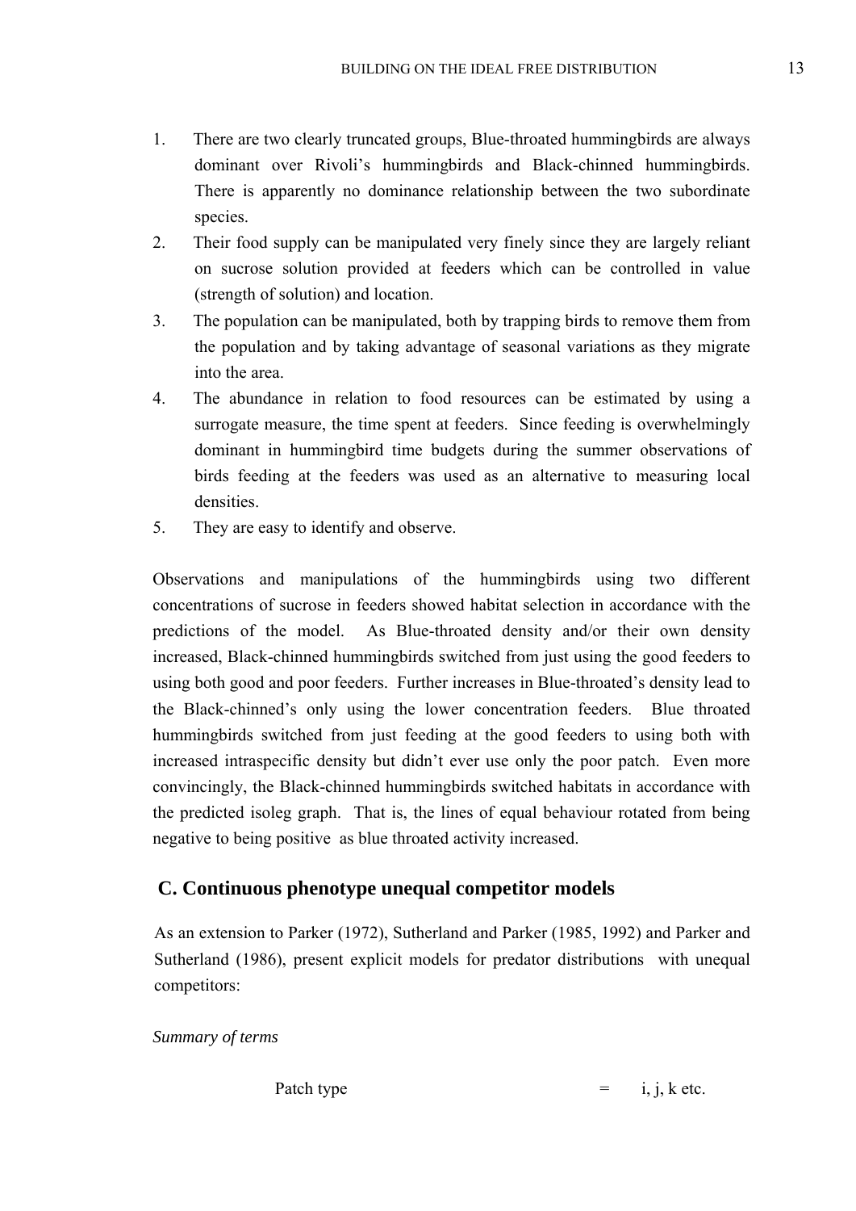1. There are two clearly truncated groups, Blue-throated hummingbirds are always dominant over Rivoli's hummingbirds and Black-chinned hummingbirds. There is apparently no dominance relationship between the two subordinate species.
2. Their food supply can be manipulated very finely since they are largely reliant on sucrose solution provided at feeders which can be controlled in value (strength of solution) and location.
3. The population can be manipulated, both by trapping birds to remove them from the population and by taking advantage of seasonal variations as they migrate into the area.
4. The abundance in relation to food resources can be estimated by using a surrogate measure, the time spent at feeders. Since feeding is overwhelmingly dominant in hummingbird time budgets during the summer observations of birds feeding at the feeders was used as an alternative to measuring local densities.
5. They are easy to identify and observe.

Observations and manipulations of the hummingbirds using two different concentrations of sucrose in feeders showed habitat selection in accordance with the predictions of the model. As Blue-throated density and/or their own density increased, Black-chinned hummingbirds switched from just using the good feeders to using both good and poor feeders. Further increases in Blue-throated's density lead to the Black-chinned's only using the lower concentration feeders. Blue throated hummingbirds switched from just feeding at the good feeders to using both with increased intraspecific density but didn't ever use only the poor patch. Even more convincingly, the Black-chinned hummingbirds switched habitats in accordance with the predicted isoleg graph. That is, the lines of equal behaviour rotated from being negative to being positive as blue throated activity increased.

## C. Continuous phenotype unequal competitor models

As an extension to Parker (1972), Sutherland and Parker (1985, 1992) and Parker and Sutherland (1986), present explicit models for predator distributions with unequal competitors:

*Summary of terms*

Patch type = i, j, k etc.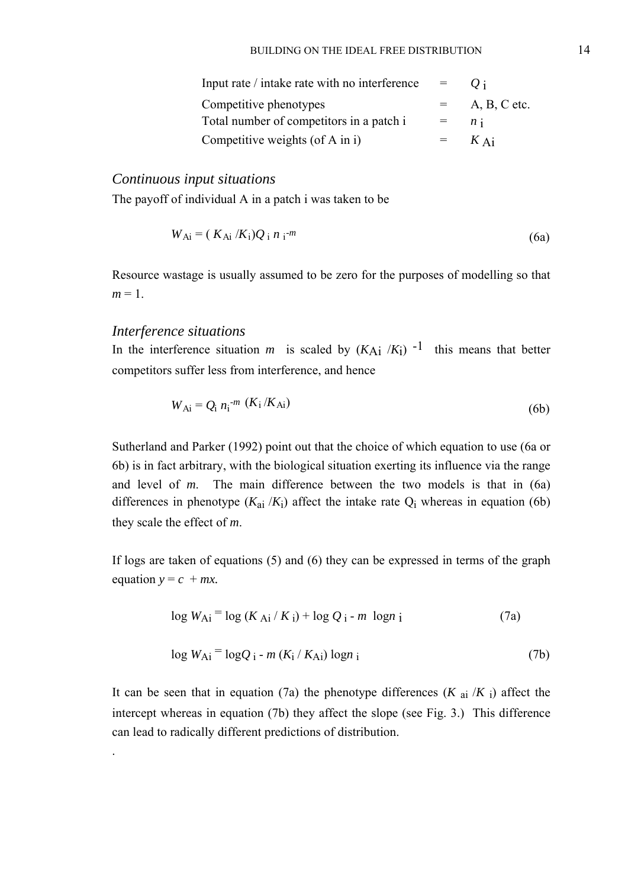| | | |
|---|---|---|
| Input rate / intake rate with no interference | = | $Q_i$ |
| Competitive phenotypes | = | A, B, C etc. |
| Total number of competitors in a patch i | = | $n_i$ |
| Competitive weights (of A in i) | = | $K_{Ai}$ |

### *Continuous input situations*

The payoff of individual A in a patch i was taken to be

$$W_{Ai} = (K_{Ai} / K_i) Q_i \, n_i^{-m} \tag{6a}$$

Resource wastage is usually assumed to be zero for the purposes of modelling so that $m = 1$.

### *Interference situations*

In the interference situation $m$ is scaled by $(K_{Ai} / K_i)^{-1}$ this means that better competitors suffer less from interference, and hence

$$W_{Ai} = Q_i \, n_i^{-m} \, (K_i / K_{Ai}) \tag{6b}$$

Sutherland and Parker (1992) point out that the choice of which equation to use (6a or 6b) is in fact arbitrary, with the biological situation exerting its influence via the range and level of $m$. The main difference between the two models is that in (6a) differences in phenotype ($K_{ai} / K_i$) affect the intake rate $Q_i$ whereas in equation (6b) they scale the effect of $m$.

If logs are taken of equations (5) and (6) they can be expressed in terms of the graph equation $y = c + mx$.

$$\log W_{Ai} = \log (K_{Ai} / K_i) + \log Q_i - m \log n_i \tag{7a}$$

$$\log W_{Ai} = \log Q_i - m \, (K_i / K_{Ai}) \log n_i \tag{7b}$$

It can be seen that in equation (7a) the phenotype differences ($K_{ai} / K_i$) affect the intercept whereas in equation (7b) they affect the slope (see Fig. 3.) This difference can lead to radically different predictions of distribution.

.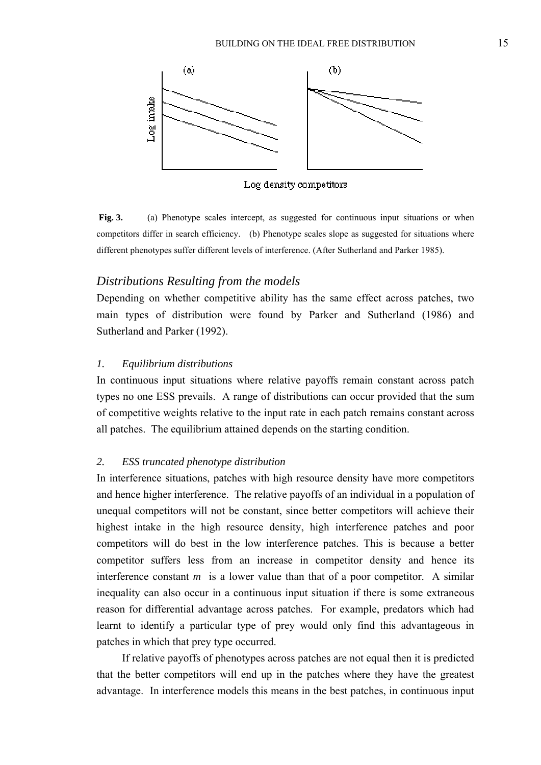Fig. 3. (a) Phenotype scales intercept, as suggested for continuous input situations or when competitors differ in search efficiency. (b) Phenotype scales slope as suggested for situations where different phenotypes suffer different levels of interference. (After Sutherland and Parker 1985).

### *Distributions Resulting from the models*

Depending on whether competitive ability has the same effect across patches, two main types of distribution were found by Parker and Sutherland (1986) and Sutherland and Parker (1992).

#### *1. Equilibrium distributions*

In continuous input situations where relative payoffs remain constant across patch types no one ESS prevails. A range of distributions can occur provided that the sum of competitive weights relative to the input rate in each patch remains constant across all patches. The equilibrium attained depends on the starting condition.

#### *2. ESS truncated phenotype distribution*

In interference situations, patches with high resource density have more competitors and hence higher interference. The relative payoffs of an individual in a population of unequal competitors will not be constant, since better competitors will achieve their highest intake in the high resource density, high interference patches and poor competitors will do best in the low interference patches. This is because a better competitor suffers less from an increase in competitor density and hence its interference constant $m$ is a lower value than that of a poor competitor. A similar inequality can also occur in a continuous input situation if there is some extraneous reason for differential advantage across patches. For example, predators which had learnt to identify a particular type of prey would only find this advantageous in patches in which that prey type occurred.

If relative payoffs of phenotypes across patches are not equal then it is predicted that the better competitors will end up in the patches where they have the greatest advantage. In interference models this means in the best patches, in continuous input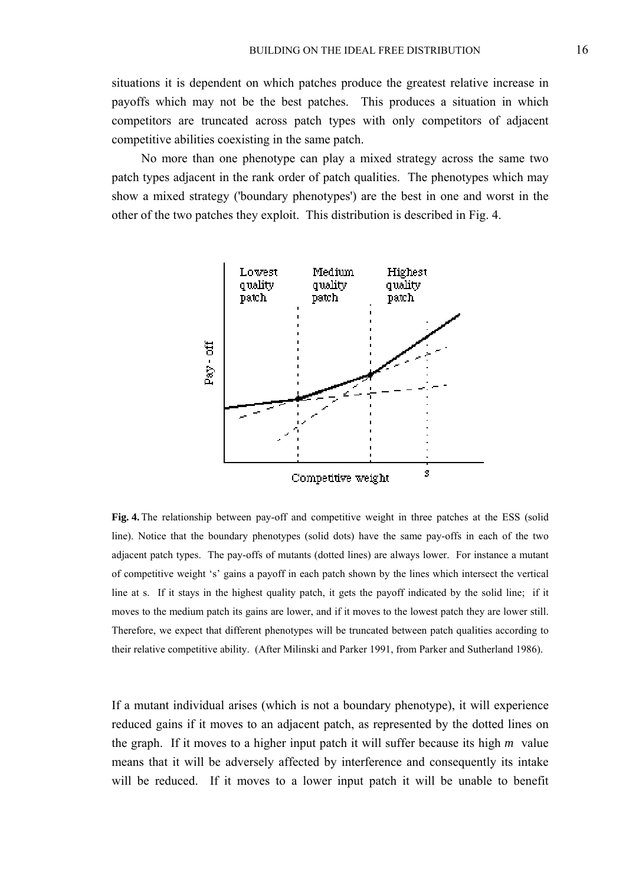situations it is dependent on which patches produce the greatest relative increase in payoffs which may not be the best patches. This produces a situation in which competitors are truncated across patch types with only competitors of adjacent competitive abilities coexisting in the same patch.

No more than one phenotype can play a mixed strategy across the same two patch types adjacent in the rank order of patch qualities. The phenotypes which may show a mixed strategy ('boundary phenotypes') are the best in one and worst in the other of the two patches they exploit. This distribution is described in Fig. 4.

**Fig. 4.** The relationship between pay-off and competitive weight in three patches at the ESS (solid line). Notice that the boundary phenotypes (solid dots) have the same pay-offs in each of the two adjacent patch types. The pay-offs of mutants (dotted lines) are always lower. For instance a mutant of competitive weight 's' gains a payoff in each patch shown by the lines which intersect the vertical line at s. If it stays in the highest quality patch, it gets the payoff indicated by the solid line; if it moves to the medium patch its gains are lower, and if it moves to the lowest patch they are lower still. Therefore, we expect that different phenotypes will be truncated between patch qualities according to their relative competitive ability. (After Milinski and Parker 1991, from Parker and Sutherland 1986).

If a mutant individual arises (which is not a boundary phenotype), it will experience reduced gains if it moves to an adjacent patch, as represented by the dotted lines on the graph. If it moves to a higher input patch it will suffer because its high $m$ value means that it will be adversely affected by interference and consequently its intake will be reduced. If it moves to a lower input patch it will be unable to benefit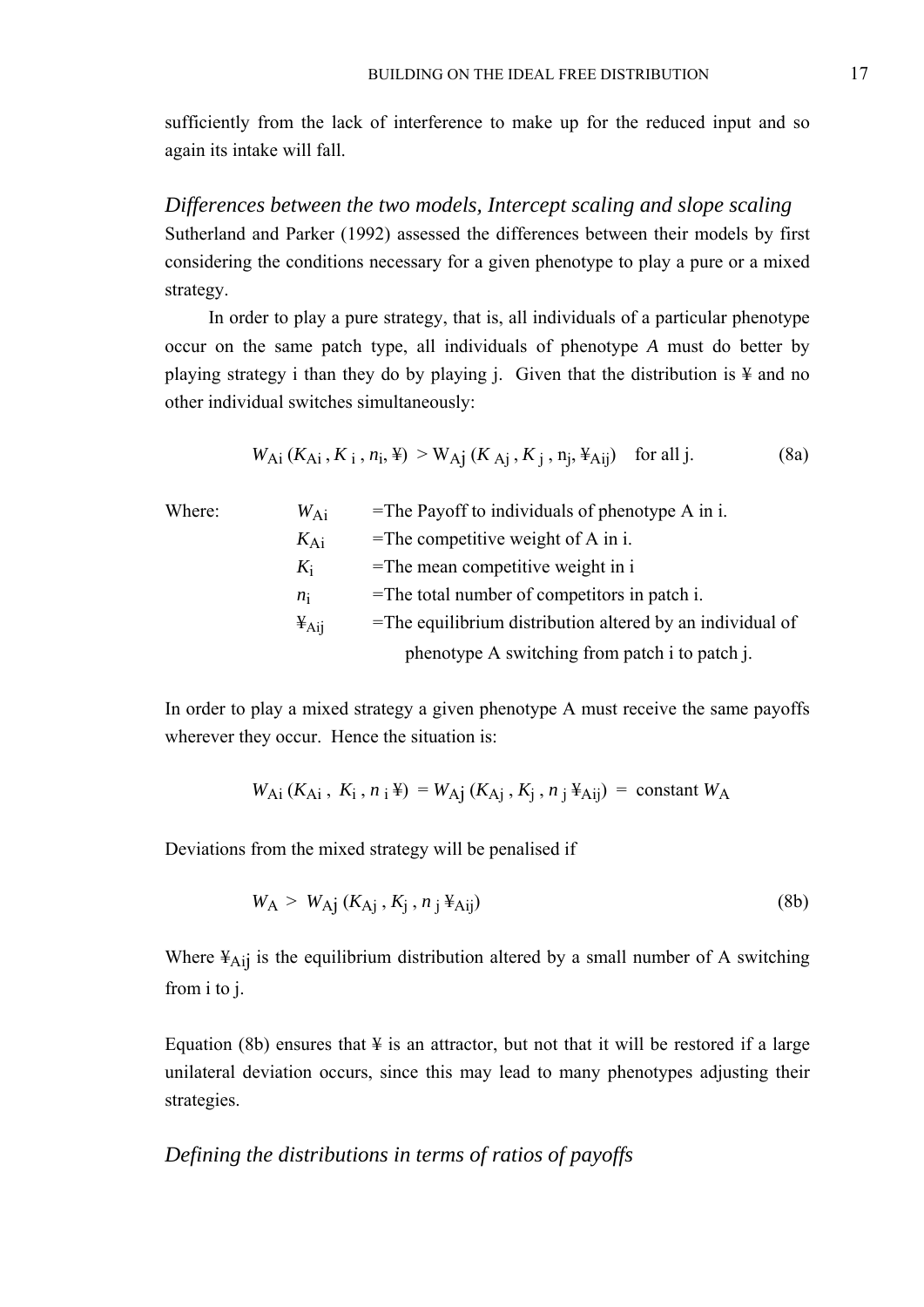sufficiently from the lack of interference to make up for the reduced input and so again its intake will fall.

### *Differences between the two models, Intercept scaling and slope scaling*

Sutherland and Parker (1992) assessed the differences between their models by first considering the conditions necessary for a given phenotype to play a pure or a mixed strategy.

In order to play a pure strategy, that is, all individuals of a particular phenotype occur on the same patch type, all individuals of phenotype *A* must do better by playing strategy i than they do by playing j. Given that the distribution is ¥ and no other individual switches simultaneously:

$$W_{Ai}\,(K_{Ai}\,, K_{i}\,, n_i, ¥) > W_{Aj}\,(K_{Aj}\,, K_{j}\,, n_j, ¥_{Aij}) \quad \text{for all j.} \tag{8a}$$

Where:

- $W_{Ai}$ =The Payoff to individuals of phenotype A in i.
- $K_{Ai}$ =The competitive weight of A in i.
- $K_i$ =The mean competitive weight in i
- $n_i$ =The total number of competitors in patch i.
- $¥_{Aij}$ =The equilibrium distribution altered by an individual of phenotype A switching from patch i to patch j.

In order to play a mixed strategy a given phenotype A must receive the same payoffs wherever they occur. Hence the situation is:

$$W_{Ai}\,(K_{Ai}\,,\ K_i\,, n_i\, ¥) = W_{Aj}\,(K_{Aj}\,, K_j\,, n_j\, ¥_{Aij}) = \text{constant } W_A$$

Deviations from the mixed strategy will be penalised if

$$W_A > W_{Aj}\,(K_{Aj}\,, K_j\,, n_j\, ¥_{Aij}) \tag{8b}$$

Where $¥_{Aij}$ is the equilibrium distribution altered by a small number of A switching from i to j.

Equation (8b) ensures that ¥ is an attractor, but not that it will be restored if a large unilateral deviation occurs, since this may lead to many phenotypes adjusting their strategies.

### *Defining the distributions in terms of ratios of payoffs*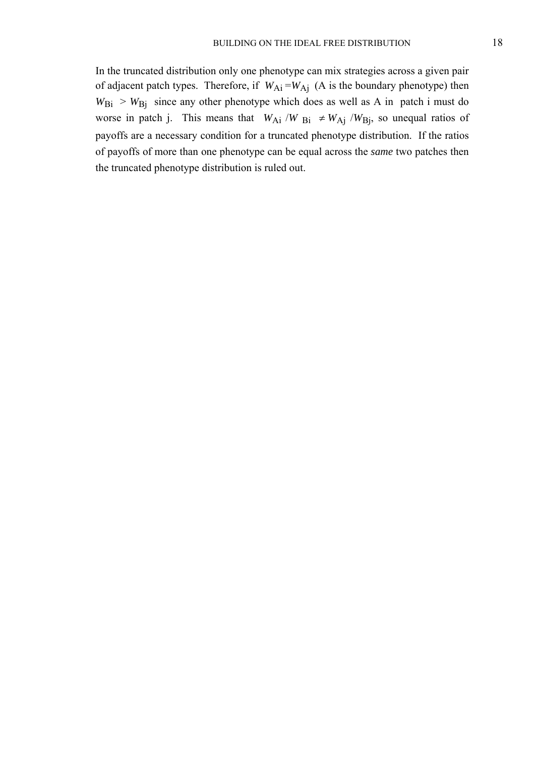In the truncated distribution only one phenotype can mix strategies across a given pair of adjacent patch types. Therefore, if $W_{Ai} = W_{Aj}$ (A is the boundary phenotype) then $W_{Bi} > W_{Bj}$ since any other phenotype which does as well as A in patch i must do worse in patch j. This means that $W_{Ai} / W_{Bi} \neq W_{Aj} / W_{Bj}$, so unequal ratios of payoffs are a necessary condition for a truncated phenotype distribution. If the ratios of payoffs of more than one phenotype can be equal across the *same* two patches then the truncated phenotype distribution is ruled out.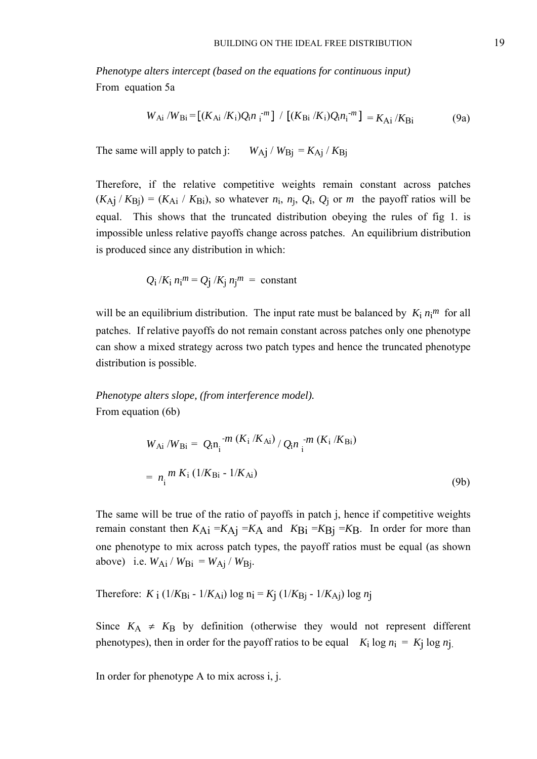*Phenotype alters intercept (based on the equations for continuous input)*
From equation 5a

$$W_{Ai} / W_{Bi} = \left[(K_{Ai} / K_i) Q_i n_i^{-m}\right] / \left[(K_{Bi} / K_i) Q_i n_i^{-m}\right] = K_{Ai} / K_{Bi} \quad (9a)$$

The same will apply to patch j: $W_{Aj} / W_{Bj} = K_{Aj} / K_{Bj}$

Therefore, if the relative competitive weights remain constant across patches $(K_{Aj} / K_{Bj}) = (K_{Ai} / K_{Bi})$, so whatever $n_i$, $n_j$, $Q_i$, $Q_j$ or $m$ the payoff ratios will be equal. This shows that the truncated distribution obeying the rules of fig 1. is impossible unless relative payoffs change across patches. An equilibrium distribution is produced since any distribution in which:

$$Q_i / K_i n_i^m = Q_j / K_j n_j^m = \text{constant}$$

will be an equilibrium distribution. The input rate must be balanced by $K_i n_i^m$ for all patches. If relative payoffs do not remain constant across patches only one phenotype can show a mixed strategy across two patch types and hence the truncated phenotype distribution is possible.

*Phenotype alters slope, (from interference model).*
From equation (6b)

$$W_{Ai} / W_{Bi} = Q_i n_i^{-m (K_i / K_{Ai})} / Q_i n_i^{-m (K_i / K_{Bi})}$$

$$= n_i^{m K_i (1/K_{Bi} - 1/K_{Ai})} \quad (9b)$$

The same will be true of the ratio of payoffs in patch j, hence if competitive weights remain constant then $K_{Ai} = K_{Aj} = K_A$ and $K_{Bi} = K_{Bj} = K_B$. In order for more than one phenotype to mix across patch types, the payoff ratios must be equal (as shown above) i.e. $W_{Ai} / W_{Bi} = W_{Aj} / W_{Bj}$.

Therefore: $K_i (1/K_{Bi} - 1/K_{Ai}) \log n_i = K_j (1/K_{Bj} - 1/K_{Aj}) \log n_j$

Since $K_A \neq K_B$ by definition (otherwise they would not represent different phenotypes), then in order for the payoff ratios to be equal $K_i \log n_i = K_j \log n_j$.

In order for phenotype A to mix across i, j.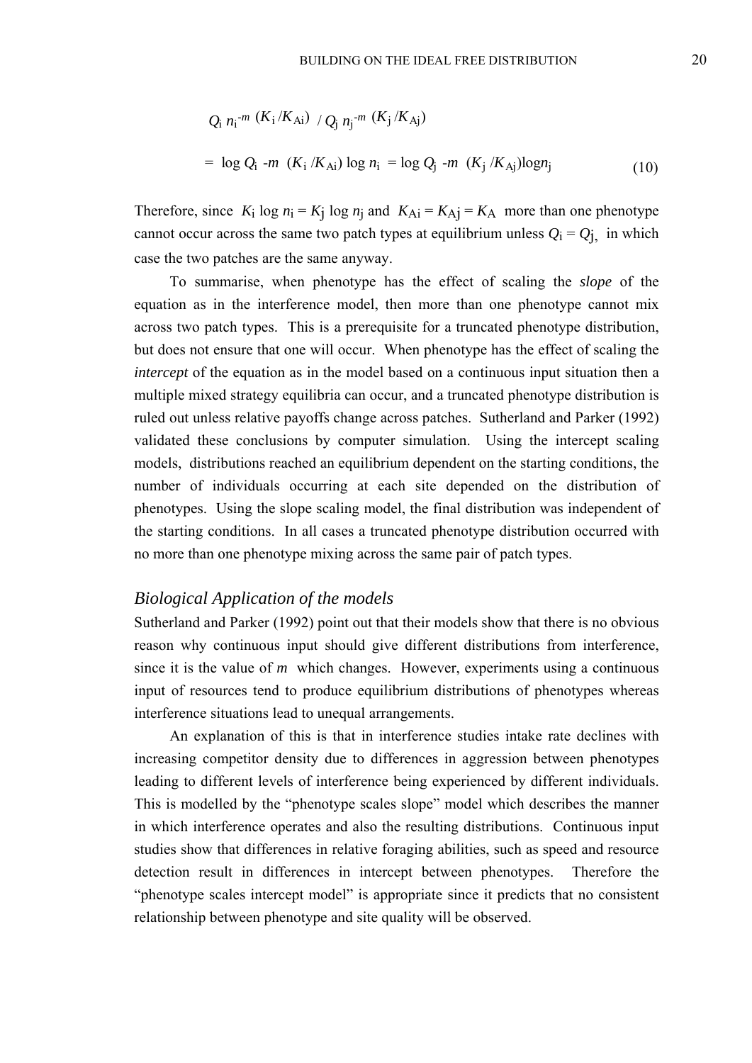$$Q_i \, n_i^{-m} \, (K_i / K_{Ai}) \;\; / \; Q_j \, n_j^{-m} \, (K_j / K_{Aj})$$

$$= \; \log Q_i \; -m \;\; (K_i / K_{Ai}) \log n_i \; = \log Q_j \; -m \;\; (K_j / K_{Aj}) \log n_j \qquad (10)$$

Therefore, since $K_i \log n_i = K_j \log n_j$ and $K_{Ai} = K_{Aj} = K_A$ more than one phenotype cannot occur across the same two patch types at equilibrium unless $Q_i = Q_j$, in which case the two patches are the same anyway.

To summarise, when phenotype has the effect of scaling the *slope* of the equation as in the interference model, then more than one phenotype cannot mix across two patch types. This is a prerequisite for a truncated phenotype distribution, but does not ensure that one will occur. When phenotype has the effect of scaling the *intercept* of the equation as in the model based on a continuous input situation then a multiple mixed strategy equilibria can occur, and a truncated phenotype distribution is ruled out unless relative payoffs change across patches. Sutherland and Parker (1992) validated these conclusions by computer simulation. Using the intercept scaling models, distributions reached an equilibrium dependent on the starting conditions, the number of individuals occurring at each site depended on the distribution of phenotypes. Using the slope scaling model, the final distribution was independent of the starting conditions. In all cases a truncated phenotype distribution occurred with no more than one phenotype mixing across the same pair of patch types.

## *Biological Application of the models*

Sutherland and Parker (1992) point out that their models show that there is no obvious reason why continuous input should give different distributions from interference, since it is the value of $m$ which changes. However, experiments using a continuous input of resources tend to produce equilibrium distributions of phenotypes whereas interference situations lead to unequal arrangements.

An explanation of this is that in interference studies intake rate declines with increasing competitor density due to differences in aggression between phenotypes leading to different levels of interference being experienced by different individuals. This is modelled by the "phenotype scales slope" model which describes the manner in which interference operates and also the resulting distributions. Continuous input studies show that differences in relative foraging abilities, such as speed and resource detection result in differences in intercept between phenotypes. Therefore the "phenotype scales intercept model" is appropriate since it predicts that no consistent relationship between phenotype and site quality will be observed.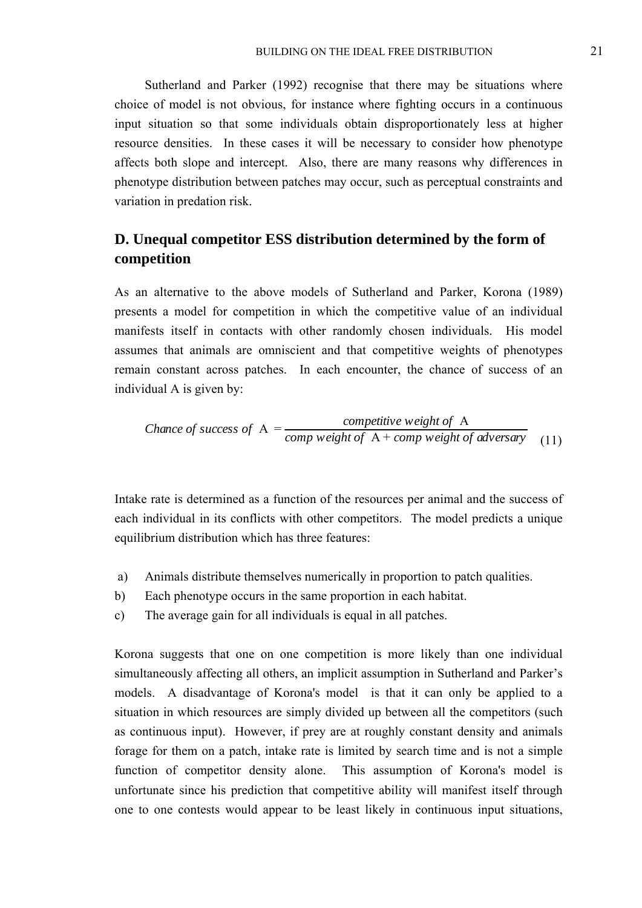Sutherland and Parker (1992) recognise that there may be situations where choice of model is not obvious, for instance where fighting occurs in a continuous input situation so that some individuals obtain disproportionately less at higher resource densities. In these cases it will be necessary to consider how phenotype affects both slope and intercept. Also, there are many reasons why differences in phenotype distribution between patches may occur, such as perceptual constraints and variation in predation risk.

## D. Unequal competitor ESS distribution determined by the form of competition

As an alternative to the above models of Sutherland and Parker, Korona (1989) presents a model for competition in which the competitive value of an individual manifests itself in contacts with other randomly chosen individuals. His model assumes that animals are omniscient and that competitive weights of phenotypes remain constant across patches. In each encounter, the chance of success of an individual A is given by:

$$\textit{Chance of success of } \mathrm{A} = \frac{\textit{competitive weight of } \mathrm{A}}{\textit{comp weight of } \mathrm{A} + \textit{comp weight of adversary}} \quad (11)$$

Intake rate is determined as a function of the resources per animal and the success of each individual in its conflicts with other competitors. The model predicts a unique equilibrium distribution which has three features:

a) Animals distribute themselves numerically in proportion to patch qualities.
b) Each phenotype occurs in the same proportion in each habitat.
c) The average gain for all individuals is equal in all patches.

Korona suggests that one on one competition is more likely than one individual simultaneously affecting all others, an implicit assumption in Sutherland and Parker's models. A disadvantage of Korona's model is that it can only be applied to a situation in which resources are simply divided up between all the competitors (such as continuous input). However, if prey are at roughly constant density and animals forage for them on a patch, intake rate is limited by search time and is not a simple function of competitor density alone. This assumption of Korona's model is unfortunate since his prediction that competitive ability will manifest itself through one to one contests would appear to be least likely in continuous input situations,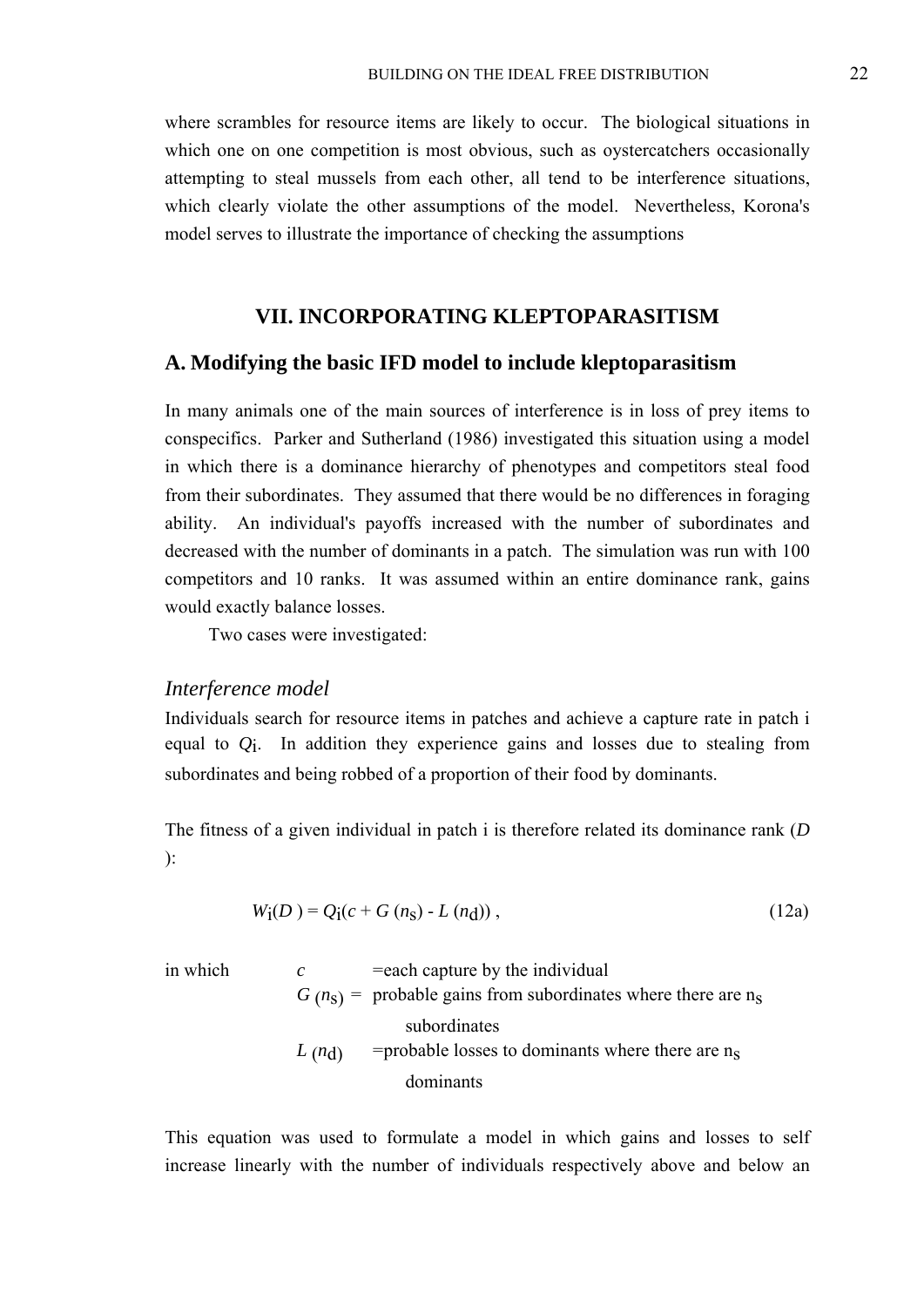where scrambles for resource items are likely to occur. The biological situations in which one on one competition is most obvious, such as oystercatchers occasionally attempting to steal mussels from each other, all tend to be interference situations, which clearly violate the other assumptions of the model. Nevertheless, Korona's model serves to illustrate the importance of checking the assumptions

## VII. INCORPORATING KLEPTOPARASITISM

### A. Modifying the basic IFD model to include kleptoparasitism

In many animals one of the main sources of interference is in loss of prey items to conspecifics. Parker and Sutherland (1986) investigated this situation using a model in which there is a dominance hierarchy of phenotypes and competitors steal food from their subordinates. They assumed that there would be no differences in foraging ability. An individual's payoffs increased with the number of subordinates and decreased with the number of dominants in a patch. The simulation was run with 100 competitors and 10 ranks. It was assumed within an entire dominance rank, gains would exactly balance losses.

Two cases were investigated:

#### *Interference model*

Individuals search for resource items in patches and achieve a capture rate in patch i equal to $Q_i$. In addition they experience gains and losses due to stealing from subordinates and being robbed of a proportion of their food by dominants.

The fitness of a given individual in patch i is therefore related its dominance rank ($D$):

$$W_i(D) = Q_i(c + G(n_s) - L(n_d)) \,, \tag{12a}$$

in which
- $c$ =each capture by the individual
- $G(n_s)$ = probable gains from subordinates where there are $n_s$ subordinates
- $L(n_d)$ =probable losses to dominants where there are $n_s$ dominants

This equation was used to formulate a model in which gains and losses to self increase linearly with the number of individuals respectively above and below an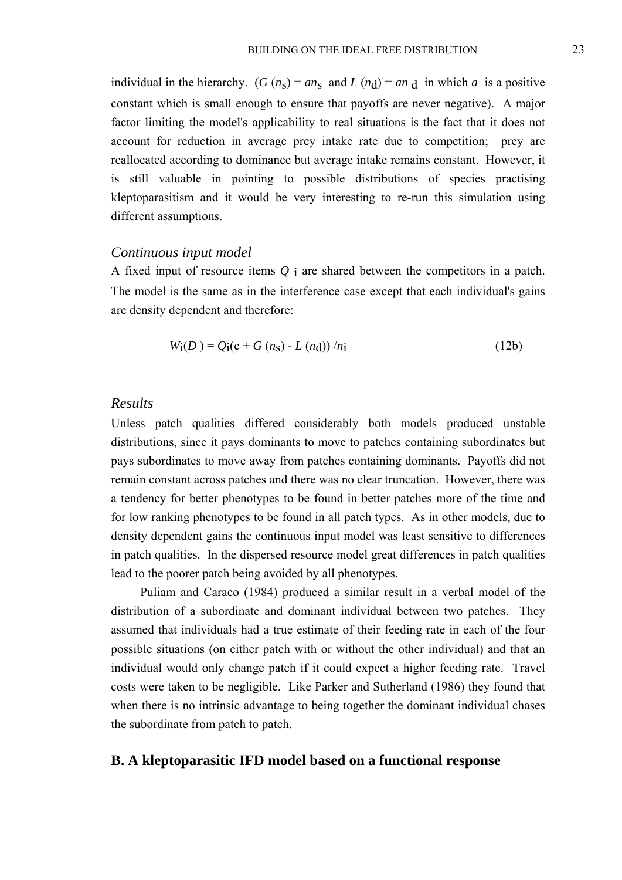individual in the hierarchy. ($G(n_s) = an_s$ and $L(n_d) = an_d$ in which $a$ is a positive constant which is small enough to ensure that payoffs are never negative). A major factor limiting the model's applicability to real situations is the fact that it does not account for reduction in average prey intake rate due to competition; prey are reallocated according to dominance but average intake remains constant. However, it is still valuable in pointing to possible distributions of species practising kleptoparasitism and it would be very interesting to re-run this simulation using different assumptions.

### *Continuous input model*

A fixed input of resource items $Q_i$ are shared between the competitors in a patch. The model is the same as in the interference case except that each individual's gains are density dependent and therefore:

$$W_i(D) = Q_i(c + G(n_s) - L(n_d)) / n_i \qquad (12b)$$

### *Results*

Unless patch qualities differed considerably both models produced unstable distributions, since it pays dominants to move to patches containing subordinates but pays subordinates to move away from patches containing dominants. Payoffs did not remain constant across patches and there was no clear truncation. However, there was a tendency for better phenotypes to be found in better patches more of the time and for low ranking phenotypes to be found in all patch types. As in other models, due to density dependent gains the continuous input model was least sensitive to differences in patch qualities. In the dispersed resource model great differences in patch qualities lead to the poorer patch being avoided by all phenotypes.

Puliam and Caraco (1984) produced a similar result in a verbal model of the distribution of a subordinate and dominant individual between two patches. They assumed that individuals had a true estimate of their feeding rate in each of the four possible situations (on either patch with or without the other individual) and that an individual would only change patch if it could expect a higher feeding rate. Travel costs were taken to be negligible. Like Parker and Sutherland (1986) they found that when there is no intrinsic advantage to being together the dominant individual chases the subordinate from patch to patch.

## **B. A kleptoparasitic IFD model based on a functional response**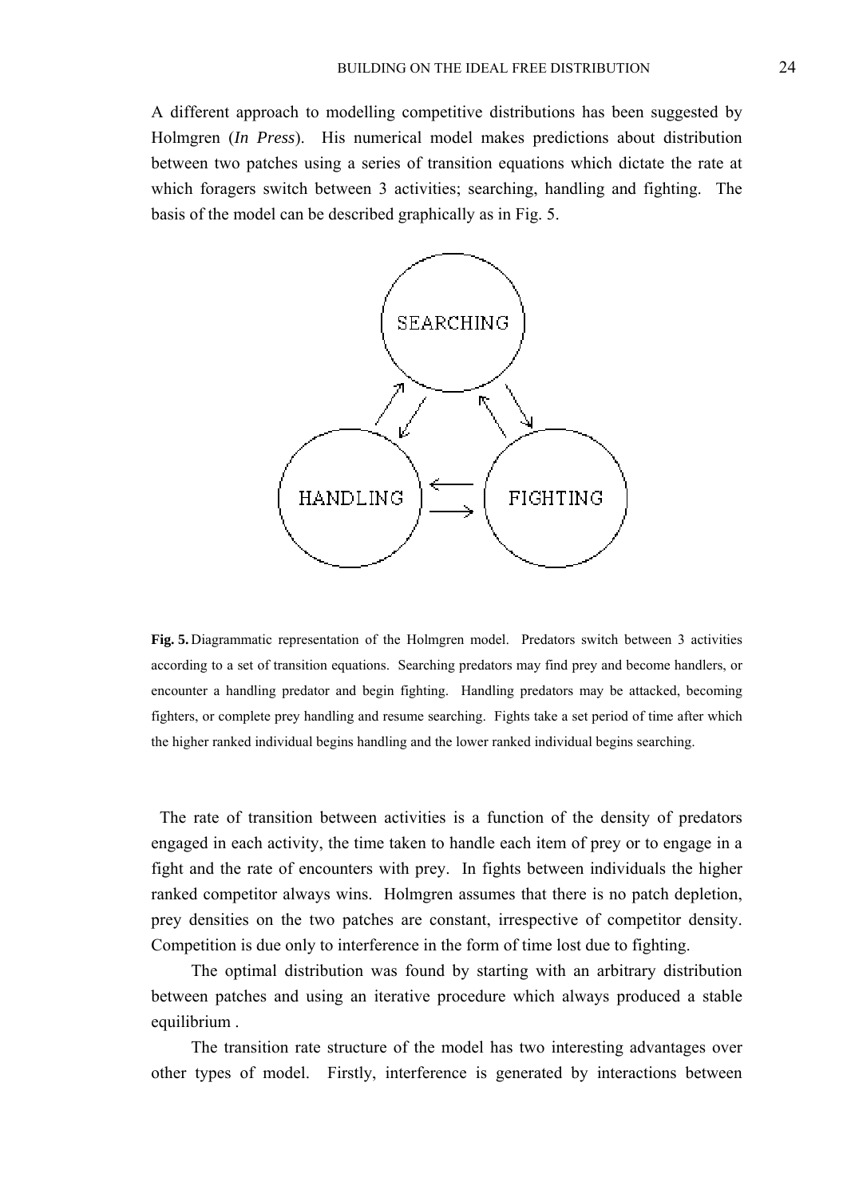A different approach to modelling competitive distributions has been suggested by Holmgren (*In Press*). His numerical model makes predictions about distribution between two patches using a series of transition equations which dictate the rate at which foragers switch between 3 activities; searching, handling and fighting. The basis of the model can be described graphically as in Fig. 5.

**Fig. 5.** Diagrammatic representation of the Holmgren model. Predators switch between 3 activities according to a set of transition equations. Searching predators may find prey and become handlers, or encounter a handling predator and begin fighting. Handling predators may be attacked, becoming fighters, or complete prey handling and resume searching. Fights take a set period of time after which the higher ranked individual begins handling and the lower ranked individual begins searching.

The rate of transition between activities is a function of the density of predators engaged in each activity, the time taken to handle each item of prey or to engage in a fight and the rate of encounters with prey. In fights between individuals the higher ranked competitor always wins. Holmgren assumes that there is no patch depletion, prey densities on the two patches are constant, irrespective of competitor density. Competition is due only to interference in the form of time lost due to fighting.

The optimal distribution was found by starting with an arbitrary distribution between patches and using an iterative procedure which always produced a stable equilibrium .

The transition rate structure of the model has two interesting advantages over other types of model. Firstly, interference is generated by interactions between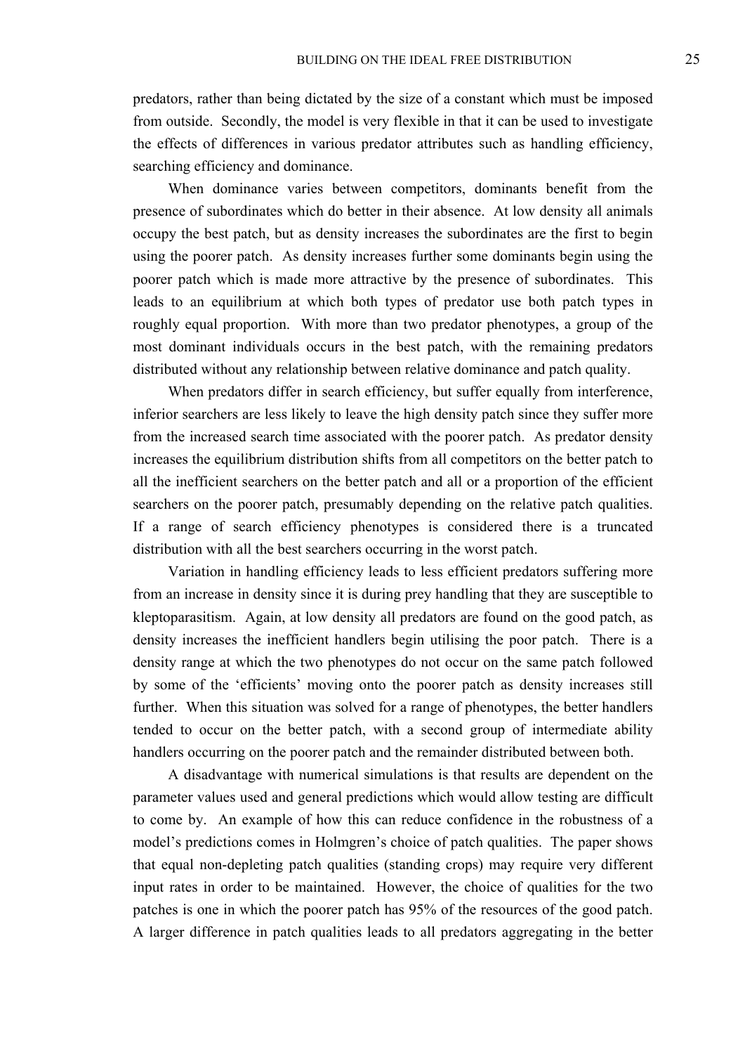predators, rather than being dictated by the size of a constant which must be imposed from outside. Secondly, the model is very flexible in that it can be used to investigate the effects of differences in various predator attributes such as handling efficiency, searching efficiency and dominance.

When dominance varies between competitors, dominants benefit from the presence of subordinates which do better in their absence. At low density all animals occupy the best patch, but as density increases the subordinates are the first to begin using the poorer patch. As density increases further some dominants begin using the poorer patch which is made more attractive by the presence of subordinates. This leads to an equilibrium at which both types of predator use both patch types in roughly equal proportion. With more than two predator phenotypes, a group of the most dominant individuals occurs in the best patch, with the remaining predators distributed without any relationship between relative dominance and patch quality.

When predators differ in search efficiency, but suffer equally from interference, inferior searchers are less likely to leave the high density patch since they suffer more from the increased search time associated with the poorer patch. As predator density increases the equilibrium distribution shifts from all competitors on the better patch to all the inefficient searchers on the better patch and all or a proportion of the efficient searchers on the poorer patch, presumably depending on the relative patch qualities. If a range of search efficiency phenotypes is considered there is a truncated distribution with all the best searchers occurring in the worst patch.

Variation in handling efficiency leads to less efficient predators suffering more from an increase in density since it is during prey handling that they are susceptible to kleptoparasitism. Again, at low density all predators are found on the good patch, as density increases the inefficient handlers begin utilising the poor patch. There is a density range at which the two phenotypes do not occur on the same patch followed by some of the 'efficients' moving onto the poorer patch as density increases still further. When this situation was solved for a range of phenotypes, the better handlers tended to occur on the better patch, with a second group of intermediate ability handlers occurring on the poorer patch and the remainder distributed between both.

A disadvantage with numerical simulations is that results are dependent on the parameter values used and general predictions which would allow testing are difficult to come by. An example of how this can reduce confidence in the robustness of a model's predictions comes in Holmgren's choice of patch qualities. The paper shows that equal non-depleting patch qualities (standing crops) may require very different input rates in order to be maintained. However, the choice of qualities for the two patches is one in which the poorer patch has 95% of the resources of the good patch. A larger difference in patch qualities leads to all predators aggregating in the better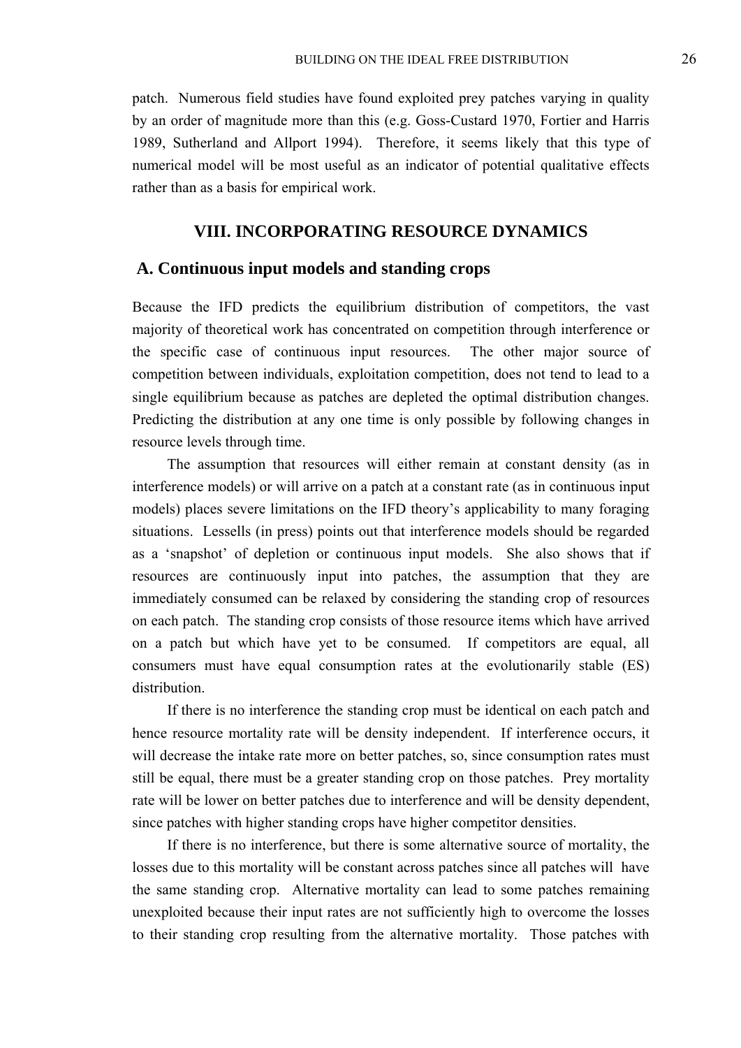patch. Numerous field studies have found exploited prey patches varying in quality by an order of magnitude more than this (e.g. Goss-Custard 1970, Fortier and Harris 1989, Sutherland and Allport 1994). Therefore, it seems likely that this type of numerical model will be most useful as an indicator of potential qualitative effects rather than as a basis for empirical work.

## VIII. INCORPORATING RESOURCE DYNAMICS

### A. Continuous input models and standing crops

Because the IFD predicts the equilibrium distribution of competitors, the vast majority of theoretical work has concentrated on competition through interference or the specific case of continuous input resources. The other major source of competition between individuals, exploitation competition, does not tend to lead to a single equilibrium because as patches are depleted the optimal distribution changes. Predicting the distribution at any one time is only possible by following changes in resource levels through time.

The assumption that resources will either remain at constant density (as in interference models) or will arrive on a patch at a constant rate (as in continuous input models) places severe limitations on the IFD theory's applicability to many foraging situations. Lessells (in press) points out that interference models should be regarded as a 'snapshot' of depletion or continuous input models. She also shows that if resources are continuously input into patches, the assumption that they are immediately consumed can be relaxed by considering the standing crop of resources on each patch. The standing crop consists of those resource items which have arrived on a patch but which have yet to be consumed. If competitors are equal, all consumers must have equal consumption rates at the evolutionarily stable (ES) distribution.

If there is no interference the standing crop must be identical on each patch and hence resource mortality rate will be density independent. If interference occurs, it will decrease the intake rate more on better patches, so, since consumption rates must still be equal, there must be a greater standing crop on those patches. Prey mortality rate will be lower on better patches due to interference and will be density dependent, since patches with higher standing crops have higher competitor densities.

If there is no interference, but there is some alternative source of mortality, the losses due to this mortality will be constant across patches since all patches will have the same standing crop. Alternative mortality can lead to some patches remaining unexploited because their input rates are not sufficiently high to overcome the losses to their standing crop resulting from the alternative mortality. Those patches with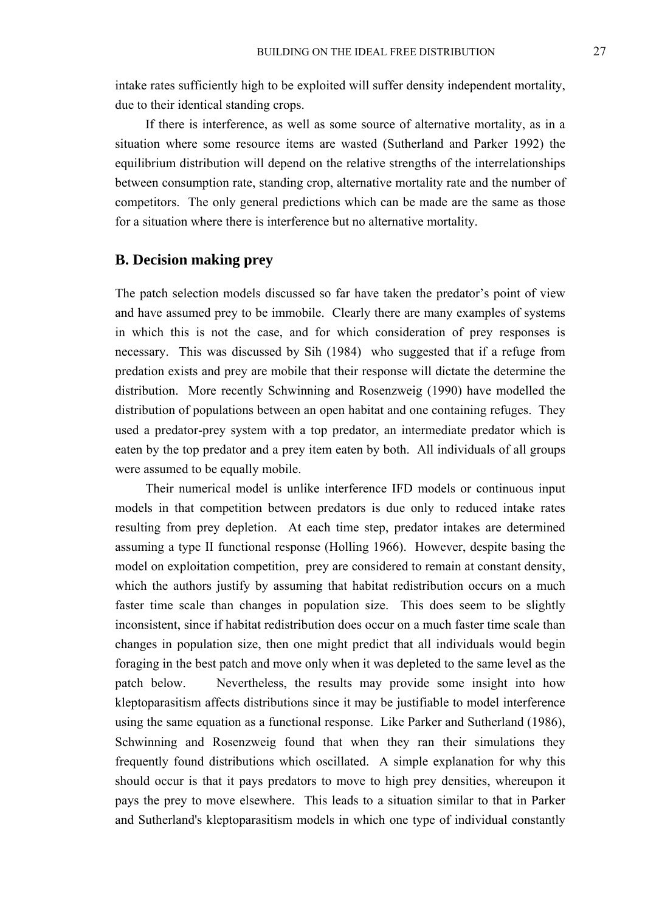intake rates sufficiently high to be exploited will suffer density independent mortality, due to their identical standing crops.

If there is interference, as well as some source of alternative mortality, as in a situation where some resource items are wasted (Sutherland and Parker 1992) the equilibrium distribution will depend on the relative strengths of the interrelationships between consumption rate, standing crop, alternative mortality rate and the number of competitors. The only general predictions which can be made are the same as those for a situation where there is interference but no alternative mortality.

## B. Decision making prey

The patch selection models discussed so far have taken the predator's point of view and have assumed prey to be immobile. Clearly there are many examples of systems in which this is not the case, and for which consideration of prey responses is necessary. This was discussed by Sih (1984) who suggested that if a refuge from predation exists and prey are mobile that their response will dictate the determine the distribution. More recently Schwinning and Rosenzweig (1990) have modelled the distribution of populations between an open habitat and one containing refuges. They used a predator-prey system with a top predator, an intermediate predator which is eaten by the top predator and a prey item eaten by both. All individuals of all groups were assumed to be equally mobile.

Their numerical model is unlike interference IFD models or continuous input models in that competition between predators is due only to reduced intake rates resulting from prey depletion. At each time step, predator intakes are determined assuming a type II functional response (Holling 1966). However, despite basing the model on exploitation competition, prey are considered to remain at constant density, which the authors justify by assuming that habitat redistribution occurs on a much faster time scale than changes in population size. This does seem to be slightly inconsistent, since if habitat redistribution does occur on a much faster time scale than changes in population size, then one might predict that all individuals would begin foraging in the best patch and move only when it was depleted to the same level as the patch below. Nevertheless, the results may provide some insight into how kleptoparasitism affects distributions since it may be justifiable to model interference using the same equation as a functional response. Like Parker and Sutherland (1986), Schwinning and Rosenzweig found that when they ran their simulations they frequently found distributions which oscillated. A simple explanation for why this should occur is that it pays predators to move to high prey densities, whereupon it pays the prey to move elsewhere. This leads to a situation similar to that in Parker and Sutherland's kleptoparasitism models in which one type of individual constantly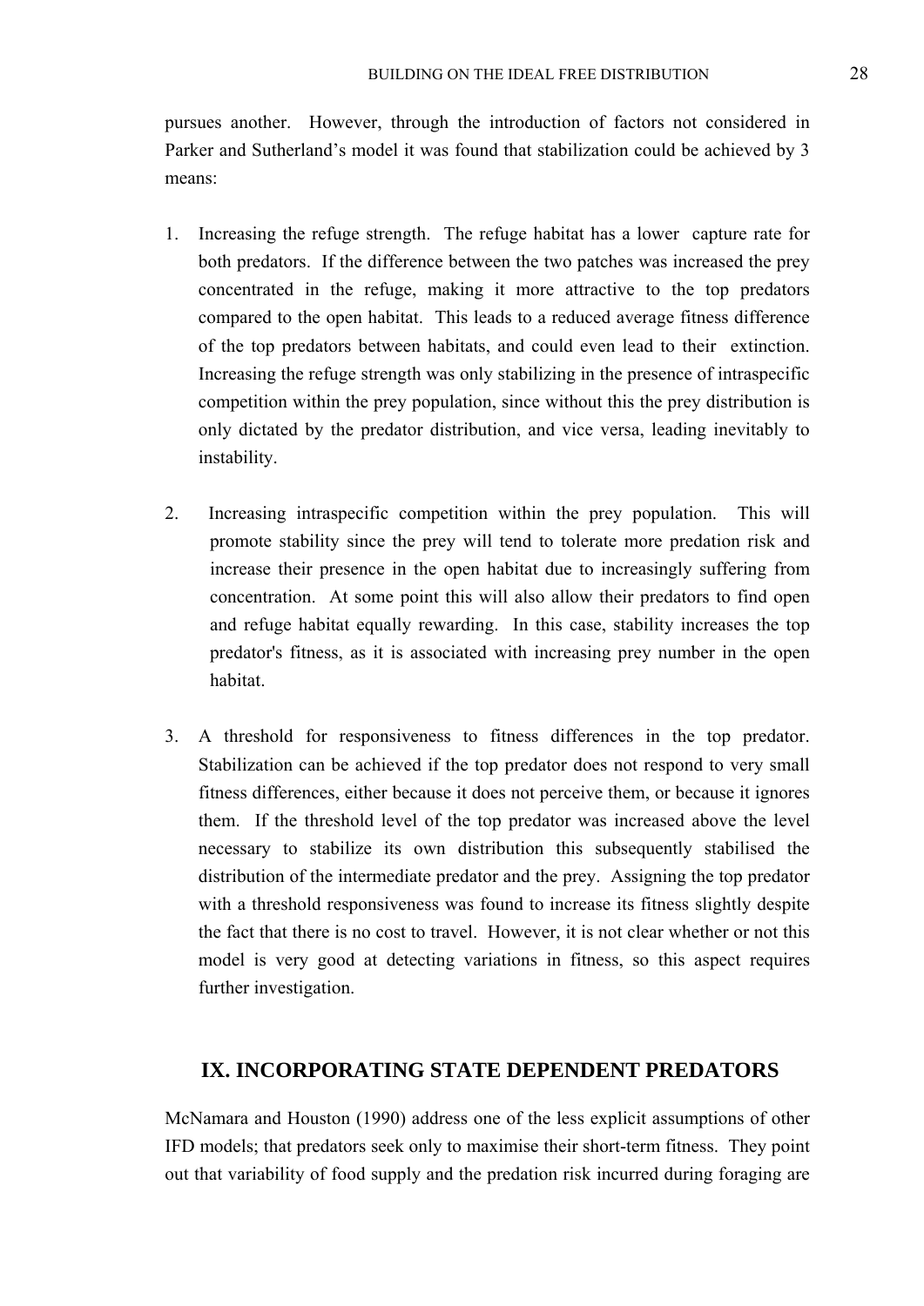pursues another. However, through the introduction of factors not considered in Parker and Sutherland's model it was found that stabilization could be achieved by 3 means:

1. Increasing the refuge strength. The refuge habitat has a lower capture rate for both predators. If the difference between the two patches was increased the prey concentrated in the refuge, making it more attractive to the top predators compared to the open habitat. This leads to a reduced average fitness difference of the top predators between habitats, and could even lead to their extinction. Increasing the refuge strength was only stabilizing in the presence of intraspecific competition within the prey population, since without this the prey distribution is only dictated by the predator distribution, and vice versa, leading inevitably to instability.

2. Increasing intraspecific competition within the prey population. This will promote stability since the prey will tend to tolerate more predation risk and increase their presence in the open habitat due to increasingly suffering from concentration. At some point this will also allow their predators to find open and refuge habitat equally rewarding. In this case, stability increases the top predator's fitness, as it is associated with increasing prey number in the open habitat.

3. A threshold for responsiveness to fitness differences in the top predator. Stabilization can be achieved if the top predator does not respond to very small fitness differences, either because it does not perceive them, or because it ignores them. If the threshold level of the top predator was increased above the level necessary to stabilize its own distribution this subsequently stabilised the distribution of the intermediate predator and the prey. Assigning the top predator with a threshold responsiveness was found to increase its fitness slightly despite the fact that there is no cost to travel. However, it is not clear whether or not this model is very good at detecting variations in fitness, so this aspect requires further investigation.

## IX. INCORPORATING STATE DEPENDENT PREDATORS

McNamara and Houston (1990) address one of the less explicit assumptions of other IFD models; that predators seek only to maximise their short-term fitness. They point out that variability of food supply and the predation risk incurred during foraging are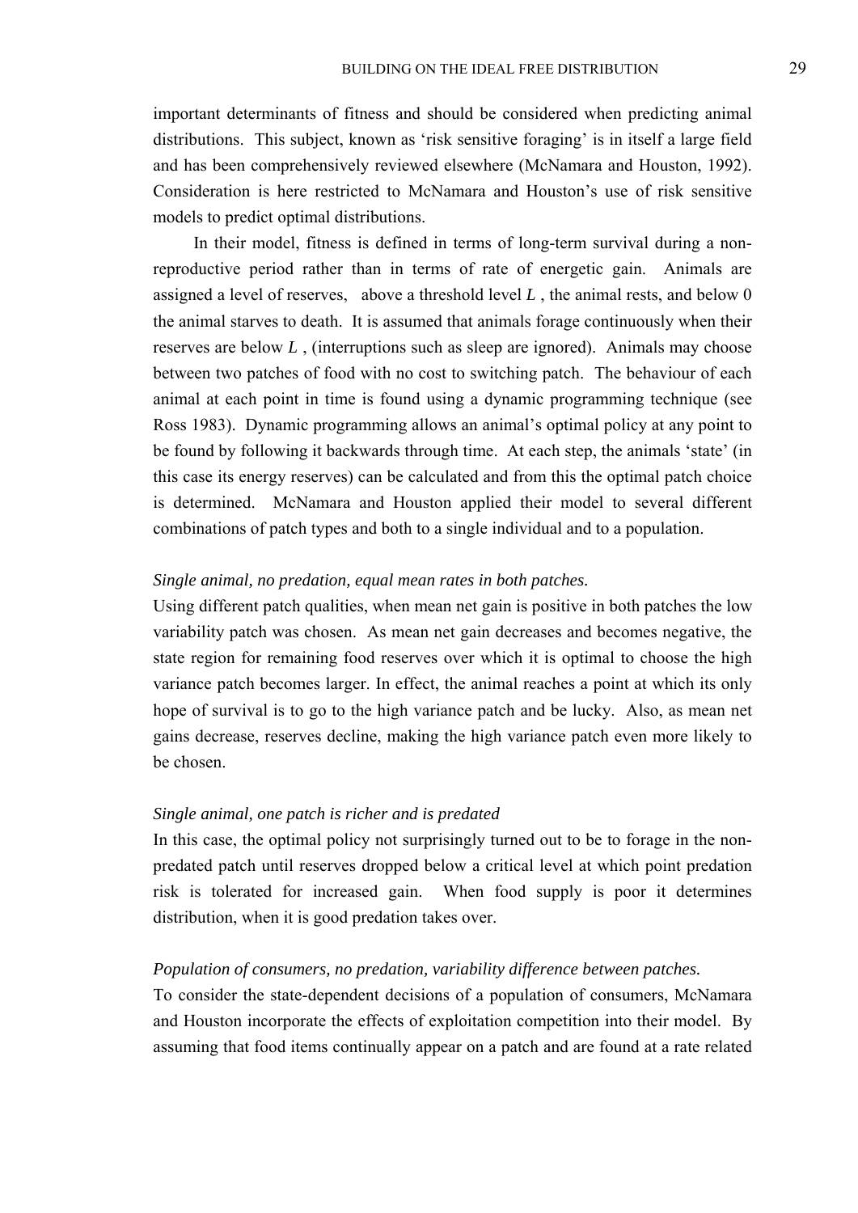important determinants of fitness and should be considered when predicting animal distributions. This subject, known as 'risk sensitive foraging' is in itself a large field and has been comprehensively reviewed elsewhere (McNamara and Houston, 1992). Consideration is here restricted to McNamara and Houston's use of risk sensitive models to predict optimal distributions.

In their model, fitness is defined in terms of long-term survival during a non-reproductive period rather than in terms of rate of energetic gain. Animals are assigned a level of reserves, above a threshold level $L$ , the animal rests, and below 0 the animal starves to death. It is assumed that animals forage continuously when their reserves are below $L$ , (interruptions such as sleep are ignored). Animals may choose between two patches of food with no cost to switching patch. The behaviour of each animal at each point in time is found using a dynamic programming technique (see Ross 1983). Dynamic programming allows an animal's optimal policy at any point to be found by following it backwards through time. At each step, the animals 'state' (in this case its energy reserves) can be calculated and from this the optimal patch choice is determined. McNamara and Houston applied their model to several different combinations of patch types and both to a single individual and to a population.

*Single animal, no predation, equal mean rates in both patches.*

Using different patch qualities, when mean net gain is positive in both patches the low variability patch was chosen. As mean net gain decreases and becomes negative, the state region for remaining food reserves over which it is optimal to choose the high variance patch becomes larger. In effect, the animal reaches a point at which its only hope of survival is to go to the high variance patch and be lucky. Also, as mean net gains decrease, reserves decline, making the high variance patch even more likely to be chosen.

*Single animal, one patch is richer and is predated*

In this case, the optimal policy not surprisingly turned out to be to forage in the non-predated patch until reserves dropped below a critical level at which point predation risk is tolerated for increased gain. When food supply is poor it determines distribution, when it is good predation takes over.

*Population of consumers, no predation, variability difference between patches.*

To consider the state-dependent decisions of a population of consumers, McNamara and Houston incorporate the effects of exploitation competition into their model. By assuming that food items continually appear on a patch and are found at a rate related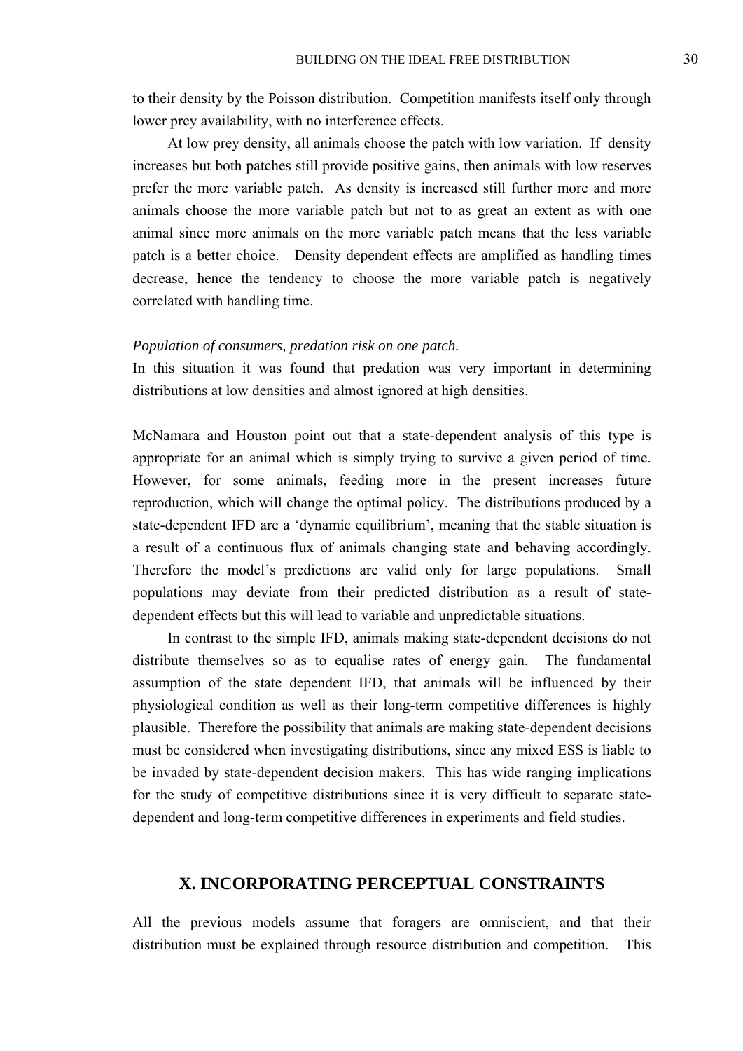to their density by the Poisson distribution. Competition manifests itself only through lower prey availability, with no interference effects.

At low prey density, all animals choose the patch with low variation. If density increases but both patches still provide positive gains, then animals with low reserves prefer the more variable patch. As density is increased still further more and more animals choose the more variable patch but not to as great an extent as with one animal since more animals on the more variable patch means that the less variable patch is a better choice. Density dependent effects are amplified as handling times decrease, hence the tendency to choose the more variable patch is negatively correlated with handling time.

*Population of consumers, predation risk on one patch.*

In this situation it was found that predation was very important in determining distributions at low densities and almost ignored at high densities.

McNamara and Houston point out that a state-dependent analysis of this type is appropriate for an animal which is simply trying to survive a given period of time. However, for some animals, feeding more in the present increases future reproduction, which will change the optimal policy. The distributions produced by a state-dependent IFD are a 'dynamic equilibrium', meaning that the stable situation is a result of a continuous flux of animals changing state and behaving accordingly. Therefore the model's predictions are valid only for large populations. Small populations may deviate from their predicted distribution as a result of state-dependent effects but this will lead to variable and unpredictable situations.

In contrast to the simple IFD, animals making state-dependent decisions do not distribute themselves so as to equalise rates of energy gain. The fundamental assumption of the state dependent IFD, that animals will be influenced by their physiological condition as well as their long-term competitive differences is highly plausible. Therefore the possibility that animals are making state-dependent decisions must be considered when investigating distributions, since any mixed ESS is liable to be invaded by state-dependent decision makers. This has wide ranging implications for the study of competitive distributions since it is very difficult to separate state-dependent and long-term competitive differences in experiments and field studies.

## X. INCORPORATING PERCEPTUAL CONSTRAINTS

All the previous models assume that foragers are omniscient, and that their distribution must be explained through resource distribution and competition. This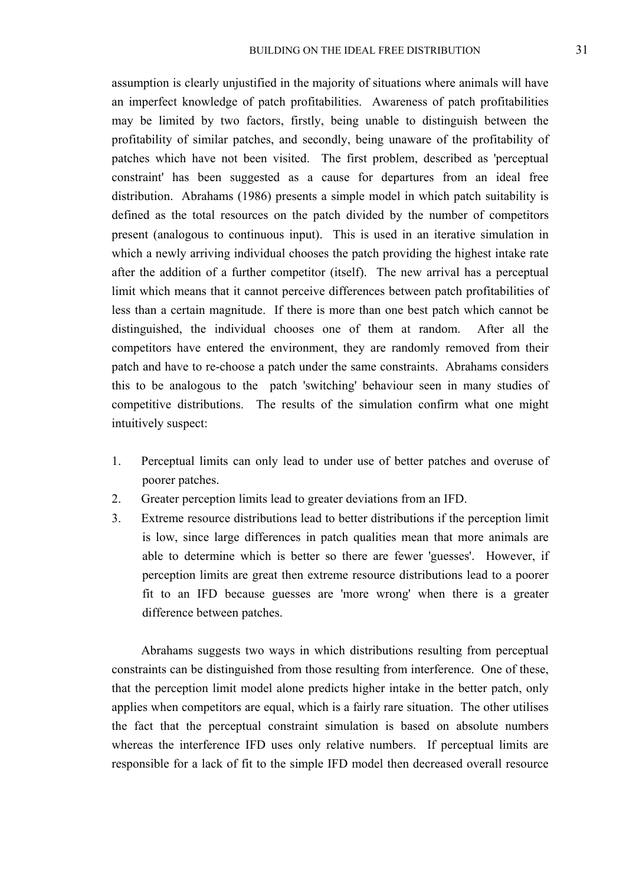assumption is clearly unjustified in the majority of situations where animals will have an imperfect knowledge of patch profitabilities. Awareness of patch profitabilities may be limited by two factors, firstly, being unable to distinguish between the profitability of similar patches, and secondly, being unaware of the profitability of patches which have not been visited. The first problem, described as 'perceptual constraint' has been suggested as a cause for departures from an ideal free distribution. Abrahams (1986) presents a simple model in which patch suitability is defined as the total resources on the patch divided by the number of competitors present (analogous to continuous input). This is used in an iterative simulation in which a newly arriving individual chooses the patch providing the highest intake rate after the addition of a further competitor (itself). The new arrival has a perceptual limit which means that it cannot perceive differences between patch profitabilities of less than a certain magnitude. If there is more than one best patch which cannot be distinguished, the individual chooses one of them at random. After all the competitors have entered the environment, they are randomly removed from their patch and have to re-choose a patch under the same constraints. Abrahams considers this to be analogous to the patch 'switching' behaviour seen in many studies of competitive distributions. The results of the simulation confirm what one might intuitively suspect:

1. Perceptual limits can only lead to under use of better patches and overuse of poorer patches.
2. Greater perception limits lead to greater deviations from an IFD.
3. Extreme resource distributions lead to better distributions if the perception limit is low, since large differences in patch qualities mean that more animals are able to determine which is better so there are fewer 'guesses'. However, if perception limits are great then extreme resource distributions lead to a poorer fit to an IFD because guesses are 'more wrong' when there is a greater difference between patches.

Abrahams suggests two ways in which distributions resulting from perceptual constraints can be distinguished from those resulting from interference. One of these, that the perception limit model alone predicts higher intake in the better patch, only applies when competitors are equal, which is a fairly rare situation. The other utilises the fact that the perceptual constraint simulation is based on absolute numbers whereas the interference IFD uses only relative numbers. If perceptual limits are responsible for a lack of fit to the simple IFD model then decreased overall resource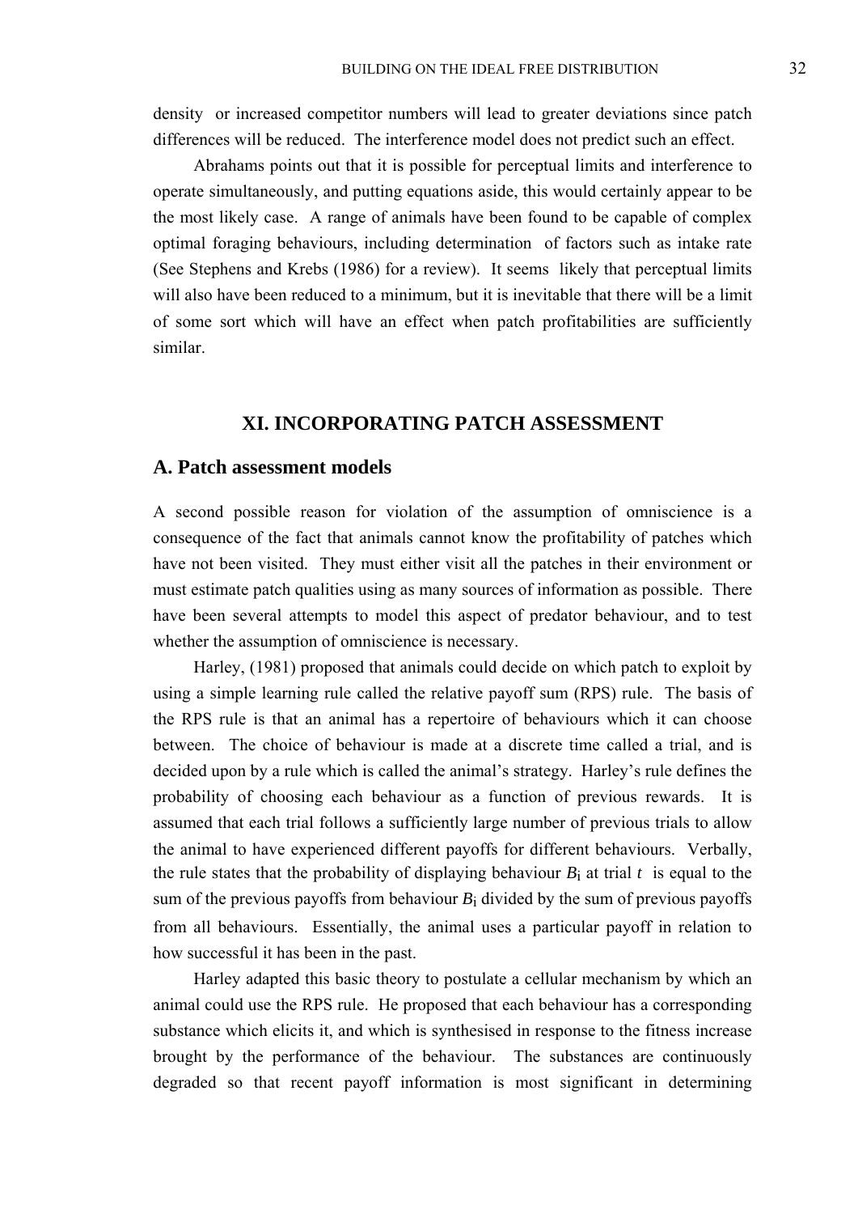density or increased competitor numbers will lead to greater deviations since patch differences will be reduced. The interference model does not predict such an effect.

Abrahams points out that it is possible for perceptual limits and interference to operate simultaneously, and putting equations aside, this would certainly appear to be the most likely case. A range of animals have been found to be capable of complex optimal foraging behaviours, including determination of factors such as intake rate (See Stephens and Krebs (1986) for a review). It seems likely that perceptual limits will also have been reduced to a minimum, but it is inevitable that there will be a limit of some sort which will have an effect when patch profitabilities are sufficiently similar.

## XI. INCORPORATING PATCH ASSESSMENT

### A. Patch assessment models

A second possible reason for violation of the assumption of omniscience is a consequence of the fact that animals cannot know the profitability of patches which have not been visited. They must either visit all the patches in their environment or must estimate patch qualities using as many sources of information as possible. There have been several attempts to model this aspect of predator behaviour, and to test whether the assumption of omniscience is necessary.

Harley, (1981) proposed that animals could decide on which patch to exploit by using a simple learning rule called the relative payoff sum (RPS) rule. The basis of the RPS rule is that an animal has a repertoire of behaviours which it can choose between. The choice of behaviour is made at a discrete time called a trial, and is decided upon by a rule which is called the animal's strategy. Harley's rule defines the probability of choosing each behaviour as a function of previous rewards. It is assumed that each trial follows a sufficiently large number of previous trials to allow the animal to have experienced different payoffs for different behaviours. Verbally, the rule states that the probability of displaying behaviour $B_i$ at trial $t$ is equal to the sum of the previous payoffs from behaviour $B_i$ divided by the sum of previous payoffs from all behaviours. Essentially, the animal uses a particular payoff in relation to how successful it has been in the past.

Harley adapted this basic theory to postulate a cellular mechanism by which an animal could use the RPS rule. He proposed that each behaviour has a corresponding substance which elicits it, and which is synthesised in response to the fitness increase brought by the performance of the behaviour. The substances are continuously degraded so that recent payoff information is most significant in determining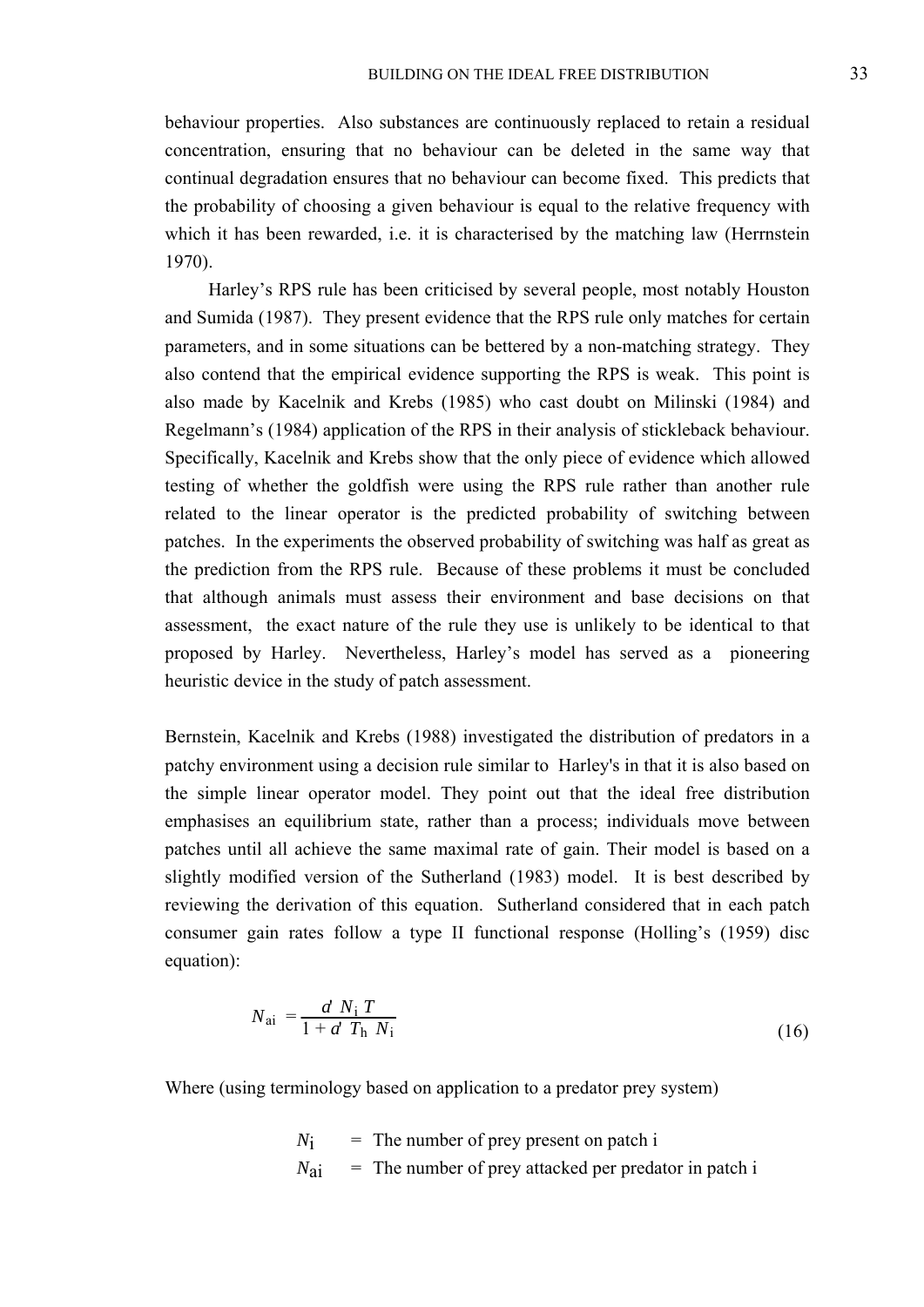behaviour properties. Also substances are continuously replaced to retain a residual concentration, ensuring that no behaviour can be deleted in the same way that continual degradation ensures that no behaviour can become fixed. This predicts that the probability of choosing a given behaviour is equal to the relative frequency with which it has been rewarded, i.e. it is characterised by the matching law (Herrnstein 1970).

Harley's RPS rule has been criticised by several people, most notably Houston and Sumida (1987). They present evidence that the RPS rule only matches for certain parameters, and in some situations can be bettered by a non-matching strategy. They also contend that the empirical evidence supporting the RPS is weak. This point is also made by Kacelnik and Krebs (1985) who cast doubt on Milinski (1984) and Regelmann's (1984) application of the RPS in their analysis of stickleback behaviour. Specifically, Kacelnik and Krebs show that the only piece of evidence which allowed testing of whether the goldfish were using the RPS rule rather than another rule related to the linear operator is the predicted probability of switching between patches. In the experiments the observed probability of switching was half as great as the prediction from the RPS rule. Because of these problems it must be concluded that although animals must assess their environment and base decisions on that assessment, the exact nature of the rule they use is unlikely to be identical to that proposed by Harley. Nevertheless, Harley's model has served as a pioneering heuristic device in the study of patch assessment.

Bernstein, Kacelnik and Krebs (1988) investigated the distribution of predators in a patchy environment using a decision rule similar to Harley's in that it is also based on the simple linear operator model. They point out that the ideal free distribution emphasises an equilibrium state, rather than a process; individuals move between patches until all achieve the same maximal rate of gain. Their model is based on a slightly modified version of the Sutherland (1983) model. It is best described by reviewing the derivation of this equation. Sutherland considered that in each patch consumer gain rates follow a type II functional response (Holling's (1959) disc equation):

$$N_{ai} = \frac{a' N_i T}{1 + a' T_h N_i} \tag{16}$$

Where (using terminology based on application to a predator prey system)

$N_i$ = The number of prey present on patch i

$N_{ai}$ = The number of prey attacked per predator in patch i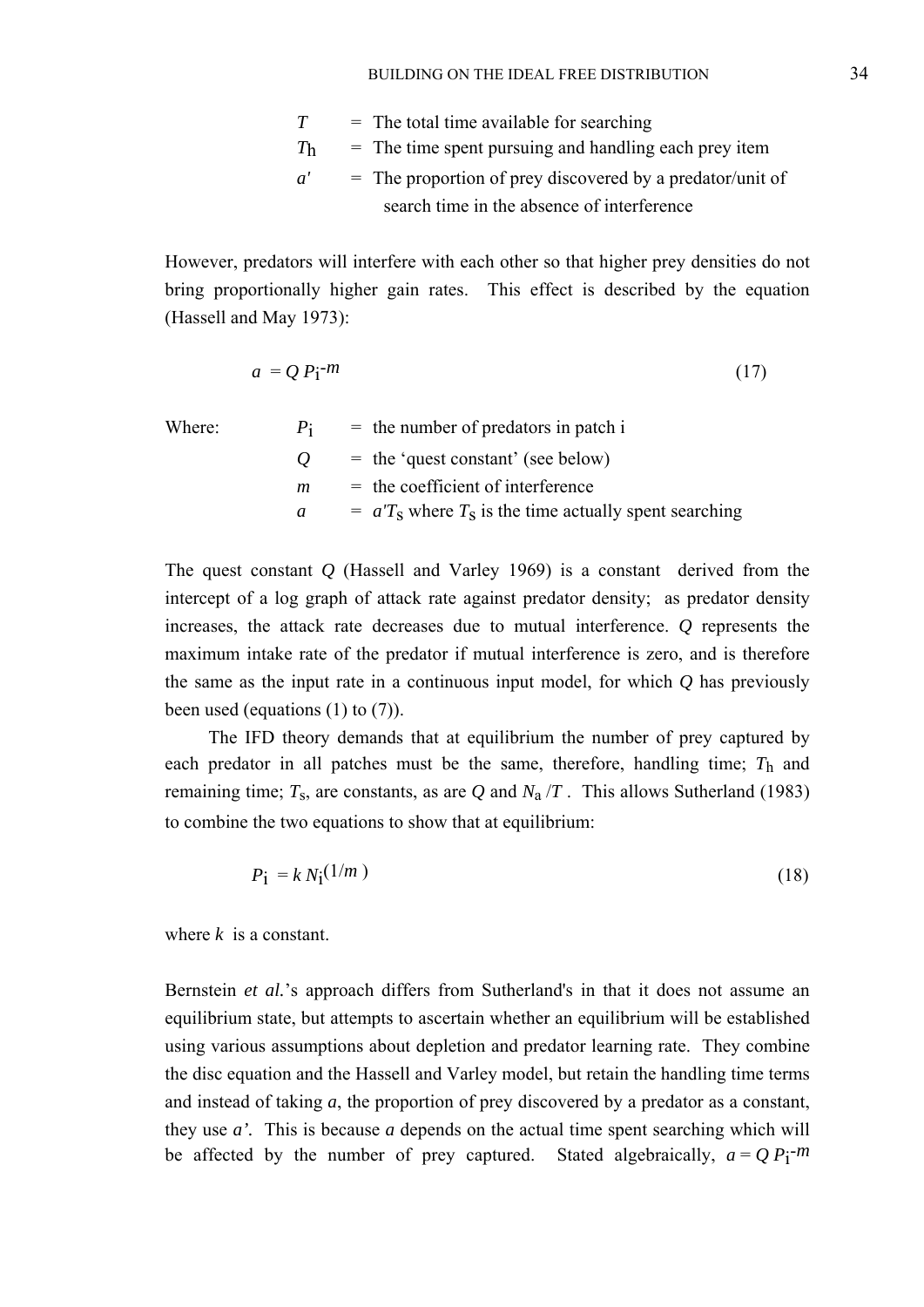$T$ = The total time available for searching
$T_h$ = The time spent pursuing and handling each prey item
$a'$ = The proportion of prey discovered by a predator/unit of search time in the absence of interference

However, predators will interfere with each other so that higher prey densities do not bring proportionally higher gain rates. This effect is described by the equation (Hassell and May 1973):

$$a = Q P_i^{-m} \tag{17}$$

Where: $P_i$ = the number of predators in patch i
$Q$ = the 'quest constant' (see below)
$m$ = the coefficient of interference
$a$ = $a'T_S$ where $T_S$ is the time actually spent searching

The quest constant $Q$ (Hassell and Varley 1969) is a constant derived from the intercept of a log graph of attack rate against predator density; as predator density increases, the attack rate decreases due to mutual interference. $Q$ represents the maximum intake rate of the predator if mutual interference is zero, and is therefore the same as the input rate in a continuous input model, for which $Q$ has previously been used (equations (1) to (7)).

The IFD theory demands that at equilibrium the number of prey captured by each predator in all patches must be the same, therefore, handling time; $T_h$ and remaining time; $T_s$, are constants, as are $Q$ and $N_a / T$. This allows Sutherland (1983) to combine the two equations to show that at equilibrium:

$$P_i = k N_i^{(1/m)} \tag{18}$$

where $k$ is a constant.

Bernstein *et al.*'s approach differs from Sutherland's in that it does not assume an equilibrium state, but attempts to ascertain whether an equilibrium will be established using various assumptions about depletion and predator learning rate. They combine the disc equation and the Hassell and Varley model, but retain the handling time terms and instead of taking $a$, the proportion of prey discovered by a predator as a constant, they use $a'$. This is because $a$ depends on the actual time spent searching which will be affected by the number of prey captured. Stated algebraically, $a = Q P_i^{-m}$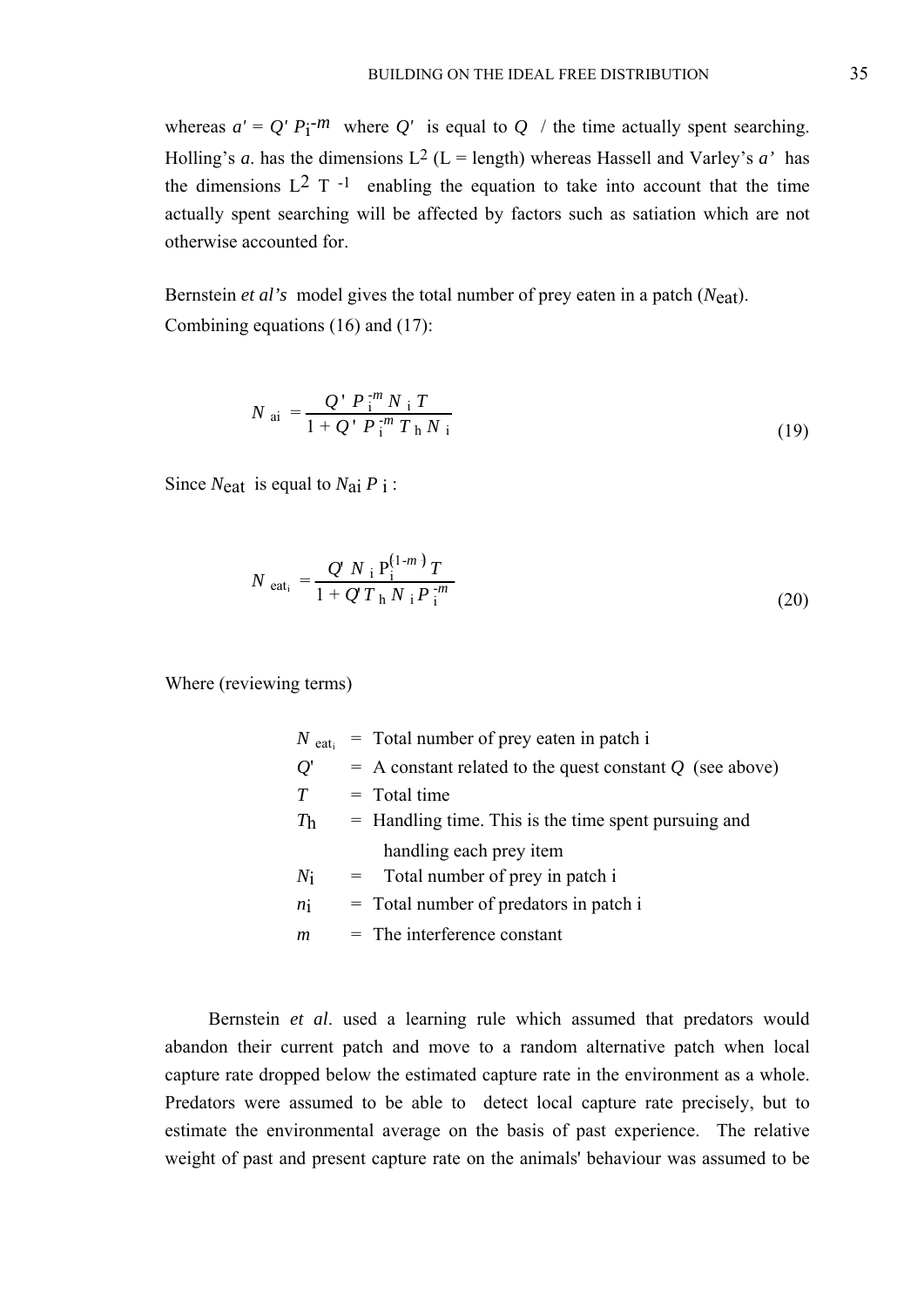whereas $a' = Q' P_i^{-m}$ where $Q'$ is equal to $Q$ / the time actually spent searching. Holling's $a$. has the dimensions $L^2$ (L = length) whereas Hassell and Varley's $a'$ has the dimensions $L^2 T^{-1}$ enabling the equation to take into account that the time actually spent searching will be affected by factors such as satiation which are not otherwise accounted for.

Bernstein *et al's* model gives the total number of prey eaten in a patch ($N_{eat}$). Combining equations (16) and (17):

$$N_{ai} = \frac{Q' P_i^{-m} N_i T}{1 + Q' P_i^{-m} T_h N_i} \tag{19}$$

Since $N_{eat}$ is equal to $N_{ai} P_i$ :

$$N_{eat_i} = \frac{Q' N_i P_i^{(1-m)} T}{1 + Q' T_h N_i P_i^{-m}} \tag{20}$$

Where (reviewing terms)

$N_{eat_i}$ = Total number of prey eaten in patch i
$Q'$ = A constant related to the quest constant $Q$ (see above)
$T$ = Total time
$T_h$ = Handling time. This is the time spent pursuing and handling each prey item
$N_i$ = Total number of prey in patch i
$n_i$ = Total number of predators in patch i
$m$ = The interference constant

Bernstein *et al*. used a learning rule which assumed that predators would abandon their current patch and move to a random alternative patch when local capture rate dropped below the estimated capture rate in the environment as a whole. Predators were assumed to be able to detect local capture rate precisely, but to estimate the environmental average on the basis of past experience. The relative weight of past and present capture rate on the animals' behaviour was assumed to be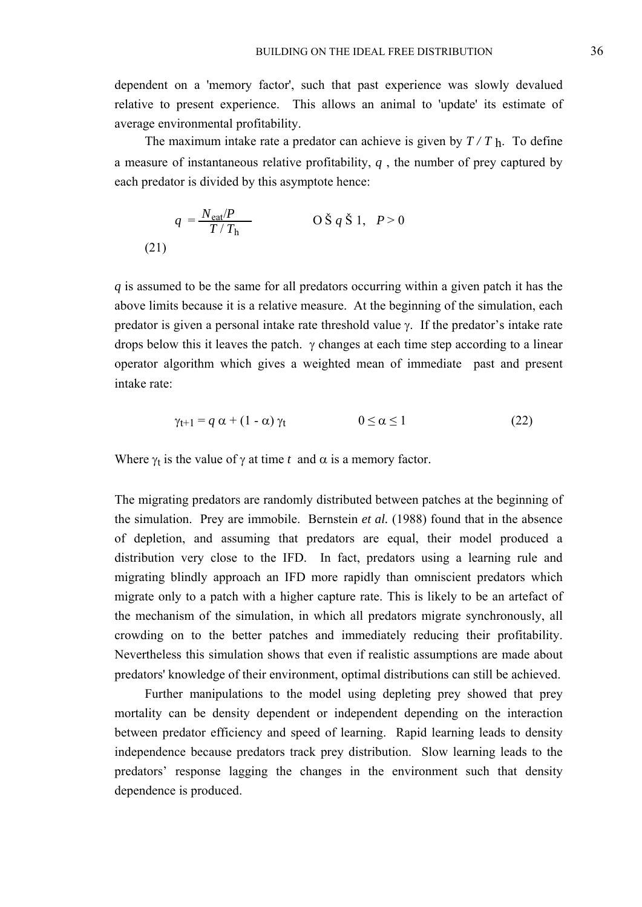dependent on a 'memory factor', such that past experience was slowly devalued relative to present experience. This allows an animal to 'update' its estimate of average environmental profitability.

The maximum intake rate a predator can achieve is given by $T / T_h$. To define a measure of instantaneous relative profitability, $q$ , the number of prey captured by each predator is divided by this asymptote hence:

$$q = \frac{N_{eat}/P}{T / T_h} \qquad 0 \leq q \leq 1, \quad P > 0 \tag{21}$$

$q$ is assumed to be the same for all predators occurring within a given patch it has the above limits because it is a relative measure. At the beginning of the simulation, each predator is given a personal intake rate threshold value $\gamma$. If the predator's intake rate drops below this it leaves the patch. $\gamma$ changes at each time step according to a linear operator algorithm which gives a weighted mean of immediate past and present intake rate:

$$\gamma_{t+1} = q\,\alpha + (1 - \alpha)\,\gamma_t \qquad 0 \leq \alpha \leq 1 \tag{22}$$

Where $\gamma_t$ is the value of $\gamma$ at time $t$ and $\alpha$ is a memory factor.

The migrating predators are randomly distributed between patches at the beginning of the simulation. Prey are immobile. Bernstein *et al.* (1988) found that in the absence of depletion, and assuming that predators are equal, their model produced a distribution very close to the IFD. In fact, predators using a learning rule and migrating blindly approach an IFD more rapidly than omniscient predators which migrate only to a patch with a higher capture rate. This is likely to be an artefact of the mechanism of the simulation, in which all predators migrate synchronously, all crowding on to the better patches and immediately reducing their profitability. Nevertheless this simulation shows that even if realistic assumptions are made about predators' knowledge of their environment, optimal distributions can still be achieved.

Further manipulations to the model using depleting prey showed that prey mortality can be density dependent or independent depending on the interaction between predator efficiency and speed of learning. Rapid learning leads to density independence because predators track prey distribution. Slow learning leads to the predators' response lagging the changes in the environment such that density dependence is produced.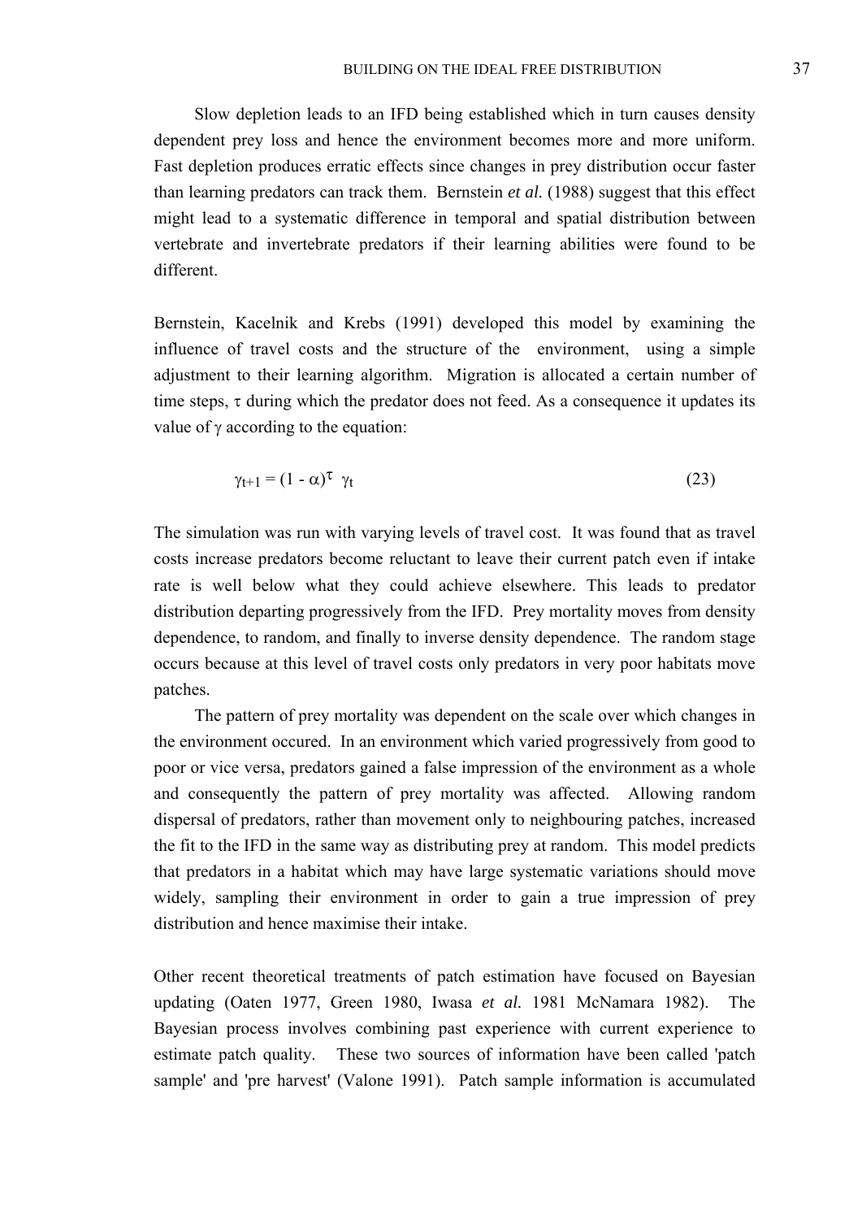Slow depletion leads to an IFD being established which in turn causes density dependent prey loss and hence the environment becomes more and more uniform. Fast depletion produces erratic effects since changes in prey distribution occur faster than learning predators can track them. Bernstein *et al.* (1988) suggest that this effect might lead to a systematic difference in temporal and spatial distribution between vertebrate and invertebrate predators if their learning abilities were found to be different.

Bernstein, Kacelnik and Krebs (1991) developed this model by examining the influence of travel costs and the structure of the environment, using a simple adjustment to their learning algorithm. Migration is allocated a certain number of time steps, $\tau$ during which the predator does not feed. As a consequence it updates its value of $\gamma$ according to the equation:

$$\gamma_{t+1} = (1 - \alpha)^{\tau} \ \gamma_t \qquad (23)$$

The simulation was run with varying levels of travel cost. It was found that as travel costs increase predators become reluctant to leave their current patch even if intake rate is well below what they could achieve elsewhere. This leads to predator distribution departing progressively from the IFD. Prey mortality moves from density dependence, to random, and finally to inverse density dependence. The random stage occurs because at this level of travel costs only predators in very poor habitats move patches.

The pattern of prey mortality was dependent on the scale over which changes in the environment occured. In an environment which varied progressively from good to poor or vice versa, predators gained a false impression of the environment as a whole and consequently the pattern of prey mortality was affected. Allowing random dispersal of predators, rather than movement only to neighbouring patches, increased the fit to the IFD in the same way as distributing prey at random. This model predicts that predators in a habitat which may have large systematic variations should move widely, sampling their environment in order to gain a true impression of prey distribution and hence maximise their intake.

Other recent theoretical treatments of patch estimation have focused on Bayesian updating (Oaten 1977, Green 1980, Iwasa *et al.* 1981 McNamara 1982). The Bayesian process involves combining past experience with current experience to estimate patch quality. These two sources of information have been called 'patch sample' and 'pre harvest' (Valone 1991). Patch sample information is accumulated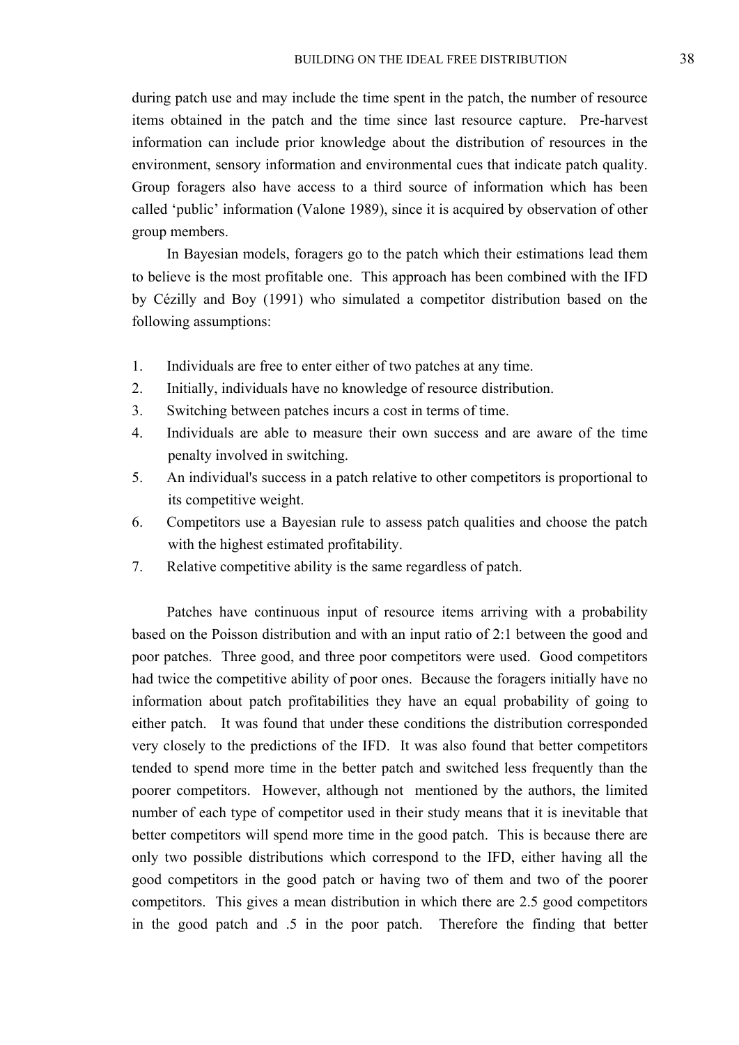during patch use and may include the time spent in the patch, the number of resource items obtained in the patch and the time since last resource capture. Pre-harvest information can include prior knowledge about the distribution of resources in the environment, sensory information and environmental cues that indicate patch quality. Group foragers also have access to a third source of information which has been called 'public' information (Valone 1989), since it is acquired by observation of other group members.

In Bayesian models, foragers go to the patch which their estimations lead them to believe is the most profitable one. This approach has been combined with the IFD by Cézilly and Boy (1991) who simulated a competitor distribution based on the following assumptions:

1. Individuals are free to enter either of two patches at any time.
2. Initially, individuals have no knowledge of resource distribution.
3. Switching between patches incurs a cost in terms of time.
4. Individuals are able to measure their own success and are aware of the time penalty involved in switching.
5. An individual's success in a patch relative to other competitors is proportional to its competitive weight.
6. Competitors use a Bayesian rule to assess patch qualities and choose the patch with the highest estimated profitability.
7. Relative competitive ability is the same regardless of patch.

Patches have continuous input of resource items arriving with a probability based on the Poisson distribution and with an input ratio of 2:1 between the good and poor patches. Three good, and three poor competitors were used. Good competitors had twice the competitive ability of poor ones. Because the foragers initially have no information about patch profitabilities they have an equal probability of going to either patch. It was found that under these conditions the distribution corresponded very closely to the predictions of the IFD. It was also found that better competitors tended to spend more time in the better patch and switched less frequently than the poorer competitors. However, although not mentioned by the authors, the limited number of each type of competitor used in their study means that it is inevitable that better competitors will spend more time in the good patch. This is because there are only two possible distributions which correspond to the IFD, either having all the good competitors in the good patch or having two of them and two of the poorer competitors. This gives a mean distribution in which there are 2.5 good competitors in the good patch and .5 in the poor patch. Therefore the finding that better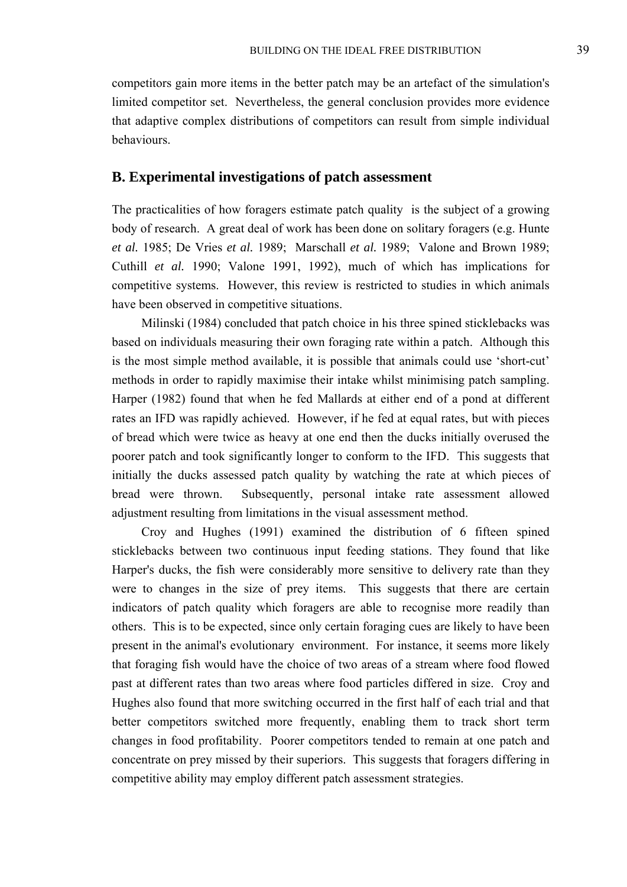competitors gain more items in the better patch may be an artefact of the simulation's limited competitor set. Nevertheless, the general conclusion provides more evidence that adaptive complex distributions of competitors can result from simple individual behaviours.

## B. Experimental investigations of patch assessment

The practicalities of how foragers estimate patch quality is the subject of a growing body of research. A great deal of work has been done on solitary foragers (e.g. Hunte *et al.* 1985; De Vries *et al.* 1989; Marschall *et al.* 1989; Valone and Brown 1989; Cuthill *et al.* 1990; Valone 1991, 1992), much of which has implications for competitive systems. However, this review is restricted to studies in which animals have been observed in competitive situations.

Milinski (1984) concluded that patch choice in his three spined sticklebacks was based on individuals measuring their own foraging rate within a patch. Although this is the most simple method available, it is possible that animals could use 'short-cut' methods in order to rapidly maximise their intake whilst minimising patch sampling. Harper (1982) found that when he fed Mallards at either end of a pond at different rates an IFD was rapidly achieved. However, if he fed at equal rates, but with pieces of bread which were twice as heavy at one end then the ducks initially overused the poorer patch and took significantly longer to conform to the IFD. This suggests that initially the ducks assessed patch quality by watching the rate at which pieces of bread were thrown. Subsequently, personal intake rate assessment allowed adjustment resulting from limitations in the visual assessment method.

Croy and Hughes (1991) examined the distribution of 6 fifteen spined sticklebacks between two continuous input feeding stations. They found that like Harper's ducks, the fish were considerably more sensitive to delivery rate than they were to changes in the size of prey items. This suggests that there are certain indicators of patch quality which foragers are able to recognise more readily than others. This is to be expected, since only certain foraging cues are likely to have been present in the animal's evolutionary environment. For instance, it seems more likely that foraging fish would have the choice of two areas of a stream where food flowed past at different rates than two areas where food particles differed in size. Croy and Hughes also found that more switching occurred in the first half of each trial and that better competitors switched more frequently, enabling them to track short term changes in food profitability. Poorer competitors tended to remain at one patch and concentrate on prey missed by their superiors. This suggests that foragers differing in competitive ability may employ different patch assessment strategies.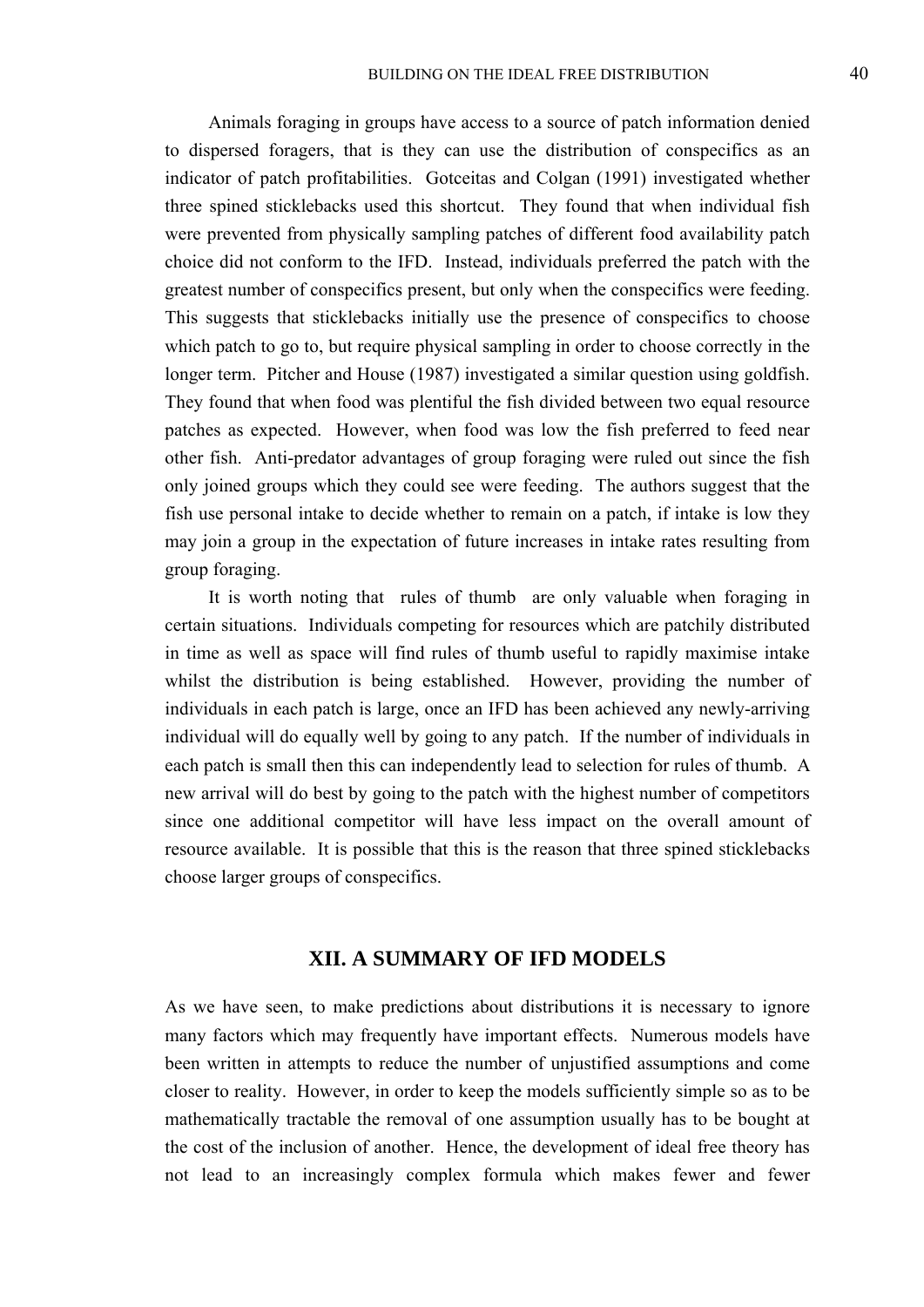Animals foraging in groups have access to a source of patch information denied to dispersed foragers, that is they can use the distribution of conspecifics as an indicator of patch profitabilities. Gotceitas and Colgan (1991) investigated whether three spined sticklebacks used this shortcut. They found that when individual fish were prevented from physically sampling patches of different food availability patch choice did not conform to the IFD. Instead, individuals preferred the patch with the greatest number of conspecifics present, but only when the conspecifics were feeding. This suggests that sticklebacks initially use the presence of conspecifics to choose which patch to go to, but require physical sampling in order to choose correctly in the longer term. Pitcher and House (1987) investigated a similar question using goldfish. They found that when food was plentiful the fish divided between two equal resource patches as expected. However, when food was low the fish preferred to feed near other fish. Anti-predator advantages of group foraging were ruled out since the fish only joined groups which they could see were feeding. The authors suggest that the fish use personal intake to decide whether to remain on a patch, if intake is low they may join a group in the expectation of future increases in intake rates resulting from group foraging.

It is worth noting that rules of thumb are only valuable when foraging in certain situations. Individuals competing for resources which are patchily distributed in time as well as space will find rules of thumb useful to rapidly maximise intake whilst the distribution is being established. However, providing the number of individuals in each patch is large, once an IFD has been achieved any newly-arriving individual will do equally well by going to any patch. If the number of individuals in each patch is small then this can independently lead to selection for rules of thumb. A new arrival will do best by going to the patch with the highest number of competitors since one additional competitor will have less impact on the overall amount of resource available. It is possible that this is the reason that three spined sticklebacks choose larger groups of conspecifics.

## XII. A SUMMARY OF IFD MODELS

As we have seen, to make predictions about distributions it is necessary to ignore many factors which may frequently have important effects. Numerous models have been written in attempts to reduce the number of unjustified assumptions and come closer to reality. However, in order to keep the models sufficiently simple so as to be mathematically tractable the removal of one assumption usually has to be bought at the cost of the inclusion of another. Hence, the development of ideal free theory has not lead to an increasingly complex formula which makes fewer and fewer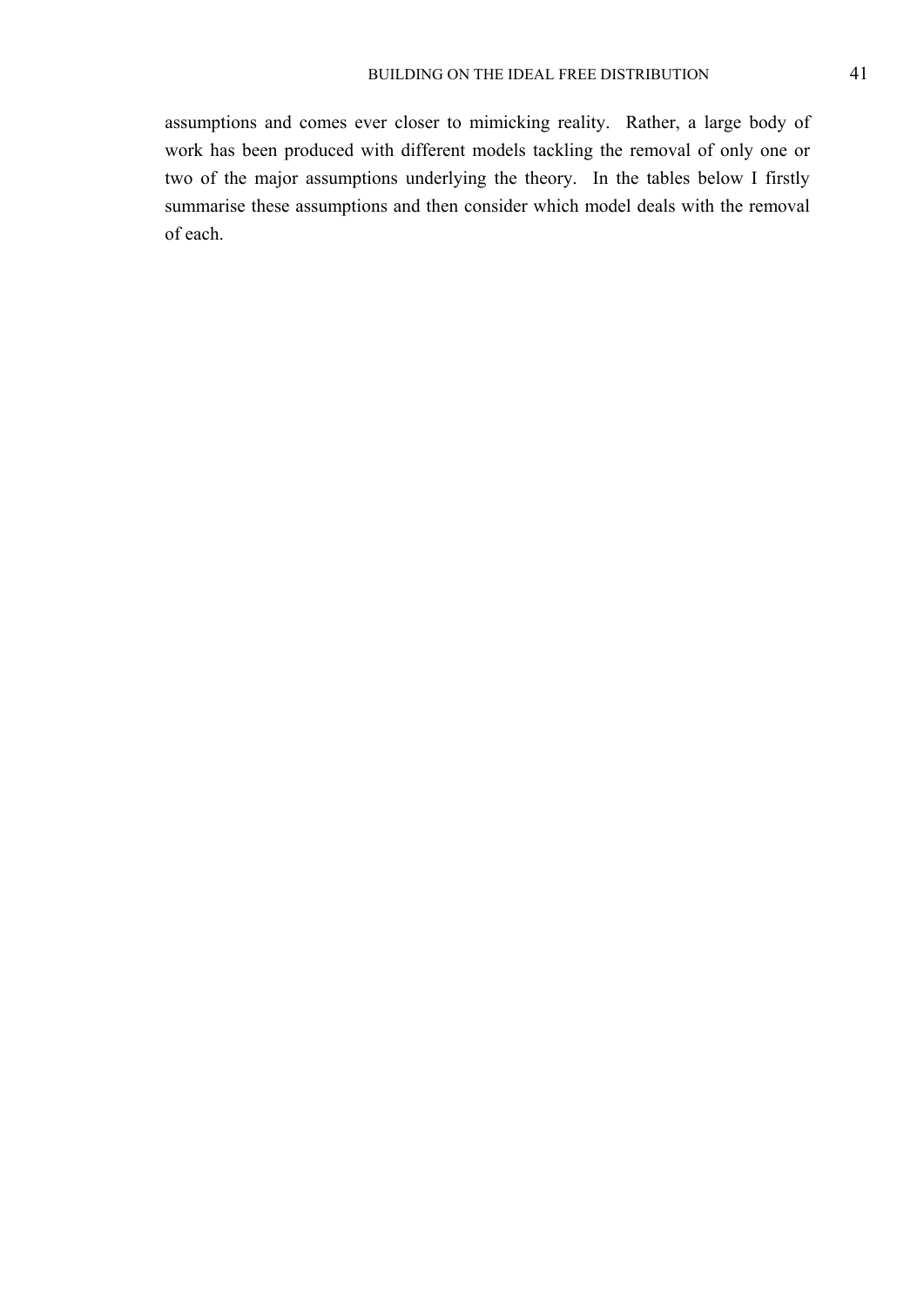assumptions and comes ever closer to mimicking reality. Rather, a large body of work has been produced with different models tackling the removal of only one or two of the major assumptions underlying the theory. In the tables below I firstly summarise these assumptions and then consider which model deals with the removal of each.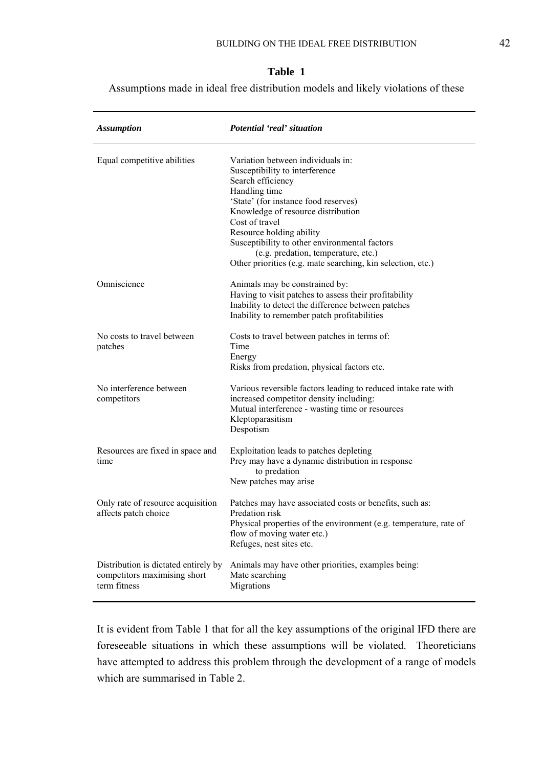**Table 1**

Assumptions made in ideal free distribution models and likely violations of these

| ***Assumption*** | ***Potential 'real' situation*** |
|---|---|
| Equal competitive abilities | Variation between individuals in:<br>Susceptibility to interference<br>Search efficiency<br>Handling time<br>'State' (for instance food reserves)<br>Knowledge of resource distribution<br>Cost of travel<br>Resource holding ability<br>Susceptibility to other environmental factors (e.g. predation, temperature, etc.)<br>Other priorities (e.g. mate searching, kin selection, etc.) |
| Omniscience | Animals may be constrained by:<br>Having to visit patches to assess their profitability<br>Inability to detect the difference between patches<br>Inability to remember patch profitabilities |
| No costs to travel between patches | Costs to travel between patches in terms of:<br>Time<br>Energy<br>Risks from predation, physical factors etc. |
| No interference between competitors | Various reversible factors leading to reduced intake rate with increased competitor density including:<br>Mutual interference - wasting time or resources<br>Kleptoparasitism<br>Despotism |
| Resources are fixed in space and time | Exploitation leads to patches depleting<br>Prey may have a dynamic distribution in response to predation<br>New patches may arise |
| Only rate of resource acquisition affects patch choice | Patches may have associated costs or benefits, such as:<br>Predation risk<br>Physical properties of the environment (e.g. temperature, rate of flow of moving water etc.)<br>Refuges, nest sites etc. |
| Distribution is dictated entirely by competitors maximising short term fitness | Animals may have other priorities, examples being:<br>Mate searching<br>Migrations |

It is evident from Table 1 that for all the key assumptions of the original IFD there are foreseeable situations in which these assumptions will be violated. Theoreticians have attempted to address this problem through the development of a range of models which are summarised in Table 2.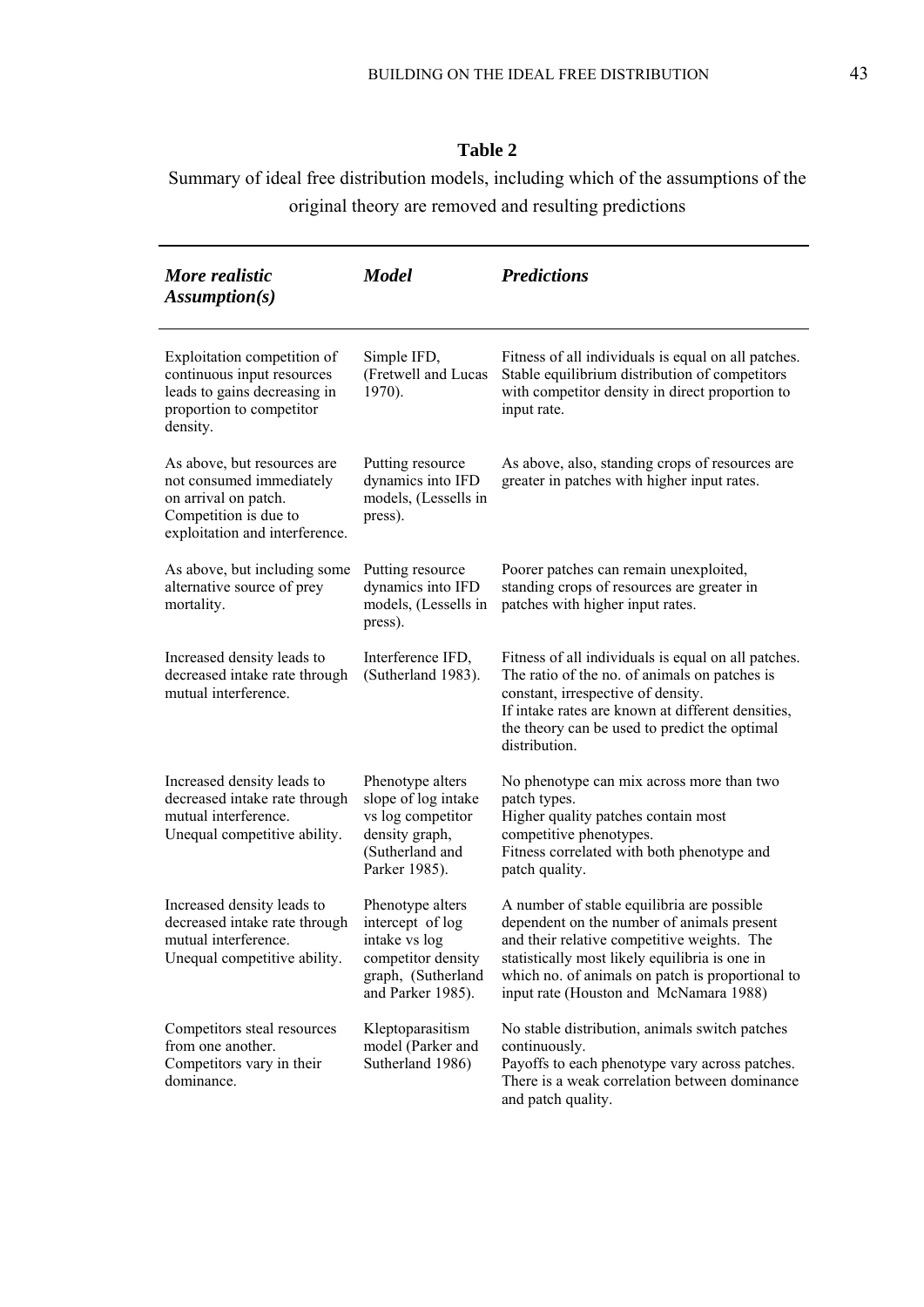**Table 2**

Summary of ideal free distribution models, including which of the assumptions of the original theory are removed and resulting predictions

| ***More realistic Assumption(s)*** | ***Model*** | ***Predictions*** |
| --- | --- | --- |
| Exploitation competition of continuous input resources leads to gains decreasing in proportion to competitor density. | Simple IFD, (Fretwell and Lucas 1970). | Fitness of all individuals is equal on all patches. Stable equilibrium distribution of competitors with competitor density in direct proportion to input rate. |
| As above, but resources are not consumed immediately on arrival on patch. Competition is due to exploitation and interference. | Putting resource dynamics into IFD models, (Lessells in press). | As above, also, standing crops of resources are greater in patches with higher input rates. |
| As above, but including some alternative source of prey mortality. | Putting resource dynamics into IFD models, (Lessells in press). | Poorer patches can remain unexploited, standing crops of resources are greater in patches with higher input rates. |
| Increased density leads to decreased intake rate through mutual interference. | Interference IFD, (Sutherland 1983). | Fitness of all individuals is equal on all patches. The ratio of the no. of animals on patches is constant, irrespective of density. If intake rates are known at different densities, the theory can be used to predict the optimal distribution. |
| Increased density leads to decreased intake rate through mutual interference. Unequal competitive ability. | Phenotype alters slope of log intake vs log competitor density graph, (Sutherland and Parker 1985). | No phenotype can mix across more than two patch types. Higher quality patches contain most competitive phenotypes. Fitness correlated with both phenotype and patch quality. |
| Increased density leads to decreased intake rate through mutual interference. Unequal competitive ability. | Phenotype alters intercept of log intake vs log competitor density graph, (Sutherland and Parker 1985). | A number of stable equilibria are possible dependent on the number of animals present and their relative competitive weights. The statistically most likely equilibria is one in which no. of animals on patch is proportional to input rate (Houston and McNamara 1988) |
| Competitors steal resources from one another. Competitors vary in their dominance. | Kleptoparasitism model (Parker and Sutherland 1986) | No stable distribution, animals switch patches continuously. Payoffs to each phenotype vary across patches. There is a weak correlation between dominance and patch quality. |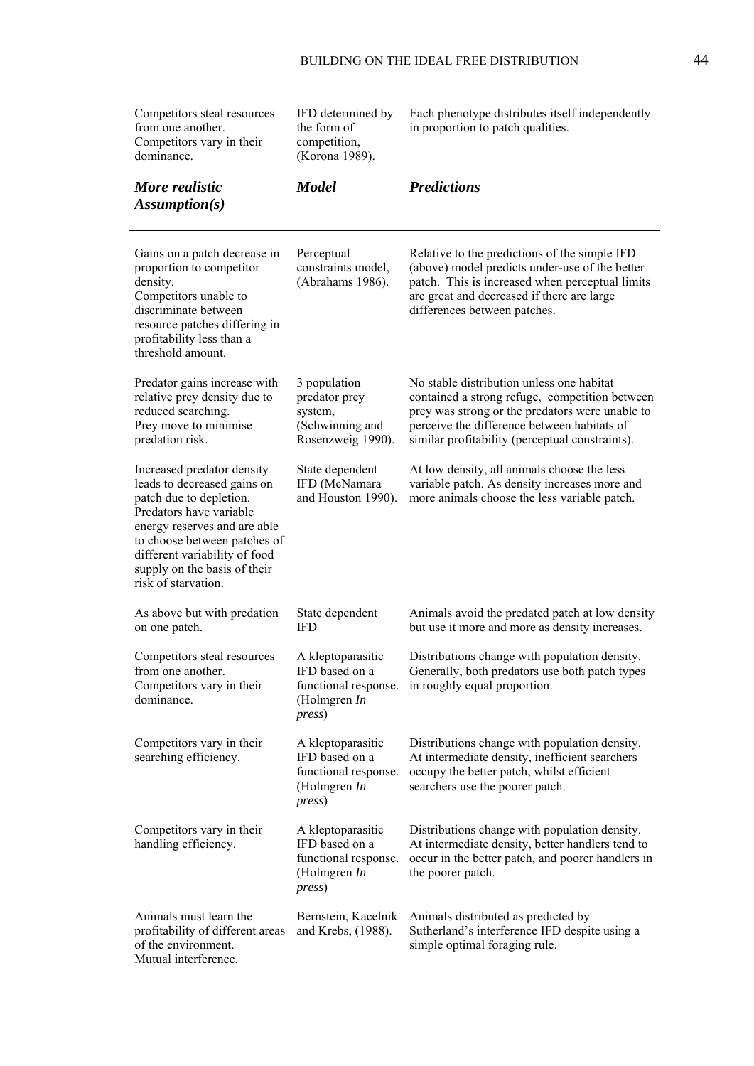| | | |
|---|---|---|
| Competitors steal resources from one another. Competitors vary in their dominance. | IFD determined by the form of competition, (Korona 1989). | Each phenotype distributes itself independently in proportion to patch qualities. |

| ***More realistic Assumption(s)*** | ***Model*** | ***Predictions*** |
|---|---|---|
| Gains on a patch decrease in proportion to competitor density. Competitors unable to discriminate between resource patches differing in profitability less than a threshold amount. | Perceptual constraints model, (Abrahams 1986). | Relative to the predictions of the simple IFD (above) model predicts under-use of the better patch. This is increased when perceptual limits are great and decreased if there are large differences between patches. |
| Predator gains increase with relative prey density due to reduced searching. Prey move to minimise predation risk. | 3 population predator prey system, (Schwinning and Rosenzweig 1990). | No stable distribution unless one habitat contained a strong refuge, competition between prey was strong or the predators were unable to perceive the difference between habitats of similar profitability (perceptual constraints). |
| Increased predator density leads to decreased gains on patch due to depletion. Predators have variable energy reserves and are able to choose between patches of different variability of food supply on the basis of their risk of starvation. | State dependent IFD (McNamara and Houston 1990). | At low density, all animals choose the less variable patch. As density increases more and more animals choose the less variable patch. |
| As above but with predation on one patch. | State dependent IFD | Animals avoid the predated patch at low density but use it more and more as density increases. |
| Competitors steal resources from one another. Competitors vary in their dominance. | A kleptoparasitic IFD based on a functional response. (Holmgren *In press*) | Distributions change with population density. Generally, both predators use both patch types in roughly equal proportion. |
| Competitors vary in their searching efficiency. | A kleptoparasitic IFD based on a functional response. (Holmgren *In press*) | Distributions change with population density. At intermediate density, inefficient searchers occupy the better patch, whilst efficient searchers use the poorer patch. |
| Competitors vary in their handling efficiency. | A kleptoparasitic IFD based on a functional response. (Holmgren *In press*) | Distributions change with population density. At intermediate density, better handlers tend to occur in the better patch, and poorer handlers in the poorer patch. |
| Animals must learn the profitability of different areas of the environment. Mutual interference. | Bernstein, Kacelnik and Krebs, (1988). | Animals distributed as predicted by Sutherland's interference IFD despite using a simple optimal foraging rule. |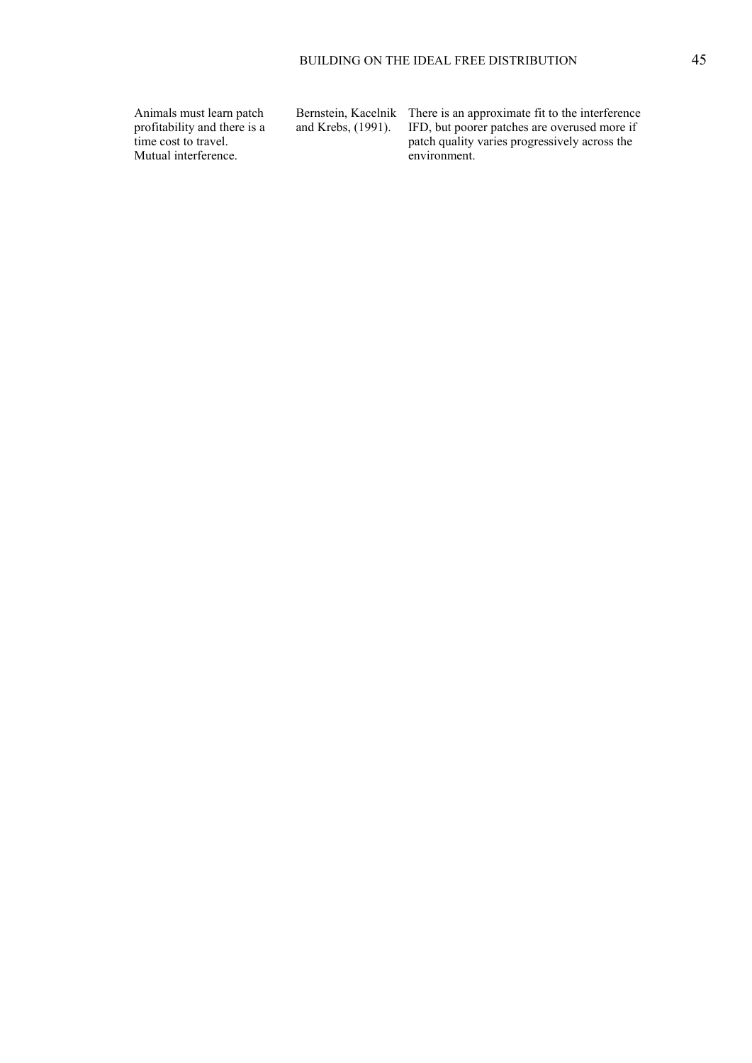| | | |
|---|---|---|
| Animals must learn patch profitability and there is a time cost to travel. Mutual interference. | Bernstein, Kacelnik and Krebs, (1991). | There is an approximate fit to the interference IFD, but poorer patches are overused more if patch quality varies progressively across the environment. |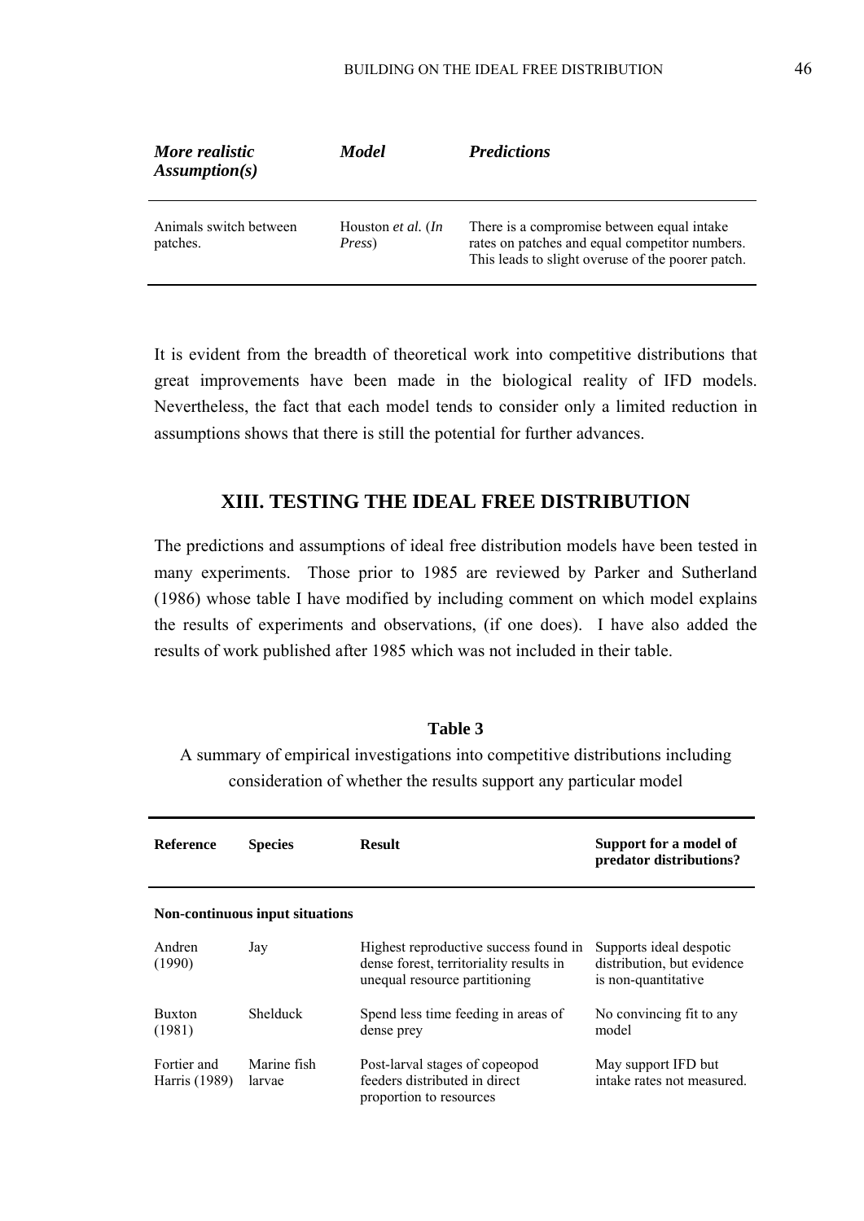| *More realistic Assumption(s)* | *Model* | *Predictions* |
|---|---|---|
| Animals switch between patches. | Houston *et al.* (*In Press*) | There is a compromise between equal intake rates on patches and equal competitor numbers. This leads to slight overuse of the poorer patch. |

It is evident from the breadth of theoretical work into competitive distributions that great improvements have been made in the biological reality of IFD models. Nevertheless, the fact that each model tends to consider only a limited reduction in assumptions shows that there is still the potential for further advances.

## XIII. TESTING THE IDEAL FREE DISTRIBUTION

The predictions and assumptions of ideal free distribution models have been tested in many experiments. Those prior to 1985 are reviewed by Parker and Sutherland (1986) whose table I have modified by including comment on which model explains the results of experiments and observations, (if one does). I have also added the results of work published after 1985 which was not included in their table.

**Table 3**

A summary of empirical investigations into competitive distributions including consideration of whether the results support any particular model

| **Reference** | **Species** | **Result** | **Support for a model of predator distributions?** |
|---|---|---|---|
| **Non-continuous input situations** | | | |
| Andren (1990) | Jay | Highest reproductive success found in dense forest, territoriality results in unequal resource partitioning | Supports ideal despotic distribution, but evidence is non-quantitative |
| Buxton (1981) | Shelduck | Spend less time feeding in areas of dense prey | No convincing fit to any model |
| Fortier and Harris (1989) | Marine fish larvae | Post-larval stages of copeopod feeders distributed in direct proportion to resources | May support IFD but intake rates not measured. |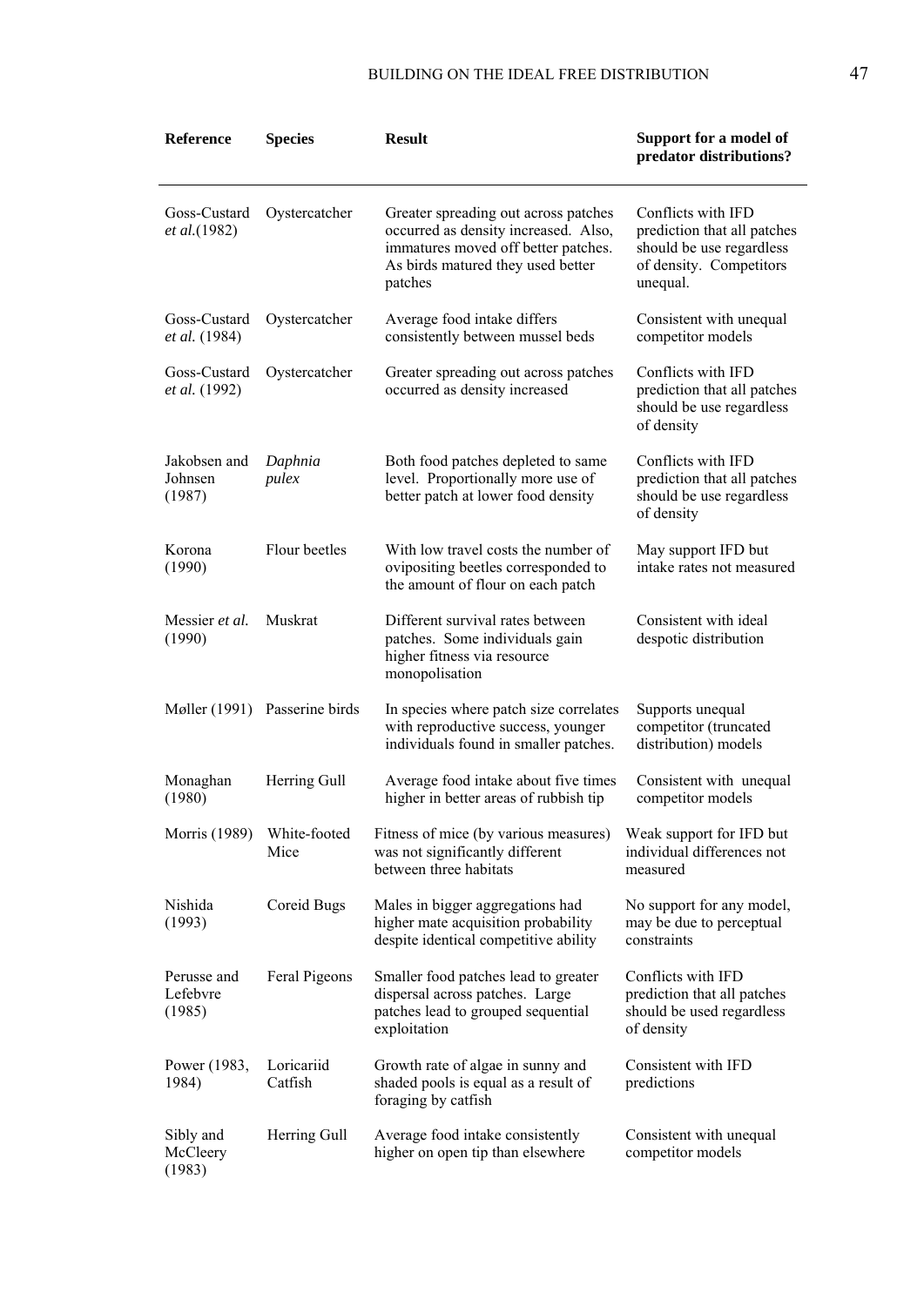| Reference | Species | Result | Support for a model of predator distributions? |
|---|---|---|---|
| Goss-Custard *et al.*(1982) | Oystercatcher | Greater spreading out across patches occurred as density increased. Also, immatures moved off better patches. As birds matured they used better patches | Conflicts with IFD prediction that all patches should be use regardless of density. Competitors unequal. |
| Goss-Custard *et al.* (1984) | Oystercatcher | Average food intake differs consistently between mussel beds | Consistent with unequal competitor models |
| Goss-Custard *et al.* (1992) | Oystercatcher | Greater spreading out across patches occurred as density increased | Conflicts with IFD prediction that all patches should be use regardless of density |
| Jakobsen and Johnsen (1987) | *Daphnia pulex* | Both food patches depleted to same level. Proportionally more use of better patch at lower food density | Conflicts with IFD prediction that all patches should be use regardless of density |
| Korona (1990) | Flour beetles | With low travel costs the number of ovipositing beetles corresponded to the amount of flour on each patch | May support IFD but intake rates not measured |
| Messier *et al.* (1990) | Muskrat | Different survival rates between patches. Some individuals gain higher fitness via resource monopolisation | Consistent with ideal despotic distribution |
| Møller (1991) | Passerine birds | In species where patch size correlates with reproductive success, younger individuals found in smaller patches. | Supports unequal competitor (truncated distribution) models |
| Monaghan (1980) | Herring Gull | Average food intake about five times higher in better areas of rubbish tip | Consistent with unequal competitor models |
| Morris (1989) | White-footed Mice | Fitness of mice (by various measures) was not significantly different between three habitats | Weak support for IFD but individual differences not measured |
| Nishida (1993) | Coreid Bugs | Males in bigger aggregations had higher mate acquisition probability despite identical competitive ability | No support for any model, may be due to perceptual constraints |
| Perusse and Lefebvre (1985) | Feral Pigeons | Smaller food patches lead to greater dispersal across patches. Large patches lead to grouped sequential exploitation | Conflicts with IFD prediction that all patches should be used regardless of density |
| Power (1983, 1984) | Loricariid Catfish | Growth rate of algae in sunny and shaded pools is equal as a result of foraging by catfish | Consistent with IFD predictions |
| Sibly and McCleery (1983) | Herring Gull | Average food intake consistently higher on open tip than elsewhere | Consistent with unequal competitor models |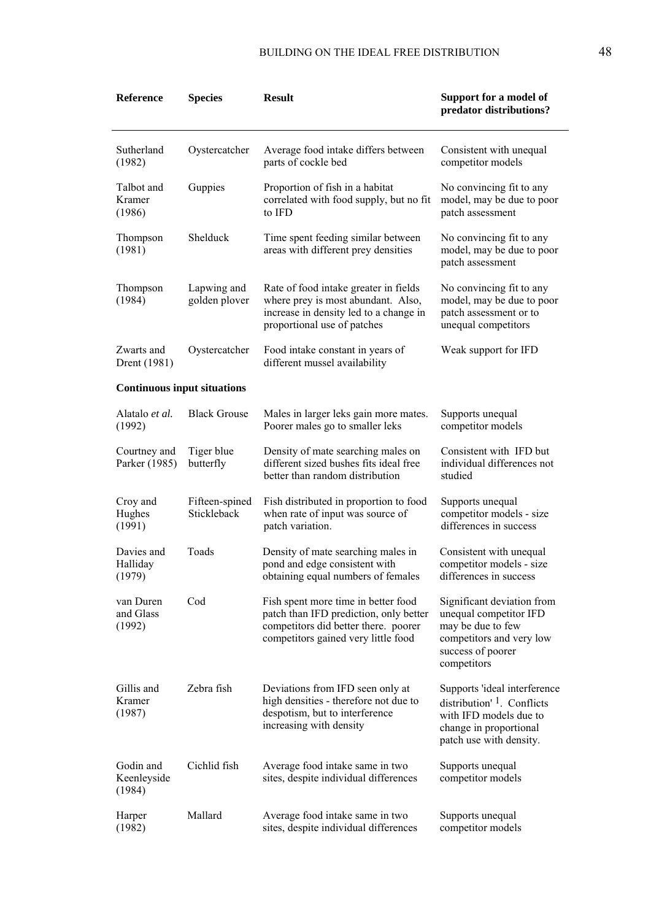| Reference | Species | Result | Support for a model of predator distributions? |
|---|---|---|---|
| Sutherland (1982) | Oystercatcher | Average food intake differs between parts of cockle bed | Consistent with unequal competitor models |
| Talbot and Kramer (1986) | Guppies | Proportion of fish in a habitat correlated with food supply, but no fit to IFD | No convincing fit to any model, may be due to poor patch assessment |
| Thompson (1981) | Shelduck | Time spent feeding similar between areas with different prey densities | No convincing fit to any model, may be due to poor patch assessment |
| Thompson (1984) | Lapwing and golden plover | Rate of food intake greater in fields where prey is most abundant. Also, increase in density led to a change in proportional use of patches | No convincing fit to any model, may be due to poor patch assessment or to unequal competitors |
| Zwarts and Drent (1981) | Oystercatcher | Food intake constant in years of different mussel availability | Weak support for IFD |
| **Continuous input situations** | | | |
| Alatalo *et al.* (1992) | Black Grouse | Males in larger leks gain more mates. Poorer males go to smaller leks | Supports unequal competitor models |
| Courtney and Parker (1985) | Tiger blue butterfly | Density of mate searching males on different sized bushes fits ideal free better than random distribution | Consistent with IFD but individual differences not studied |
| Croy and Hughes (1991) | Fifteen-spined Stickleback | Fish distributed in proportion to food when rate of input was source of patch variation. | Supports unequal competitor models - size differences in success |
| Davies and Halliday (1979) | Toads | Density of mate searching males in pond and edge consistent with obtaining equal numbers of females | Consistent with unequal competitor models - size differences in success |
| van Duren and Glass (1992) | Cod | Fish spent more time in better food patch than IFD prediction, only better competitors did better there. poorer competitors gained very little food | Significant deviation from unequal competitor IFD may be due to few competitors and very low success of poorer competitors |
| Gillis and Kramer (1987) | Zebra fish | Deviations from IFD seen only at high densities - therefore not due to despotism, but to interference increasing with density | Supports 'ideal interference distribution' [1]. Conflicts with IFD models due to change in proportional patch use with density. |
| Godin and Keenleyside (1984) | Cichlid fish | Average food intake same in two sites, despite individual differences | Supports unequal competitor models |
| Harper (1982) | Mallard | Average food intake same in two sites, despite individual differences | Supports unequal competitor models |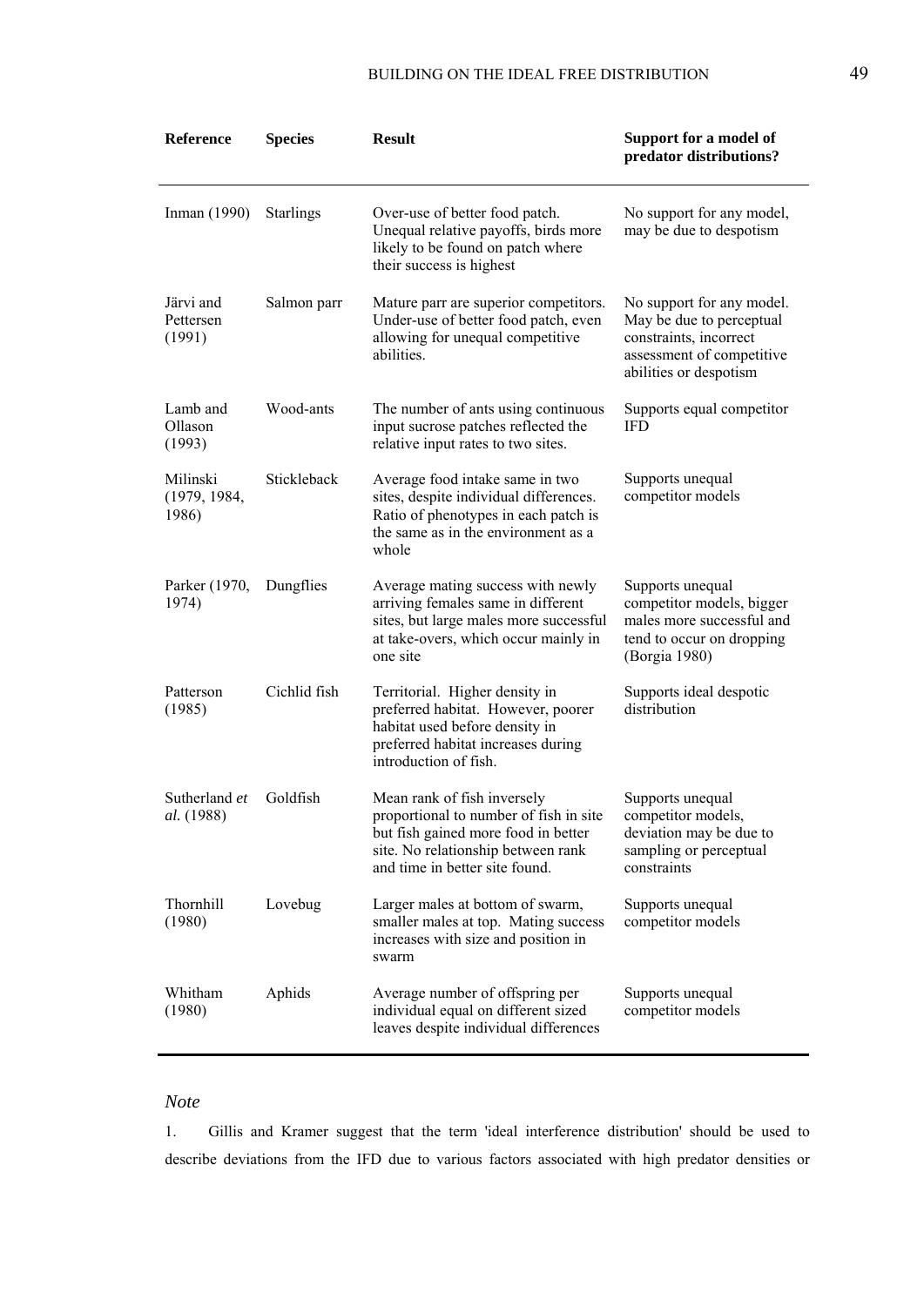| Reference | Species | Result | Support for a model of predator distributions? |
|---|---|---|---|
| Inman (1990) | Starlings | Over-use of better food patch. Unequal relative payoffs, birds more likely to be found on patch where their success is highest | No support for any model, may be due to despotism |
| Järvi and Pettersen (1991) | Salmon parr | Mature parr are superior competitors. Under-use of better food patch, even allowing for unequal competitive abilities. | No support for any model. May be due to perceptual constraints, incorrect assessment of competitive abilities or despotism |
| Lamb and Ollason (1993) | Wood-ants | The number of ants using continuous input sucrose patches reflected the relative input rates to two sites. | Supports equal competitor IFD |
| Milinski (1979, 1984, 1986) | Stickleback | Average food intake same in two sites, despite individual differences. Ratio of phenotypes in each patch is the same as in the environment as a whole | Supports unequal competitor models |
| Parker (1970, 1974) | Dungflies | Average mating success with newly arriving females same in different sites, but large males more successful at take-overs, which occur mainly in one site | Supports unequal competitor models, bigger males more successful and tend to occur on dropping (Borgia 1980) |
| Patterson (1985) | Cichlid fish | Territorial. Higher density in preferred habitat. However, poorer habitat used before density in preferred habitat increases during introduction of fish. | Supports ideal despotic distribution |
| Sutherland *et al.* (1988) | Goldfish | Mean rank of fish inversely proportional to number of fish in site but fish gained more food in better site. No relationship between rank and time in better site found. | Supports unequal competitor models, deviation may be due to sampling or perceptual constraints |
| Thornhill (1980) | Lovebug | Larger males at bottom of swarm, smaller males at top. Mating success increases with size and position in swarm | Supports unequal competitor models |
| Whitham (1980) | Aphids | Average number of offspring per individual equal on different sized leaves despite individual differences | Supports unequal competitor models |

## *Note*

1. Gillis and Kramer suggest that the term 'ideal interference distribution' should be used to describe deviations from the IFD due to various factors associated with high predator densities or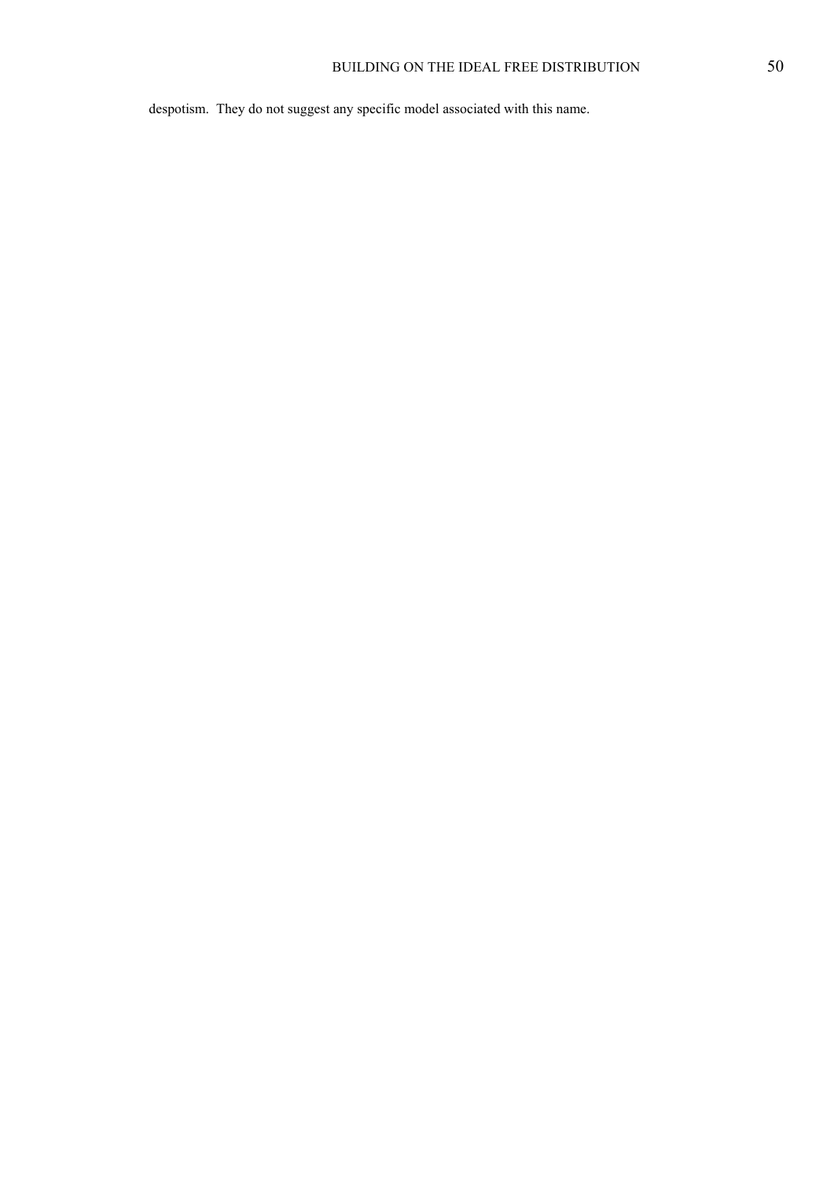despotism. They do not suggest any specific model associated with this name.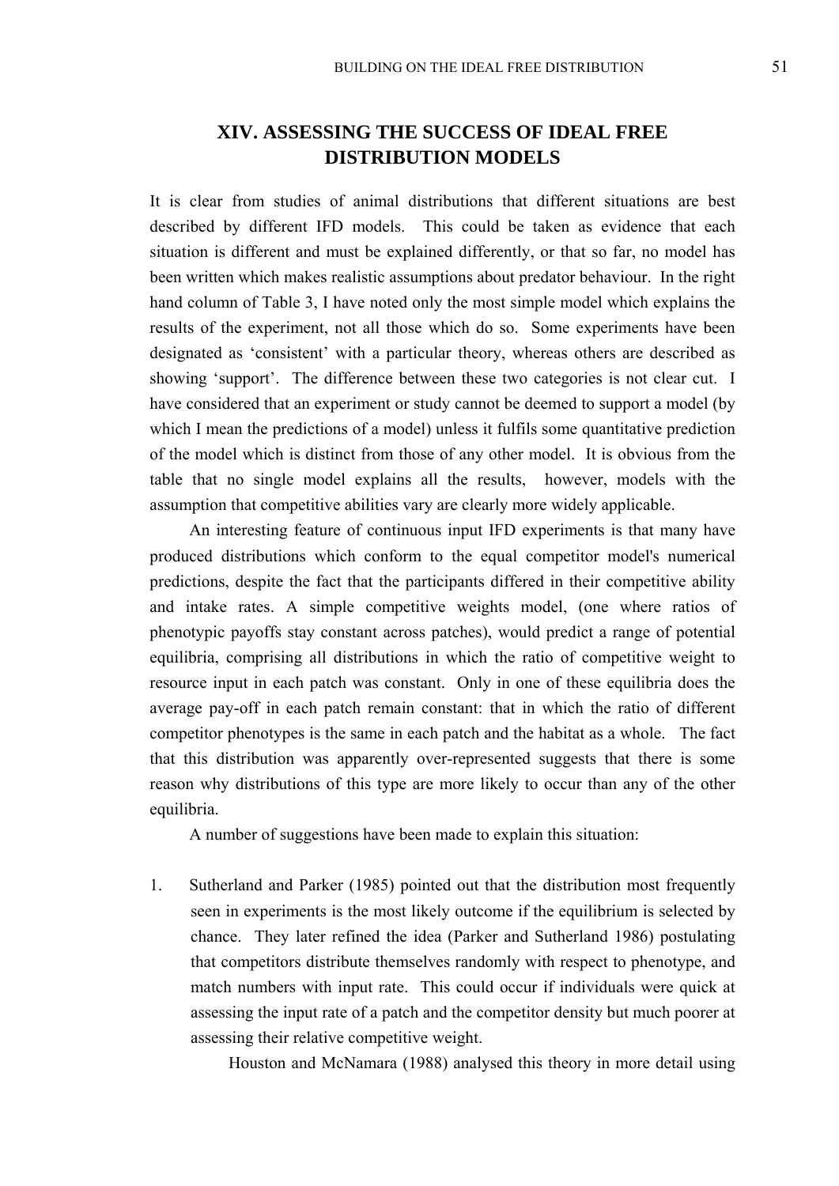# XIV. ASSESSING THE SUCCESS OF IDEAL FREE DISTRIBUTION MODELS

It is clear from studies of animal distributions that different situations are best described by different IFD models. This could be taken as evidence that each situation is different and must be explained differently, or that so far, no model has been written which makes realistic assumptions about predator behaviour. In the right hand column of Table 3, I have noted only the most simple model which explains the results of the experiment, not all those which do so. Some experiments have been designated as 'consistent' with a particular theory, whereas others are described as showing 'support'. The difference between these two categories is not clear cut. I have considered that an experiment or study cannot be deemed to support a model (by which I mean the predictions of a model) unless it fulfils some quantitative prediction of the model which is distinct from those of any other model. It is obvious from the table that no single model explains all the results, however, models with the assumption that competitive abilities vary are clearly more widely applicable.

An interesting feature of continuous input IFD experiments is that many have produced distributions which conform to the equal competitor model's numerical predictions, despite the fact that the participants differed in their competitive ability and intake rates. A simple competitive weights model, (one where ratios of phenotypic payoffs stay constant across patches), would predict a range of potential equilibria, comprising all distributions in which the ratio of competitive weight to resource input in each patch was constant. Only in one of these equilibria does the average pay-off in each patch remain constant: that in which the ratio of different competitor phenotypes is the same in each patch and the habitat as a whole. The fact that this distribution was apparently over-represented suggests that there is some reason why distributions of this type are more likely to occur than any of the other equilibria.

A number of suggestions have been made to explain this situation:

1. Sutherland and Parker (1985) pointed out that the distribution most frequently seen in experiments is the most likely outcome if the equilibrium is selected by chance. They later refined the idea (Parker and Sutherland 1986) postulating that competitors distribute themselves randomly with respect to phenotype, and match numbers with input rate. This could occur if individuals were quick at assessing the input rate of a patch and the competitor density but much poorer at assessing their relative competitive weight.

   Houston and McNamara (1988) analysed this theory in more detail using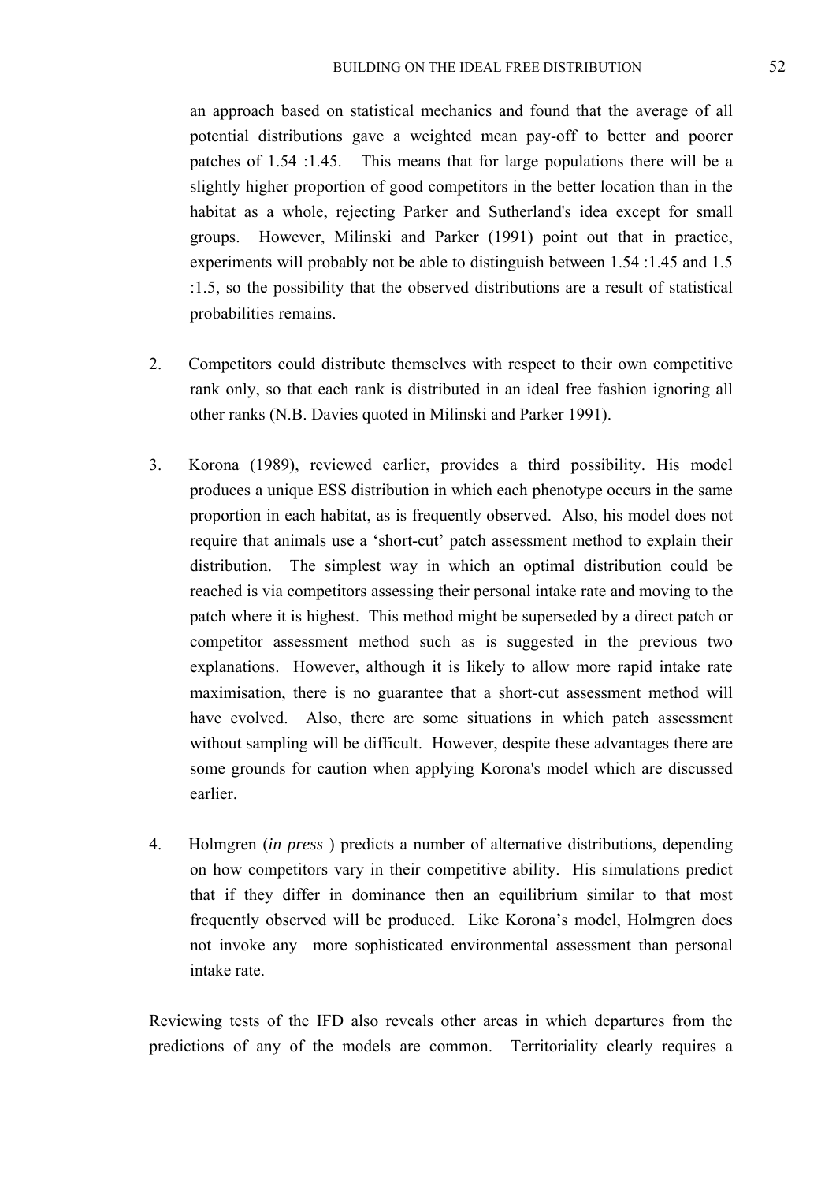an approach based on statistical mechanics and found that the average of all potential distributions gave a weighted mean pay-off to better and poorer patches of 1.54 :1.45. This means that for large populations there will be a slightly higher proportion of good competitors in the better location than in the habitat as a whole, rejecting Parker and Sutherland's idea except for small groups. However, Milinski and Parker (1991) point out that in practice, experiments will probably not be able to distinguish between 1.54 :1.45 and 1.5 :1.5, so the possibility that the observed distributions are a result of statistical probabilities remains.

2. Competitors could distribute themselves with respect to their own competitive rank only, so that each rank is distributed in an ideal free fashion ignoring all other ranks (N.B. Davies quoted in Milinski and Parker 1991).

3. Korona (1989), reviewed earlier, provides a third possibility. His model produces a unique ESS distribution in which each phenotype occurs in the same proportion in each habitat, as is frequently observed. Also, his model does not require that animals use a 'short-cut' patch assessment method to explain their distribution. The simplest way in which an optimal distribution could be reached is via competitors assessing their personal intake rate and moving to the patch where it is highest. This method might be superseded by a direct patch or competitor assessment method such as is suggested in the previous two explanations. However, although it is likely to allow more rapid intake rate maximisation, there is no guarantee that a short-cut assessment method will have evolved. Also, there are some situations in which patch assessment without sampling will be difficult. However, despite these advantages there are some grounds for caution when applying Korona's model which are discussed earlier.

4. Holmgren (*in press* ) predicts a number of alternative distributions, depending on how competitors vary in their competitive ability. His simulations predict that if they differ in dominance then an equilibrium similar to that most frequently observed will be produced. Like Korona's model, Holmgren does not invoke any more sophisticated environmental assessment than personal intake rate.

Reviewing tests of the IFD also reveals other areas in which departures from the predictions of any of the models are common. Territoriality clearly requires a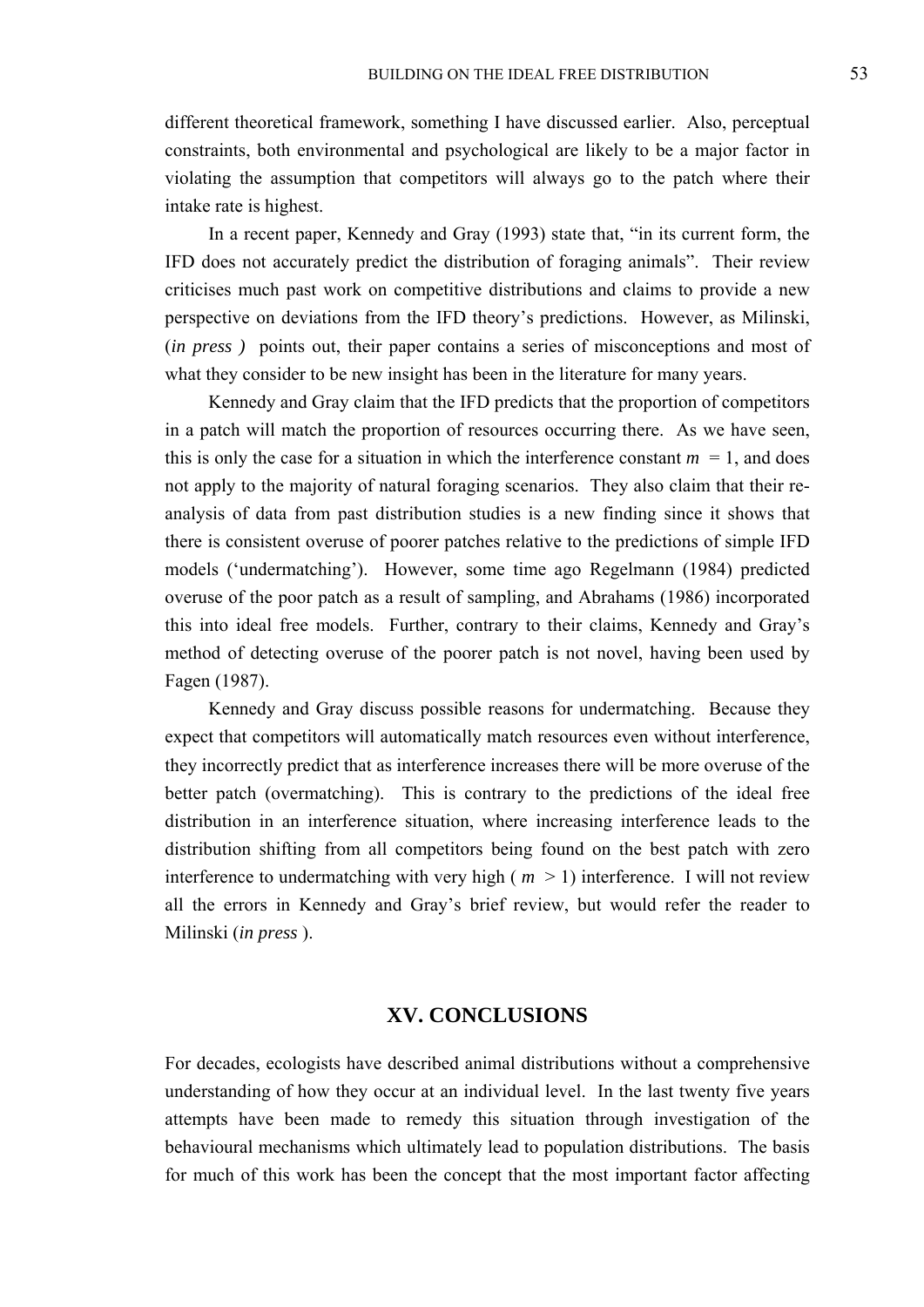different theoretical framework, something I have discussed earlier. Also, perceptual constraints, both environmental and psychological are likely to be a major factor in violating the assumption that competitors will always go to the patch where their intake rate is highest.

In a recent paper, Kennedy and Gray (1993) state that, "in its current form, the IFD does not accurately predict the distribution of foraging animals". Their review criticises much past work on competitive distributions and claims to provide a new perspective on deviations from the IFD theory's predictions. However, as Milinski, (*in press* ) points out, their paper contains a series of misconceptions and most of what they consider to be new insight has been in the literature for many years.

Kennedy and Gray claim that the IFD predicts that the proportion of competitors in a patch will match the proportion of resources occurring there. As we have seen, this is only the case for a situation in which the interference constant $m = 1$, and does not apply to the majority of natural foraging scenarios. They also claim that their re-analysis of data from past distribution studies is a new finding since it shows that there is consistent overuse of poorer patches relative to the predictions of simple IFD models ('undermatching'). However, some time ago Regelmann (1984) predicted overuse of the poor patch as a result of sampling, and Abrahams (1986) incorporated this into ideal free models. Further, contrary to their claims, Kennedy and Gray's method of detecting overuse of the poorer patch is not novel, having been used by Fagen (1987).

Kennedy and Gray discuss possible reasons for undermatching. Because they expect that competitors will automatically match resources even without interference, they incorrectly predict that as interference increases there will be more overuse of the better patch (overmatching). This is contrary to the predictions of the ideal free distribution in an interference situation, where increasing interference leads to the distribution shifting from all competitors being found on the best patch with zero interference to undermatching with very high ( $m > 1$) interference. I will not review all the errors in Kennedy and Gray's brief review, but would refer the reader to Milinski (*in press* ).

## XV. CONCLUSIONS

For decades, ecologists have described animal distributions without a comprehensive understanding of how they occur at an individual level. In the last twenty five years attempts have been made to remedy this situation through investigation of the behavioural mechanisms which ultimately lead to population distributions. The basis for much of this work has been the concept that the most important factor affecting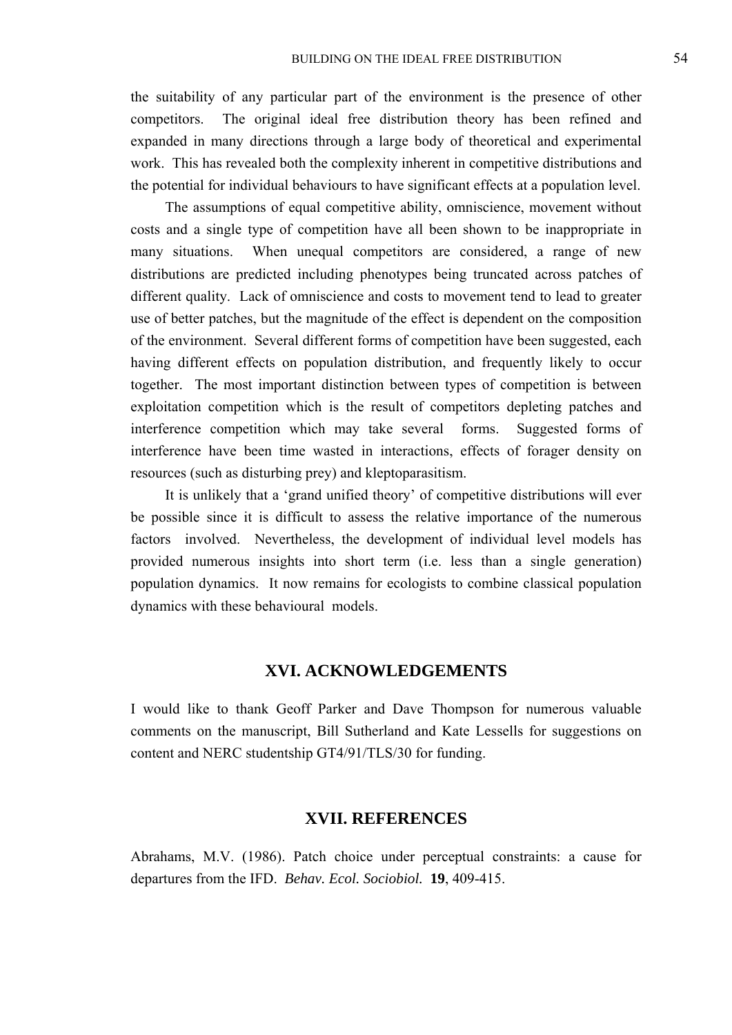the suitability of any particular part of the environment is the presence of other competitors. The original ideal free distribution theory has been refined and expanded in many directions through a large body of theoretical and experimental work. This has revealed both the complexity inherent in competitive distributions and the potential for individual behaviours to have significant effects at a population level.

The assumptions of equal competitive ability, omniscience, movement without costs and a single type of competition have all been shown to be inappropriate in many situations. When unequal competitors are considered, a range of new distributions are predicted including phenotypes being truncated across patches of different quality. Lack of omniscience and costs to movement tend to lead to greater use of better patches, but the magnitude of the effect is dependent on the composition of the environment. Several different forms of competition have been suggested, each having different effects on population distribution, and frequently likely to occur together. The most important distinction between types of competition is between exploitation competition which is the result of competitors depleting patches and interference competition which may take several forms. Suggested forms of interference have been time wasted in interactions, effects of forager density on resources (such as disturbing prey) and kleptoparasitism.

It is unlikely that a 'grand unified theory' of competitive distributions will ever be possible since it is difficult to assess the relative importance of the numerous factors involved. Nevertheless, the development of individual level models has provided numerous insights into short term (i.e. less than a single generation) population dynamics. It now remains for ecologists to combine classical population dynamics with these behavioural models.

## XVI. ACKNOWLEDGEMENTS

I would like to thank Geoff Parker and Dave Thompson for numerous valuable comments on the manuscript, Bill Sutherland and Kate Lessells for suggestions on content and NERC studentship GT4/91/TLS/30 for funding.

## XVII. REFERENCES

Abrahams, M.V. (1986). Patch choice under perceptual constraints: a cause for departures from the IFD. *Behav. Ecol. Sociobiol.* **19**, 409-415.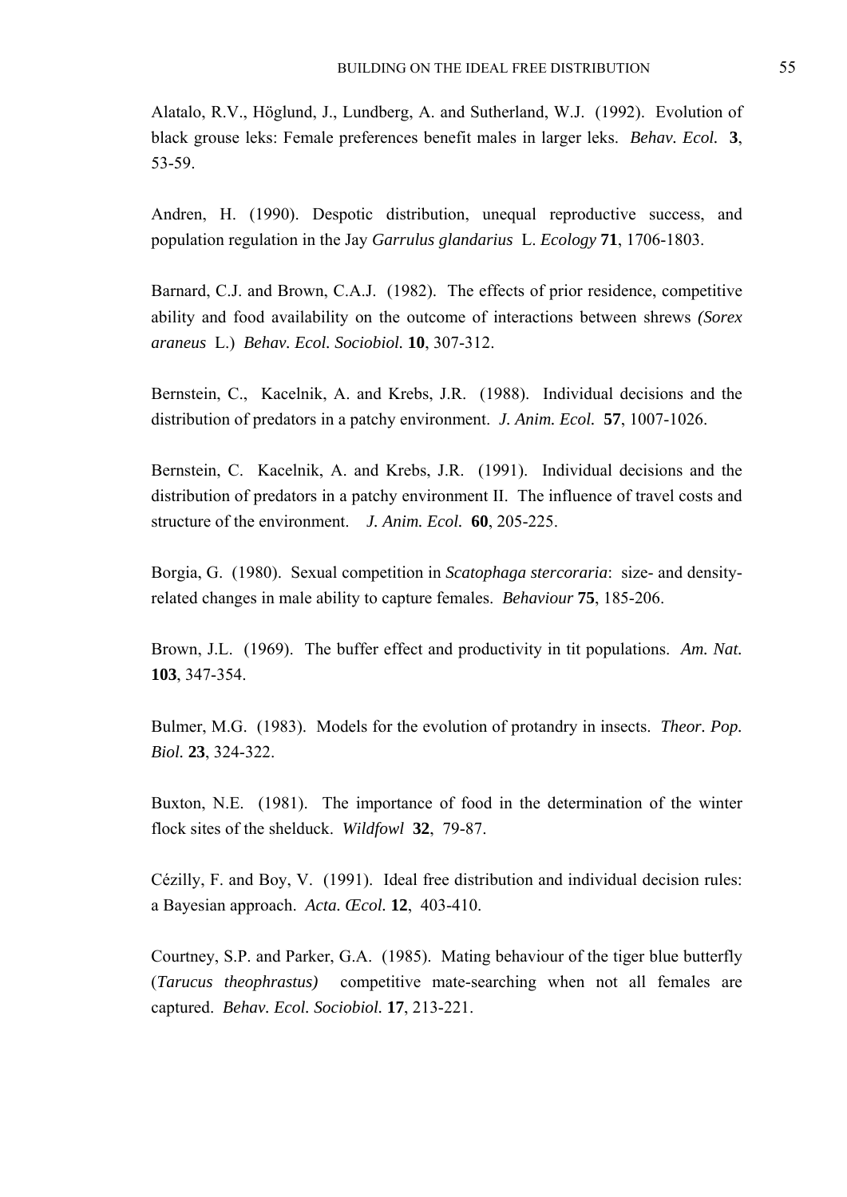Alatalo, R.V., Höglund, J., Lundberg, A. and Sutherland, W.J. (1992). Evolution of black grouse leks: Female preferences benefit males in larger leks. *Behav. Ecol.* **3**, 53-59.

Andren, H. (1990). Despotic distribution, unequal reproductive success, and population regulation in the Jay *Garrulus glandarius* L. *Ecology* **71**, 1706-1803.

Barnard, C.J. and Brown, C.A.J. (1982). The effects of prior residence, competitive ability and food availability on the outcome of interactions between shrews *(Sorex araneus* L.) *Behav. Ecol. Sociobiol.* **10**, 307-312.

Bernstein, C., Kacelnik, A. and Krebs, J.R. (1988). Individual decisions and the distribution of predators in a patchy environment. *J. Anim. Ecol.* **57**, 1007-1026.

Bernstein, C. Kacelnik, A. and Krebs, J.R. (1991). Individual decisions and the distribution of predators in a patchy environment II. The influence of travel costs and structure of the environment. *J. Anim. Ecol.* **60**, 205-225.

Borgia, G. (1980). Sexual competition in *Scatophaga stercoraria*: size- and density-related changes in male ability to capture females. *Behaviour* **75**, 185-206.

Brown, J.L. (1969). The buffer effect and productivity in tit populations. *Am. Nat.* **103**, 347-354.

Bulmer, M.G. (1983). Models for the evolution of protandry in insects. *Theor. Pop. Biol.* **23**, 324-322.

Buxton, N.E. (1981). The importance of food in the determination of the winter flock sites of the shelduck. *Wildfowl* **32**, 79-87.

Cézilly, F. and Boy, V. (1991). Ideal free distribution and individual decision rules: a Bayesian approach. *Acta. Œcol.* **12**, 403-410.

Courtney, S.P. and Parker, G.A. (1985). Mating behaviour of the tiger blue butterfly (*Tarucus theophrastus)* competitive mate-searching when not all females are captured. *Behav. Ecol. Sociobiol.* **17**, 213-221.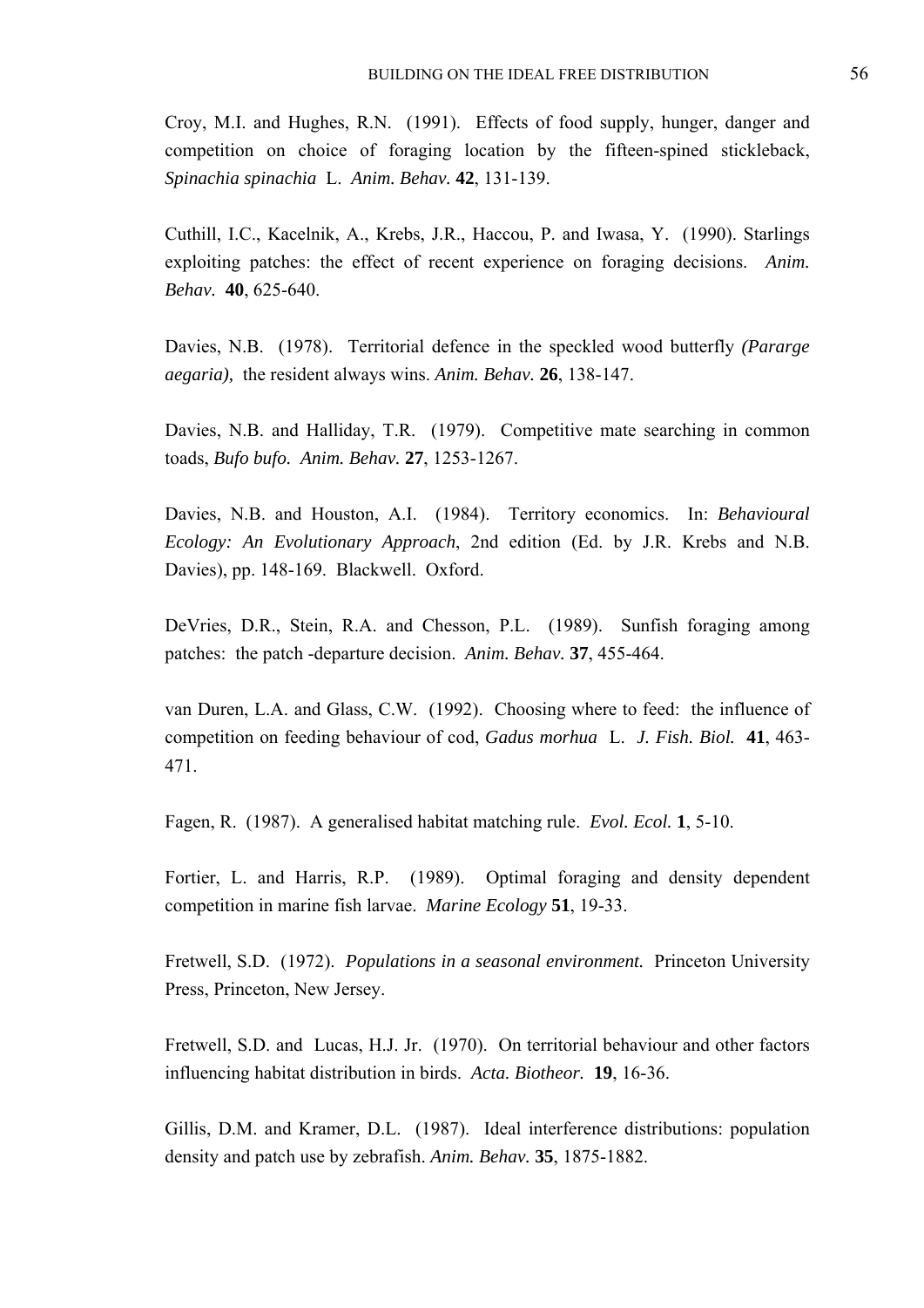Croy, M.I. and Hughes, R.N. (1991). Effects of food supply, hunger, danger and competition on choice of foraging location by the fifteen-spined stickleback, *Spinachia spinachia* L. *Anim. Behav.* **42**, 131-139.

Cuthill, I.C., Kacelnik, A., Krebs, J.R., Haccou, P. and Iwasa, Y. (1990). Starlings exploiting patches: the effect of recent experience on foraging decisions. *Anim. Behav.* **40**, 625-640.

Davies, N.B. (1978). Territorial defence in the speckled wood butterfly *(Pararge aegaria),* the resident always wins. *Anim. Behav.* **26**, 138-147.

Davies, N.B. and Halliday, T.R. (1979). Competitive mate searching in common toads, *Bufo bufo. Anim. Behav.* **27**, 1253-1267.

Davies, N.B. and Houston, A.I. (1984). Territory economics. In: *Behavioural Ecology: An Evolutionary Approach*, 2nd edition (Ed. by J.R. Krebs and N.B. Davies), pp. 148-169. Blackwell. Oxford.

DeVries, D.R., Stein, R.A. and Chesson, P.L. (1989). Sunfish foraging among patches: the patch -departure decision. *Anim. Behav.* **37**, 455-464.

van Duren, L.A. and Glass, C.W. (1992). Choosing where to feed: the influence of competition on feeding behaviour of cod, *Gadus morhua* L. *J. Fish. Biol.* **41**, 463-471.

Fagen, R. (1987). A generalised habitat matching rule. *Evol. Ecol.* **1**, 5-10.

Fortier, L. and Harris, R.P. (1989). Optimal foraging and density dependent competition in marine fish larvae. *Marine Ecology* **51**, 19-33.

Fretwell, S.D. (1972). *Populations in a seasonal environment.* Princeton University Press, Princeton, New Jersey.

Fretwell, S.D. and Lucas, H.J. Jr. (1970). On territorial behaviour and other factors influencing habitat distribution in birds. *Acta. Biotheor.* **19**, 16-36.

Gillis, D.M. and Kramer, D.L. (1987). Ideal interference distributions: population density and patch use by zebrafish. *Anim. Behav.* **35**, 1875-1882.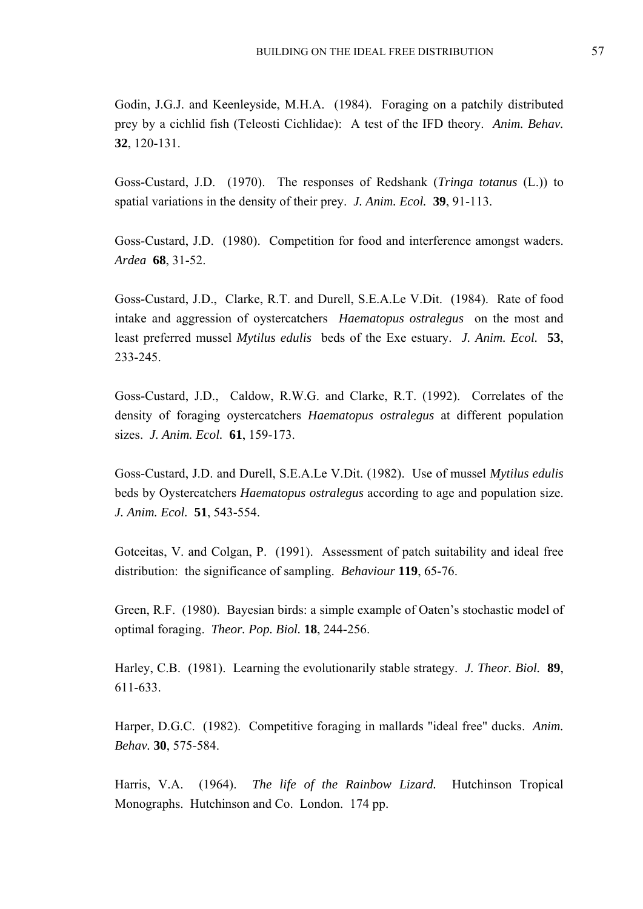Godin, J.G.J. and Keenleyside, M.H.A. (1984). Foraging on a patchily distributed prey by a cichlid fish (Teleosti Cichlidae): A test of the IFD theory. *Anim. Behav.* **32**, 120-131.

Goss-Custard, J.D. (1970). The responses of Redshank (*Tringa totanus* (L.)) to spatial variations in the density of their prey. *J. Anim. Ecol.* **39**, 91-113.

Goss-Custard, J.D. (1980). Competition for food and interference amongst waders. *Ardea* **68**, 31-52.

Goss-Custard, J.D., Clarke, R.T. and Durell, S.E.A.Le V.Dit. (1984). Rate of food intake and aggression of oystercatchers *Haematopus ostralegus* on the most and least preferred mussel *Mytilus edulis* beds of the Exe estuary. *J. Anim. Ecol.* **53**, 233-245.

Goss-Custard, J.D., Caldow, R.W.G. and Clarke, R.T. (1992). Correlates of the density of foraging oystercatchers *Haematopus ostralegus* at different population sizes. *J. Anim. Ecol.* **61**, 159-173.

Goss-Custard, J.D. and Durell, S.E.A.Le V.Dit. (1982). Use of mussel *Mytilus edulis* beds by Oystercatchers *Haematopus ostralegus* according to age and population size. *J. Anim. Ecol.* **51**, 543-554.

Gotceitas, V. and Colgan, P. (1991). Assessment of patch suitability and ideal free distribution: the significance of sampling. *Behaviour* **119**, 65-76.

Green, R.F. (1980). Bayesian birds: a simple example of Oaten's stochastic model of optimal foraging. *Theor. Pop. Biol.* **18**, 244-256.

Harley, C.B. (1981). Learning the evolutionarily stable strategy. *J. Theor. Biol.* **89**, 611-633.

Harper, D.G.C. (1982). Competitive foraging in mallards "ideal free" ducks. *Anim. Behav.* **30**, 575-584.

Harris, V.A. (1964). *The life of the Rainbow Lizard.* Hutchinson Tropical Monographs. Hutchinson and Co. London. 174 pp.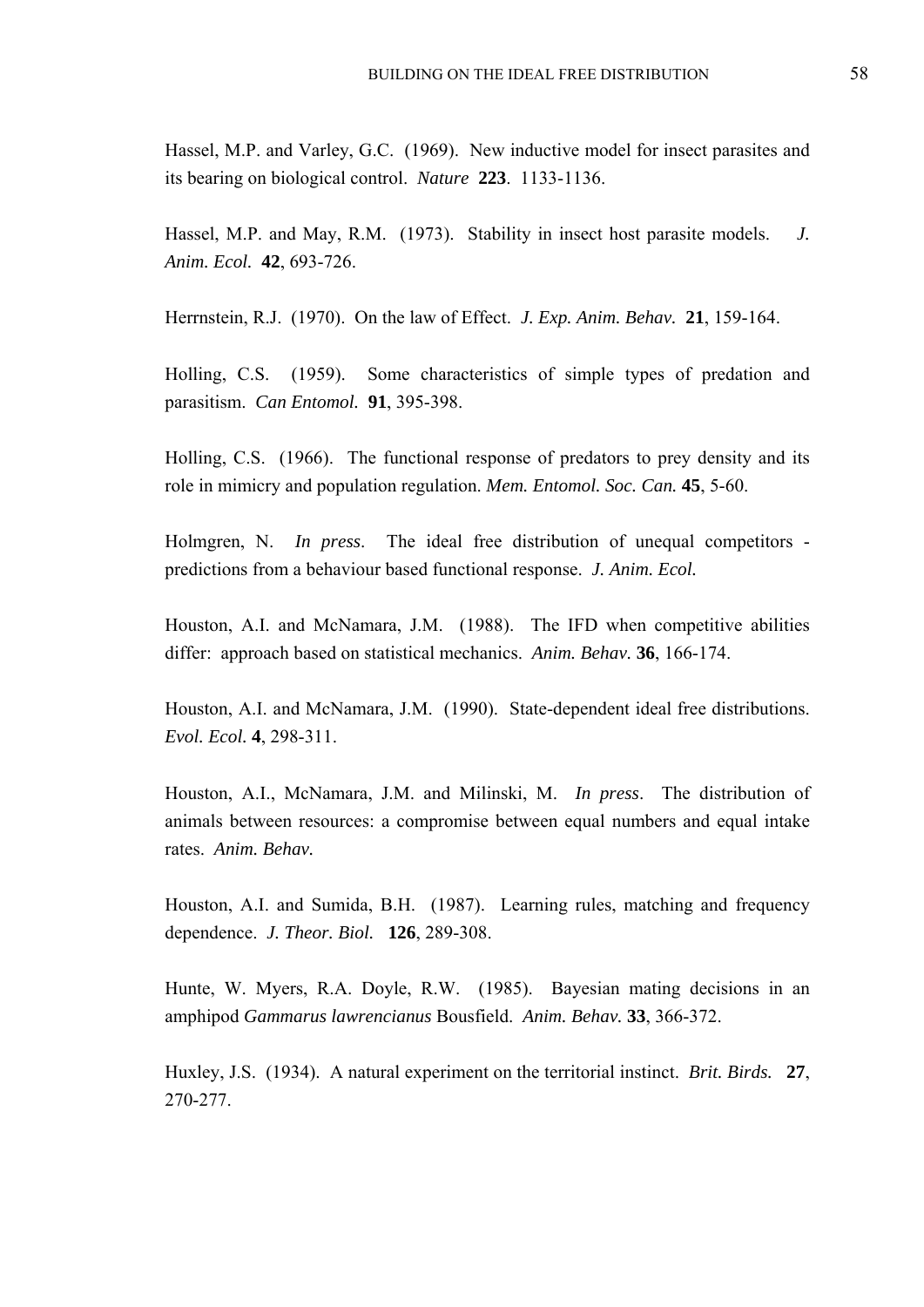Hassel, M.P. and Varley, G.C. (1969). New inductive model for insect parasites and its bearing on biological control. *Nature* **223**. 1133-1136.

Hassel, M.P. and May, R.M. (1973). Stability in insect host parasite models. *J. Anim. Ecol.* **42**, 693-726.

Herrnstein, R.J. (1970). On the law of Effect. *J. Exp. Anim. Behav.* **21**, 159-164.

Holling, C.S. (1959). Some characteristics of simple types of predation and parasitism. *Can Entomol.* **91**, 395-398.

Holling, C.S. (1966). The functional response of predators to prey density and its role in mimicry and population regulation. *Mem. Entomol. Soc. Can.* **45**, 5-60.

Holmgren, N. *In press*. The ideal free distribution of unequal competitors - predictions from a behaviour based functional response. *J. Anim. Ecol.*

Houston, A.I. and McNamara, J.M. (1988). The IFD when competitive abilities differ: approach based on statistical mechanics. *Anim. Behav.* **36**, 166-174.

Houston, A.I. and McNamara, J.M. (1990). State-dependent ideal free distributions. *Evol. Ecol.* **4**, 298-311.

Houston, A.I., McNamara, J.M. and Milinski, M. *In press*. The distribution of animals between resources: a compromise between equal numbers and equal intake rates. *Anim. Behav.*

Houston, A.I. and Sumida, B.H. (1987). Learning rules, matching and frequency dependence. *J. Theor. Biol.* **126**, 289-308.

Hunte, W. Myers, R.A. Doyle, R.W. (1985). Bayesian mating decisions in an amphipod *Gammarus lawrencianus* Bousfield. *Anim. Behav.* **33**, 366-372.

Huxley, J.S. (1934). A natural experiment on the territorial instinct. *Brit. Birds.* **27**, 270-277.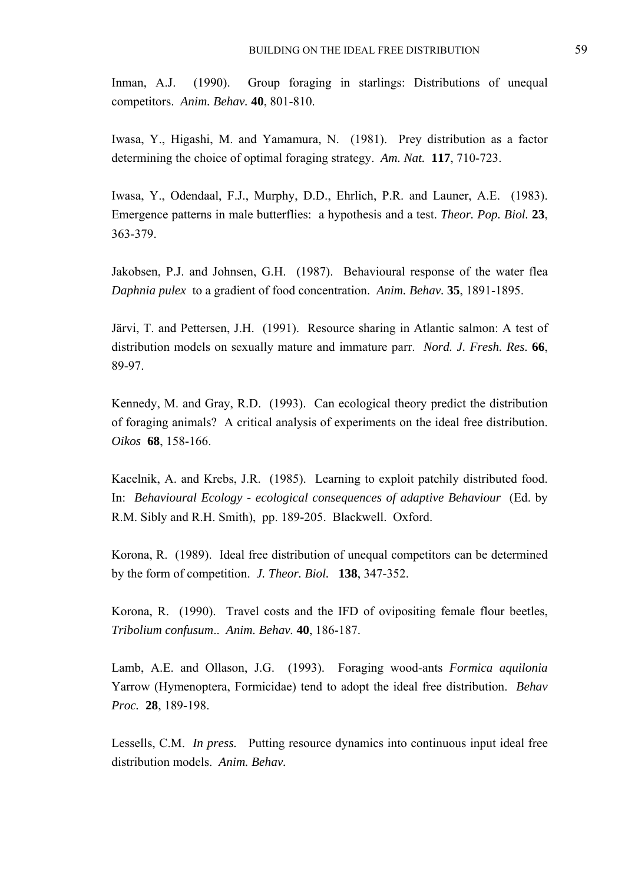Inman, A.J. (1990). Group foraging in starlings: Distributions of unequal competitors. *Anim. Behav.* **40**, 801-810.

Iwasa, Y., Higashi, M. and Yamamura, N. (1981). Prey distribution as a factor determining the choice of optimal foraging strategy. *Am. Nat.* **117**, 710-723.

Iwasa, Y., Odendaal, F.J., Murphy, D.D., Ehrlich, P.R. and Launer, A.E. (1983). Emergence patterns in male butterflies: a hypothesis and a test. *Theor. Pop. Biol.* **23**, 363-379.

Jakobsen, P.J. and Johnsen, G.H. (1987). Behavioural response of the water flea *Daphnia pulex* to a gradient of food concentration. *Anim. Behav.* **35**, 1891-1895.

Järvi, T. and Pettersen, J.H. (1991). Resource sharing in Atlantic salmon: A test of distribution models on sexually mature and immature parr. *Nord. J. Fresh. Res.* **66**, 89-97.

Kennedy, M. and Gray, R.D. (1993). Can ecological theory predict the distribution of foraging animals? A critical analysis of experiments on the ideal free distribution. *Oikos* **68**, 158-166.

Kacelnik, A. and Krebs, J.R. (1985). Learning to exploit patchily distributed food. In: *Behavioural Ecology - ecological consequences of adaptive Behaviour* (Ed. by R.M. Sibly and R.H. Smith), pp. 189-205. Blackwell. Oxford.

Korona, R. (1989). Ideal free distribution of unequal competitors can be determined by the form of competition. *J. Theor. Biol.* **138**, 347-352.

Korona, R. (1990). Travel costs and the IFD of ovipositing female flour beetles, *Tribolium confusum*.. *Anim. Behav.* **40**, 186-187.

Lamb, A.E. and Ollason, J.G. (1993). Foraging wood-ants *Formica aquilonia* Yarrow (Hymenoptera, Formicidae) tend to adopt the ideal free distribution. *Behav Proc.* **28**, 189-198.

Lessells, C.M. *In press.* Putting resource dynamics into continuous input ideal free distribution models. *Anim. Behav.*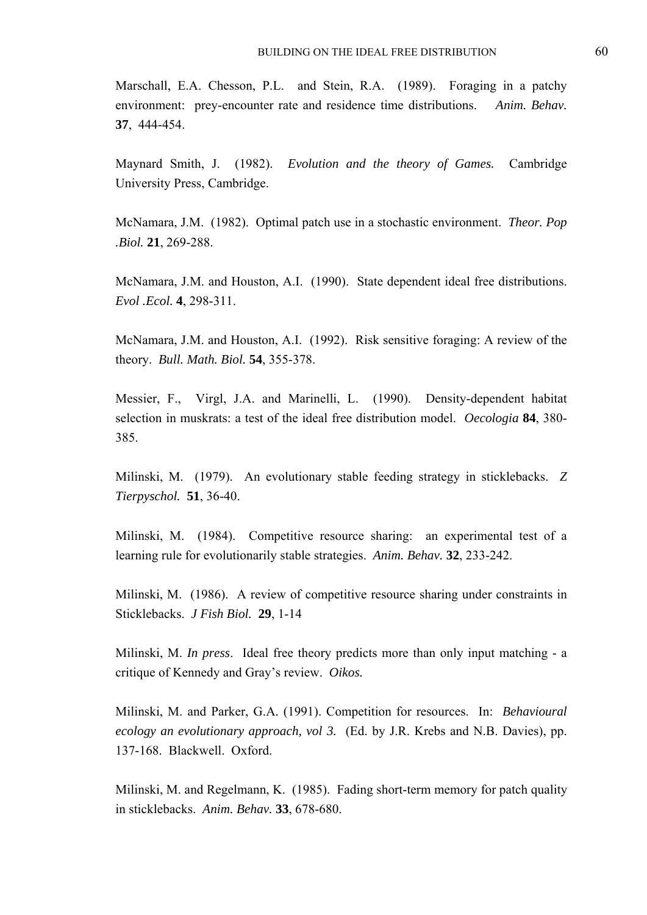Marschall, E.A. Chesson, P.L. and Stein, R.A. (1989). Foraging in a patchy environment: prey-encounter rate and residence time distributions. *Anim. Behav.* **37**, 444-454.

Maynard Smith, J. (1982). *Evolution and the theory of Games.* Cambridge University Press, Cambridge.

McNamara, J.M. (1982). Optimal patch use in a stochastic environment. *Theor. Pop .Biol.* **21**, 269-288.

McNamara, J.M. and Houston, A.I. (1990). State dependent ideal free distributions. *Evol .Ecol.* **4**, 298-311.

McNamara, J.M. and Houston, A.I. (1992). Risk sensitive foraging: A review of the theory. *Bull. Math. Biol.* **54**, 355-378.

Messier, F., Virgl, J.A. and Marinelli, L. (1990). Density-dependent habitat selection in muskrats: a test of the ideal free distribution model. *Oecologia* **84**, 380-385.

Milinski, M. (1979). An evolutionary stable feeding strategy in sticklebacks. *Z Tierpyschol.* **51**, 36-40.

Milinski, M. (1984). Competitive resource sharing: an experimental test of a learning rule for evolutionarily stable strategies. *Anim. Behav.* **32**, 233-242.

Milinski, M. (1986). A review of competitive resource sharing under constraints in Sticklebacks. *J Fish Biol.* **29**, 1-14

Milinski, M. *In press*. Ideal free theory predicts more than only input matching - a critique of Kennedy and Gray's review. *Oikos.*

Milinski, M. and Parker, G.A. (1991). Competition for resources. In: *Behavioural ecology an evolutionary approach, vol 3.* (Ed. by J.R. Krebs and N.B. Davies), pp. 137-168. Blackwell. Oxford.

Milinski, M. and Regelmann, K. (1985). Fading short-term memory for patch quality in sticklebacks. *Anim. Behav.* **33**, 678-680.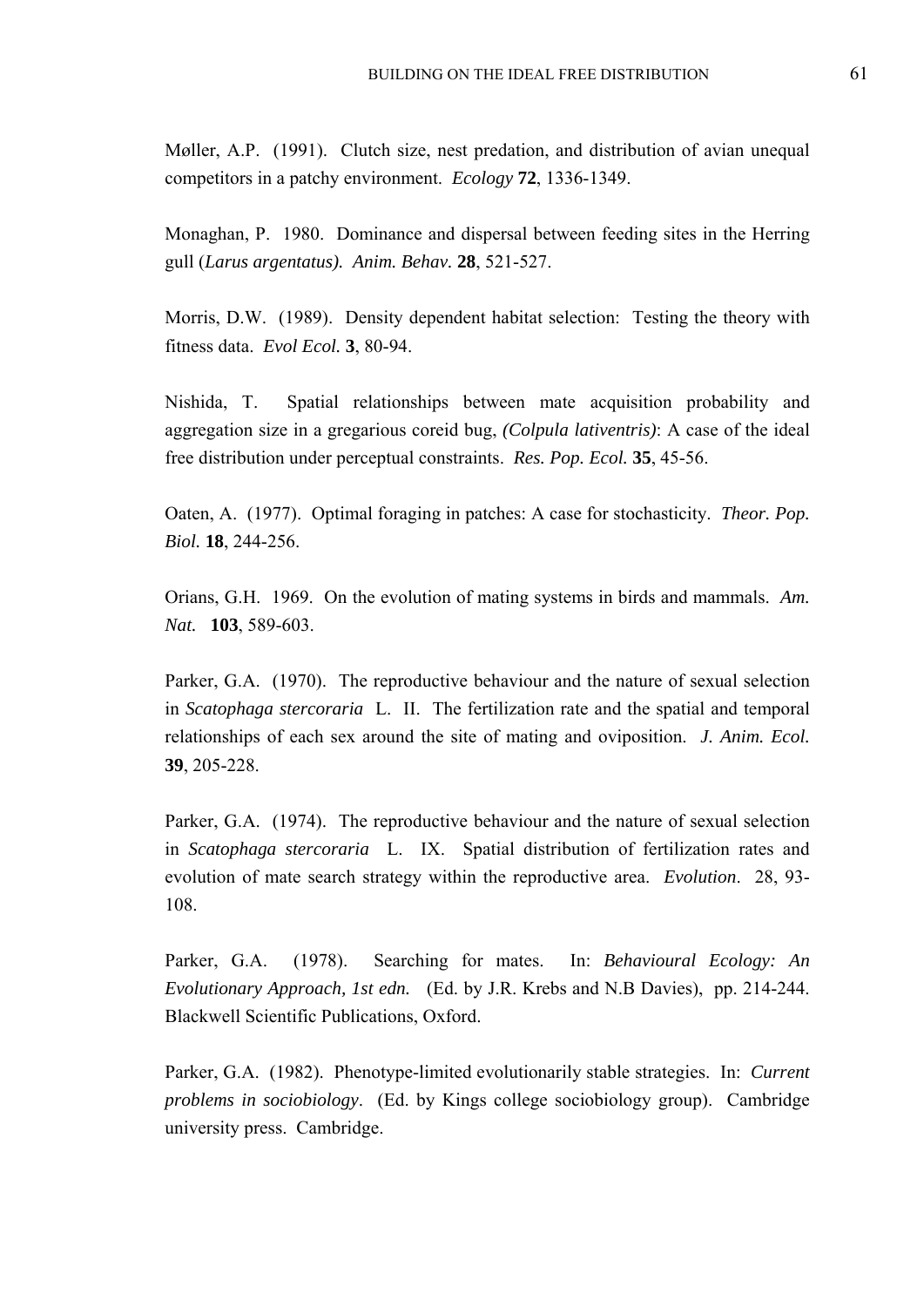Møller, A.P. (1991). Clutch size, nest predation, and distribution of avian unequal competitors in a patchy environment. *Ecology* **72**, 1336-1349.

Monaghan, P. 1980. Dominance and dispersal between feeding sites in the Herring gull (*Larus argentatus). Anim. Behav.* **28**, 521-527.

Morris, D.W. (1989). Density dependent habitat selection: Testing the theory with fitness data. *Evol Ecol.* **3**, 80-94.

Nishida, T. Spatial relationships between mate acquisition probability and aggregation size in a gregarious coreid bug, *(Colpula lativentris)*: A case of the ideal free distribution under perceptual constraints. *Res. Pop. Ecol.* **35**, 45-56.

Oaten, A. (1977). Optimal foraging in patches: A case for stochasticity. *Theor. Pop. Biol.* **18**, 244-256.

Orians, G.H. 1969. On the evolution of mating systems in birds and mammals. *Am. Nat.* **103**, 589-603.

Parker, G.A. (1970). The reproductive behaviour and the nature of sexual selection in *Scatophaga stercoraria* L. II. The fertilization rate and the spatial and temporal relationships of each sex around the site of mating and oviposition. *J. Anim. Ecol.* **39**, 205-228.

Parker, G.A. (1974). The reproductive behaviour and the nature of sexual selection in *Scatophaga stercoraria* L. IX. Spatial distribution of fertilization rates and evolution of mate search strategy within the reproductive area. *Evolution*. 28, 93-108.

Parker, G.A. (1978). Searching for mates. In: *Behavioural Ecology: An Evolutionary Approach, 1st edn.* (Ed. by J.R. Krebs and N.B Davies), pp. 214-244. Blackwell Scientific Publications, Oxford.

Parker, G.A. (1982). Phenotype-limited evolutionarily stable strategies. In: *Current problems in sociobiology*. (Ed. by Kings college sociobiology group). Cambridge university press. Cambridge.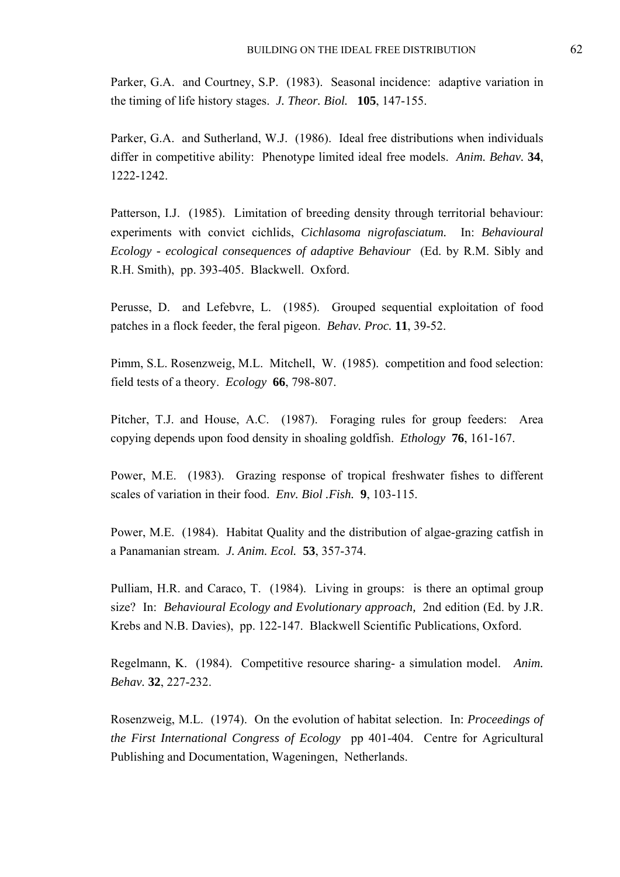Parker, G.A. and Courtney, S.P. (1983). Seasonal incidence: adaptive variation in the timing of life history stages. *J. Theor. Biol.* **105**, 147-155.

Parker, G.A. and Sutherland, W.J. (1986). Ideal free distributions when individuals differ in competitive ability: Phenotype limited ideal free models. *Anim. Behav.* **34**, 1222-1242.

Patterson, I.J. (1985). Limitation of breeding density through territorial behaviour: experiments with convict cichlids, *Cichlasoma nigrofasciatum.* In: *Behavioural Ecology - ecological consequences of adaptive Behaviour* (Ed. by R.M. Sibly and R.H. Smith), pp. 393-405. Blackwell. Oxford.

Perusse, D. and Lefebvre, L. (1985). Grouped sequential exploitation of food patches in a flock feeder, the feral pigeon. *Behav. Proc.* **11**, 39-52.

Pimm, S.L. Rosenzweig, M.L. Mitchell, W. (1985). competition and food selection: field tests of a theory. *Ecology* **66**, 798-807.

Pitcher, T.J. and House, A.C. (1987). Foraging rules for group feeders: Area copying depends upon food density in shoaling goldfish. *Ethology* **76**, 161-167.

Power, M.E. (1983). Grazing response of tropical freshwater fishes to different scales of variation in their food. *Env. Biol .Fish.* **9**, 103-115.

Power, M.E. (1984). Habitat Quality and the distribution of algae-grazing catfish in a Panamanian stream. *J. Anim. Ecol.* **53**, 357-374.

Pulliam, H.R. and Caraco, T. (1984). Living in groups: is there an optimal group size? In: *Behavioural Ecology and Evolutionary approach,* 2nd edition (Ed. by J.R. Krebs and N.B. Davies), pp. 122-147. Blackwell Scientific Publications, Oxford.

Regelmann, K. (1984). Competitive resource sharing- a simulation model. *Anim. Behav.* **32**, 227-232.

Rosenzweig, M.L. (1974). On the evolution of habitat selection. In: *Proceedings of the First International Congress of Ecology* pp 401-404. Centre for Agricultural Publishing and Documentation, Wageningen, Netherlands.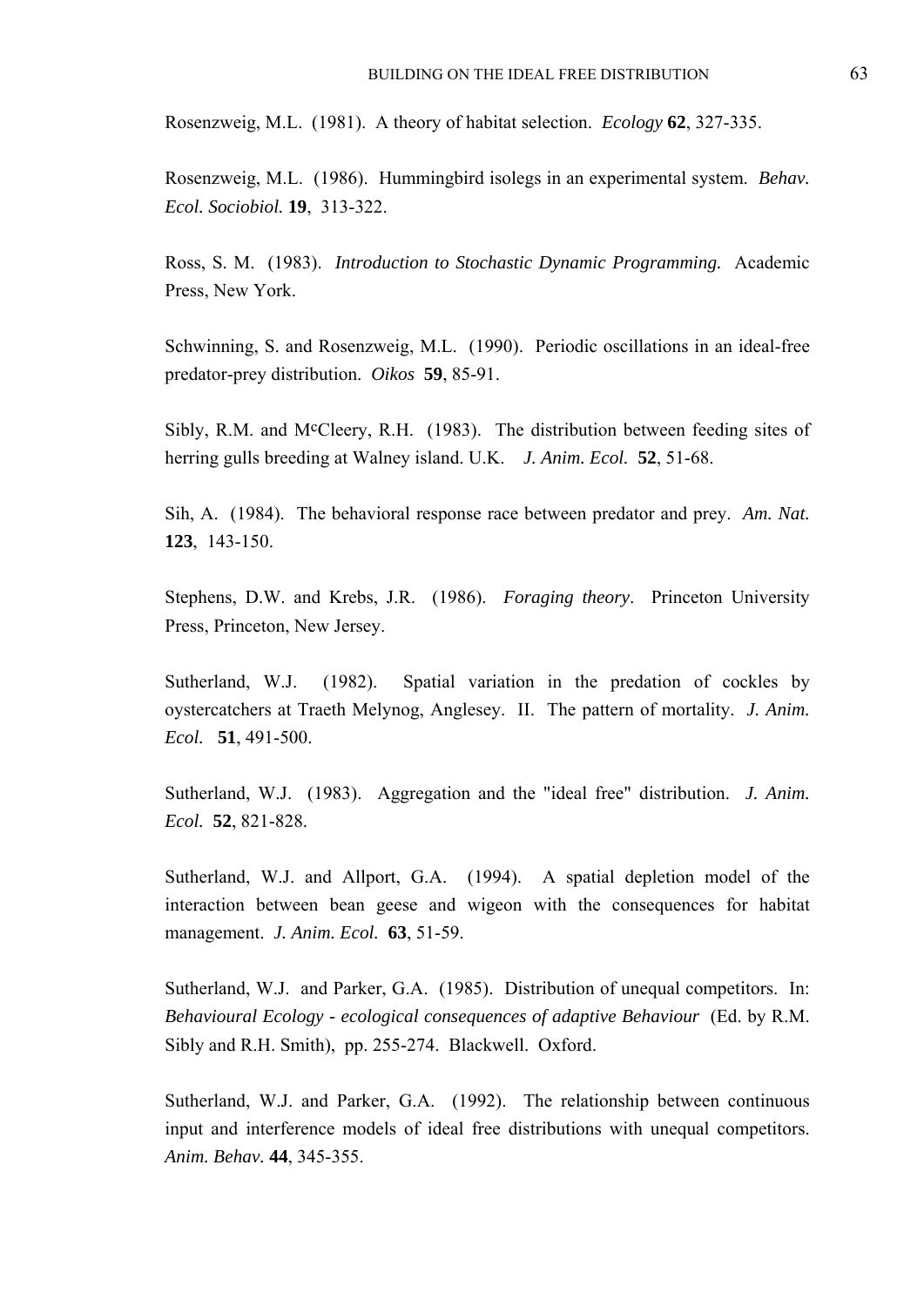Rosenzweig, M.L. (1981). A theory of habitat selection. *Ecology* **62**, 327-335.

Rosenzweig, M.L. (1986). Hummingbird isolegs in an experimental system. *Behav. Ecol. Sociobiol.* **19**, 313-322.

Ross, S. M. (1983). *Introduction to Stochastic Dynamic Programming.* Academic Press, New York.

Schwinning, S. and Rosenzweig, M.L. (1990). Periodic oscillations in an ideal-free predator-prey distribution. *Oikos* **59**, 85-91.

Sibly, R.M. and McCleery, R.H. (1983). The distribution between feeding sites of herring gulls breeding at Walney island. U.K. *J. Anim. Ecol.* **52**, 51-68.

Sih, A. (1984). The behavioral response race between predator and prey. *Am. Nat.* **123**, 143-150.

Stephens, D.W. and Krebs, J.R. (1986). *Foraging theory*. Princeton University Press, Princeton, New Jersey.

Sutherland, W.J. (1982). Spatial variation in the predation of cockles by oystercatchers at Traeth Melynog, Anglesey. II. The pattern of mortality. *J. Anim. Ecol.* **51**, 491-500.

Sutherland, W.J. (1983). Aggregation and the "ideal free" distribution. *J. Anim. Ecol.* **52**, 821-828.

Sutherland, W.J. and Allport, G.A. (1994). A spatial depletion model of the interaction between bean geese and wigeon with the consequences for habitat management. *J. Anim. Ecol.* **63**, 51-59.

Sutherland, W.J. and Parker, G.A. (1985). Distribution of unequal competitors. In: *Behavioural Ecology - ecological consequences of adaptive Behaviour* (Ed. by R.M. Sibly and R.H. Smith), pp. 255-274. Blackwell. Oxford.

Sutherland, W.J. and Parker, G.A. (1992). The relationship between continuous input and interference models of ideal free distributions with unequal competitors. *Anim. Behav.* **44**, 345-355.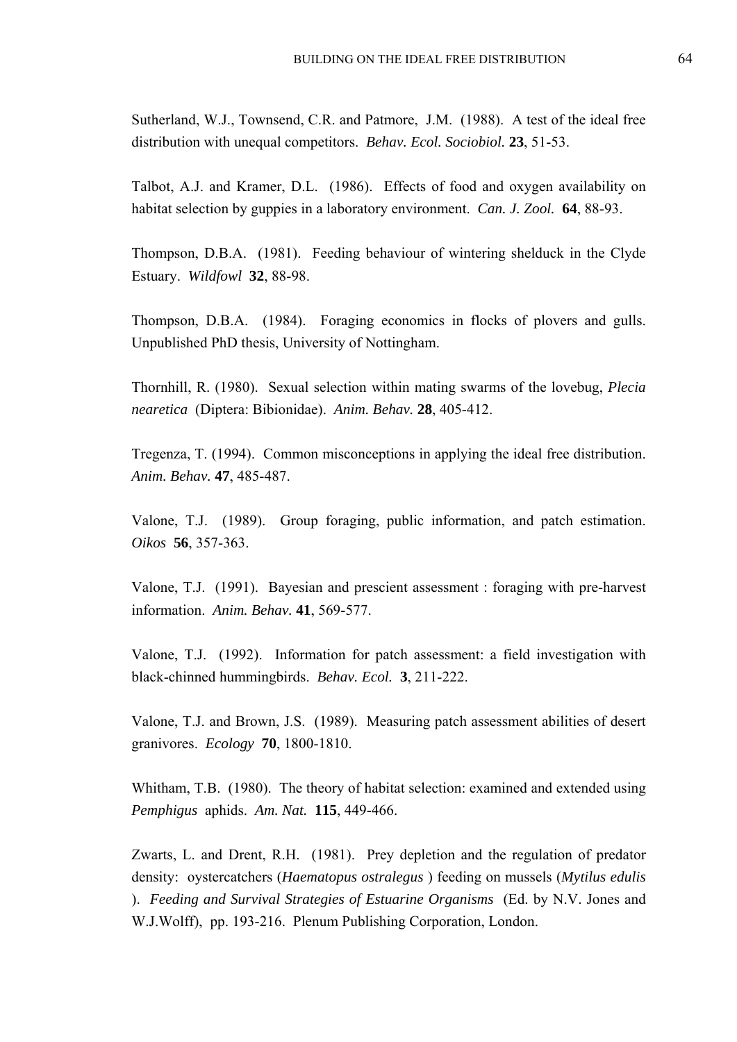Sutherland, W.J., Townsend, C.R. and Patmore, J.M. (1988). A test of the ideal free distribution with unequal competitors. *Behav. Ecol. Sociobiol.* **23**, 51-53.

Talbot, A.J. and Kramer, D.L. (1986). Effects of food and oxygen availability on habitat selection by guppies in a laboratory environment. *Can. J. Zool.* **64**, 88-93.

Thompson, D.B.A. (1981). Feeding behaviour of wintering shelduck in the Clyde Estuary. *Wildfowl* **32**, 88-98.

Thompson, D.B.A. (1984). Foraging economics in flocks of plovers and gulls. Unpublished PhD thesis, University of Nottingham.

Thornhill, R. (1980). Sexual selection within mating swarms of the lovebug, *Plecia nearetica* (Diptera: Bibionidae). *Anim. Behav.* **28**, 405-412.

Tregenza, T. (1994). Common misconceptions in applying the ideal free distribution. *Anim. Behav.* **47**, 485-487.

Valone, T.J. (1989). Group foraging, public information, and patch estimation. *Oikos* **56**, 357-363.

Valone, T.J. (1991). Bayesian and prescient assessment : foraging with pre-harvest information. *Anim. Behav.* **41**, 569-577.

Valone, T.J. (1992). Information for patch assessment: a field investigation with black-chinned hummingbirds. *Behav. Ecol.* **3**, 211-222.

Valone, T.J. and Brown, J.S. (1989). Measuring patch assessment abilities of desert granivores. *Ecology* **70**, 1800-1810.

Whitham, T.B. (1980). The theory of habitat selection: examined and extended using *Pemphigus* aphids. *Am. Nat.* **115**, 449-466.

Zwarts, L. and Drent, R.H. (1981). Prey depletion and the regulation of predator density: oystercatchers (*Haematopus ostralegus* ) feeding on mussels (*Mytilus edulis* ). *Feeding and Survival Strategies of Estuarine Organisms* (Ed. by N.V. Jones and W.J.Wolff), pp. 193-216. Plenum Publishing Corporation, London.